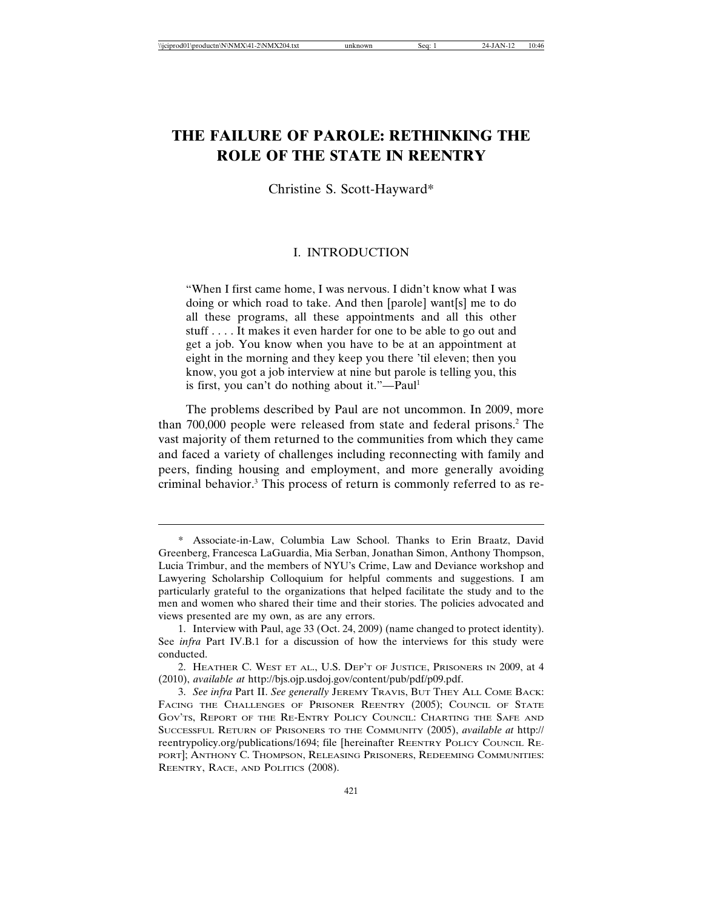# THE FAILURE OF PAROLE: RETHINKING THE ROLE OF THE STATE IN REENTRY

Christine S. Scott-Hayward*

## I. INTRODUCTION

> "When I first came home, I was nervous. I didn't know what I was doing or which road to take. And then [parole] want[s] me to do all these programs, all these appointments and all this other stuff . . . . It makes it even harder for one to be able to go out and get a job. You know when you have to be at an appointment at eight in the morning and they keep you there 'til eleven; then you know, you got a job interview at nine but parole is telling you, this is first, you can't do nothing about it."—Paul[1]

The problems described by Paul are not uncommon. In 2009, more than 700,000 people were released from state and federal prisons.[2] The vast majority of them returned to the communities from which they came and faced a variety of challenges including reconnecting with family and peers, finding housing and employment, and more generally avoiding criminal behavior.[3] This process of return is commonly referred to as re-

---

\* Associate-in-Law, Columbia Law School. Thanks to Erin Braatz, David Greenberg, Francesca LaGuardia, Mia Serban, Jonathan Simon, Anthony Thompson, Lucia Trimbur, and the members of NYU's Crime, Law and Deviance workshop and Lawyering Scholarship Colloquium for helpful comments and suggestions. I am particularly grateful to the organizations that helped facilitate the study and to the men and women who shared their time and their stories. The policies advocated and views presented are my own, as are any errors.

1. Interview with Paul, age 33 (Oct. 24, 2009) (name changed to protect identity). See *infra* Part IV.B.1 for a discussion of how the interviews for this study were conducted.

2. HEATHER C. WEST ET AL., U.S. DEP'T OF JUSTICE, PRISONERS IN 2009, at 4 (2010), *available at* http://bjs.ojp.usdoj.gov/content/pub/pdf/p09.pdf.

3. *See infra* Part II. *See generally* JEREMY TRAVIS, BUT THEY ALL COME BACK: FACING THE CHALLENGES OF PRISONER REENTRY (2005); COUNCIL OF STATE GOV'TS, REPORT OF THE RE-ENTRY POLICY COUNCIL: CHARTING THE SAFE AND SUCCESSFUL RETURN OF PRISONERS TO THE COMMUNITY (2005), *available at* http://reentrypolicy.org/publications/1694; file [hereinafter REENTRY POLICY COUNCIL REPORT]; ANTHONY C. THOMPSON, RELEASING PRISONERS, REDEEMING COMMUNITIES: REENTRY, RACE, AND POLITICS (2008).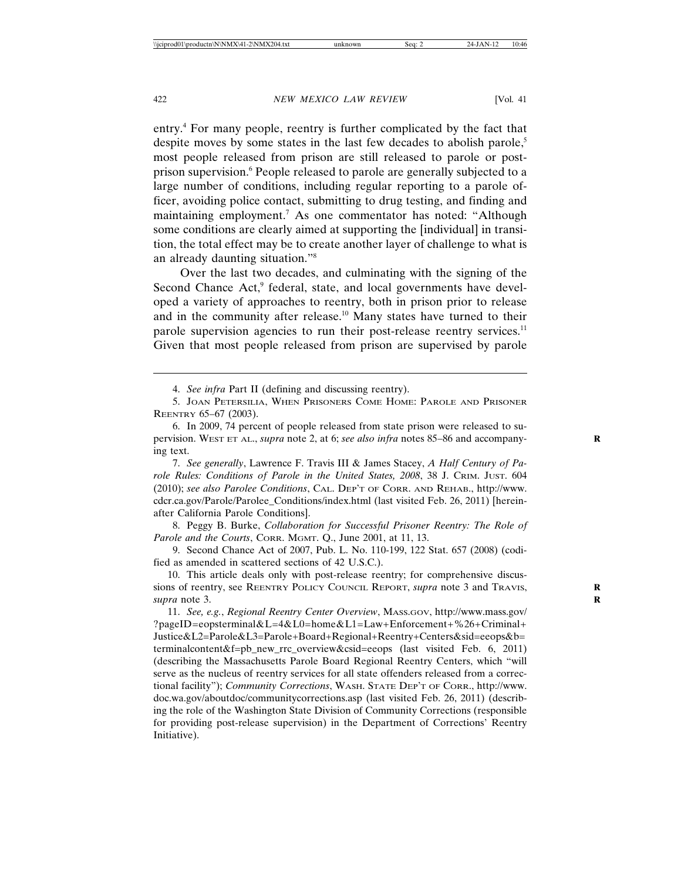entry.[4] For many people, reentry is further complicated by the fact that despite moves by some states in the last few decades to abolish parole,[5] most people released from prison are still released to parole or post-prison supervision.[6] People released to parole are generally subjected to a large number of conditions, including regular reporting to a parole officer, avoiding police contact, submitting to drug testing, and finding and maintaining employment.[7] As one commentator has noted: "Although some conditions are clearly aimed at supporting the [individual] in transition, the total effect may be to create another layer of challenge to what is an already daunting situation."[8]

Over the last two decades, and culminating with the signing of the Second Chance Act,[9] federal, state, and local governments have developed a variety of approaches to reentry, both in prison prior to release and in the community after release.[10] Many states have turned to their parole supervision agencies to run their post-release reentry services.[11] Given that most people released from prison are supervised by parole

---

4. *See infra* Part II (defining and discussing reentry).

5. JOAN PETERSILIA, WHEN PRISONERS COME HOME: PAROLE AND PRISONER REENTRY 65–67 (2003).

6. In 2009, 74 percent of people released from state prison were released to supervision. WEST ET AL., *supra* note 2, at 6; *see also infra* notes 85–86 and accompanying text.

7. *See generally*, Lawrence F. Travis III & James Stacey, *A Half Century of Parole Rules: Conditions of Parole in the United States, 2008*, 38 J. CRIM. JUST. 604 (2010); *see also Parolee Conditions*, CAL. DEP'T OF CORR. AND REHAB., http://www.cdcr.ca.gov/Parole/Parolee_Conditions/index.html (last visited Feb. 26, 2011) [hereinafter California Parole Conditions].

8. Peggy B. Burke, *Collaboration for Successful Prisoner Reentry: The Role of Parole and the Courts*, CORR. MGMT. Q., June 2001, at 11, 13.

9. Second Chance Act of 2007, Pub. L. No. 110-199, 122 Stat. 657 (2008) (codified as amended in scattered sections of 42 U.S.C.).

10. This article deals only with post-release reentry; for comprehensive discussions of reentry, see REENTRY POLICY COUNCIL REPORT, *supra* note 3 and TRAVIS, *supra* note 3.

11. *See, e.g.*, *Regional Reentry Center Overview*, MASS.GOV, http://www.mass.gov/?pageID=eopsterminal&L=4&L0=home&L1=Law+Enforcement+%26+Criminal+Justice&L2=Parole&L3=Parole+Board+Regional+Reentry+Centers&sid=eeops&b=terminalcontent&f=pb_new_rrc_overview&csid=eeops (last visited Feb. 6, 2011) (describing the Massachusetts Parole Board Regional Reentry Centers, which "will serve as the nucleus of reentry services for all state offenders released from a correctional facility"); *Community Corrections*, WASH. STATE DEP'T OF CORR., http://www.doc.wa.gov/aboutdoc/communitycorrections.asp (last visited Feb. 26, 2011) (describing the role of the Washington State Division of Community Corrections (responsible for providing post-release supervision) in the Department of Corrections' Reentry Initiative).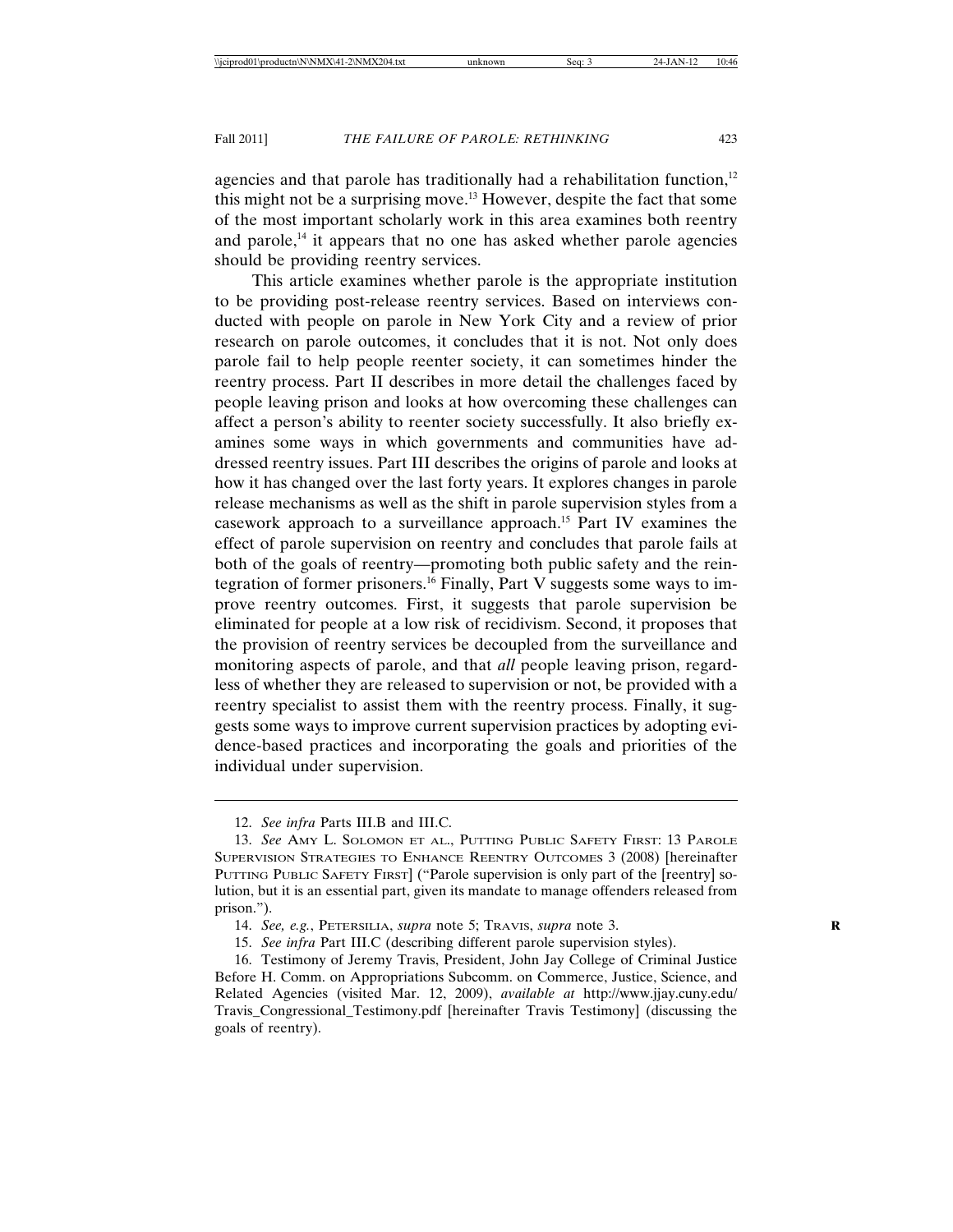agencies and that parole has traditionally had a rehabilitation function,[12] this might not be a surprising move.[13] However, despite the fact that some of the most important scholarly work in this area examines both reentry and parole,[14] it appears that no one has asked whether parole agencies should be providing reentry services.

This article examines whether parole is the appropriate institution to be providing post-release reentry services. Based on interviews conducted with people on parole in New York City and a review of prior research on parole outcomes, it concludes that it is not. Not only does parole fail to help people reenter society, it can sometimes hinder the reentry process. Part II describes in more detail the challenges faced by people leaving prison and looks at how overcoming these challenges can affect a person's ability to reenter society successfully. It also briefly examines some ways in which governments and communities have addressed reentry issues. Part III describes the origins of parole and looks at how it has changed over the last forty years. It explores changes in parole release mechanisms as well as the shift in parole supervision styles from a casework approach to a surveillance approach.[15] Part IV examines the effect of parole supervision on reentry and concludes that parole fails at both of the goals of reentry—promoting both public safety and the reintegration of former prisoners.[16] Finally, Part V suggests some ways to improve reentry outcomes. First, it suggests that parole supervision be eliminated for people at a low risk of recidivism. Second, it proposes that the provision of reentry services be decoupled from the surveillance and monitoring aspects of parole, and that *all* people leaving prison, regardless of whether they are released to supervision or not, be provided with a reentry specialist to assist them with the reentry process. Finally, it suggests some ways to improve current supervision practices by adopting evidence-based practices and incorporating the goals and priorities of the individual under supervision.

---

12. *See infra* Parts III.B and III.C.

13. *See* Amy L. Solomon et al., Putting Public Safety First: 13 Parole Supervision Strategies to Enhance Reentry Outcomes 3 (2008) [hereinafter Putting Public Safety First] ("Parole supervision is only part of the [reentry] solution, but it is an essential part, given its mandate to manage offenders released from prison.").

14. *See, e.g.*, Petersilia, *supra* note 5; Travis, *supra* note 3.

15. *See infra* Part III.C (describing different parole supervision styles).

16. Testimony of Jeremy Travis, President, John Jay College of Criminal Justice Before H. Comm. on Appropriations Subcomm. on Commerce, Justice, Science, and Related Agencies (visited Mar. 12, 2009), *available at* http://www.jjay.cuny.edu/Travis_Congressional_Testimony.pdf [hereinafter Travis Testimony] (discussing the goals of reentry).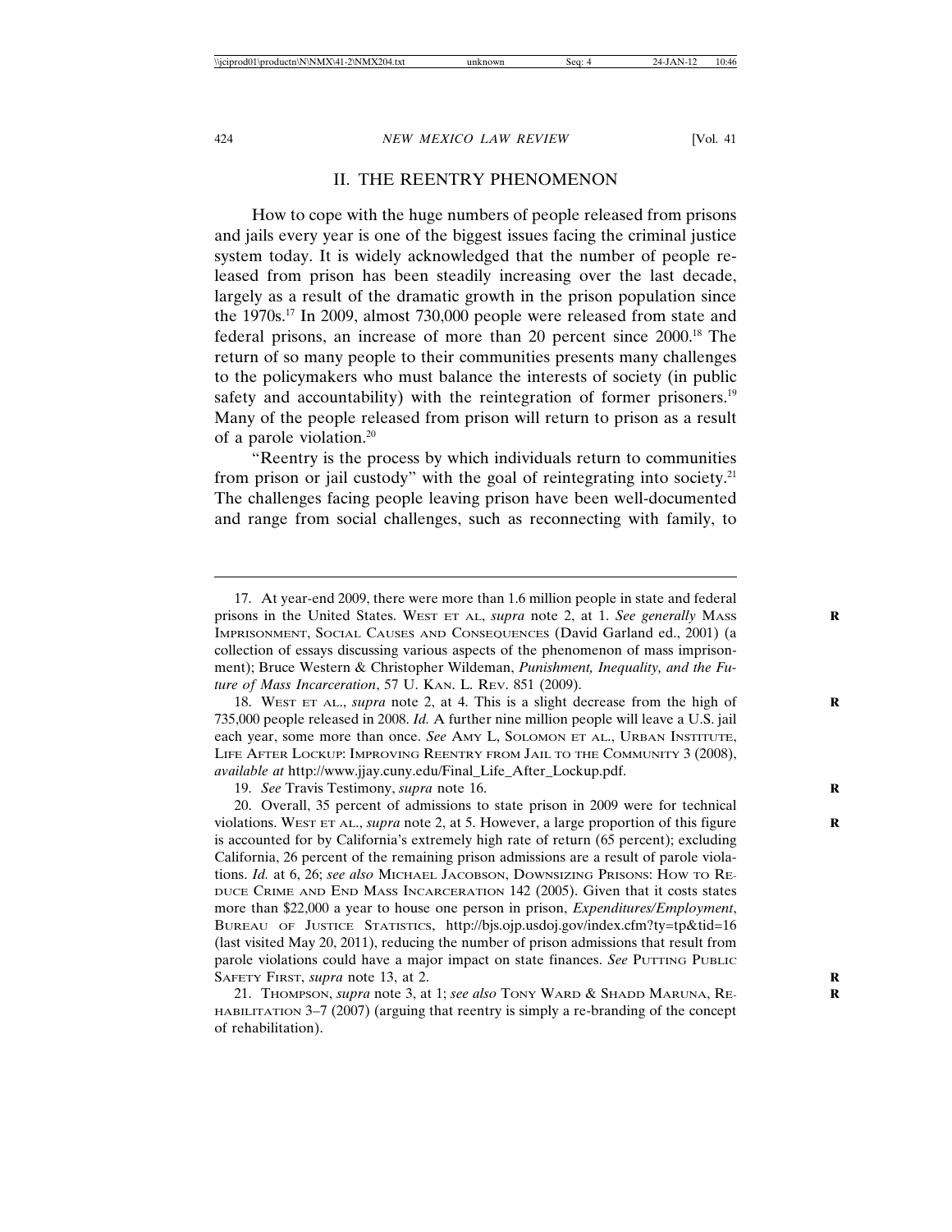## II. THE REENTRY PHENOMENON

How to cope with the huge numbers of people released from prisons and jails every year is one of the biggest issues facing the criminal justice system today. It is widely acknowledged that the number of people released from prison has been steadily increasing over the last decade, largely as a result of the dramatic growth in the prison population since the 1970s.[17] In 2009, almost 730,000 people were released from state and federal prisons, an increase of more than 20 percent since 2000.[18] The return of so many people to their communities presents many challenges to the policymakers who must balance the interests of society (in public safety and accountability) with the reintegration of former prisoners.[19] Many of the people released from prison will return to prison as a result of a parole violation.[20]

"Reentry is the process by which individuals return to communities from prison or jail custody" with the goal of reintegrating into society.[21] The challenges facing people leaving prison have been well-documented and range from social challenges, such as reconnecting with family, to

---

17. At year-end 2009, there were more than 1.6 million people in state and federal prisons in the United States. WEST ET AL, *supra* note 2, at 1. *See generally* MASS IMPRISONMENT, SOCIAL CAUSES AND CONSEQUENCES (David Garland ed., 2001) (a collection of essays discussing various aspects of the phenomenon of mass imprisonment); Bruce Western & Christopher Wildeman, *Punishment, Inequality, and the Future of Mass Incarceration*, 57 U. KAN. L. REV. 851 (2009).

18. WEST ET AL., *supra* note 2, at 4. This is a slight decrease from the high of 735,000 people released in 2008. *Id.* A further nine million people will leave a U.S. jail each year, some more than once. *See* AMY L, SOLOMON ET AL., URBAN INSTITUTE, LIFE AFTER LOCKUP: IMPROVING REENTRY FROM JAIL TO THE COMMUNITY 3 (2008), *available at* http://www.jjay.cuny.edu/Final_Life_After_Lockup.pdf.

19. *See* Travis Testimony, *supra* note 16.

20. Overall, 35 percent of admissions to state prison in 2009 were for technical violations. WEST ET AL., *supra* note 2, at 5. However, a large proportion of this figure is accounted for by California's extremely high rate of return (65 percent); excluding California, 26 percent of the remaining prison admissions are a result of parole violations. *Id.* at 6, 26; *see also* MICHAEL JACOBSON, DOWNSIZING PRISONS: HOW TO REDUCE CRIME AND END MASS INCARCERATION 142 (2005). Given that it costs states more than $22,000 a year to house one person in prison, *Expenditures/Employment*, BUREAU OF JUSTICE STATISTICS, http://bjs.ojp.usdoj.gov/index.cfm?ty=tp&tid=16 (last visited May 20, 2011), reducing the number of prison admissions that result from parole violations could have a major impact on state finances. *See* PUTTING PUBLIC SAFETY FIRST, *supra* note 13, at 2.

21. THOMPSON, *supra* note 3, at 1; *see also* TONY WARD & SHADD MARUNA, REHABILITATION 3–7 (2007) (arguing that reentry is simply a re-branding of the concept of rehabilitation).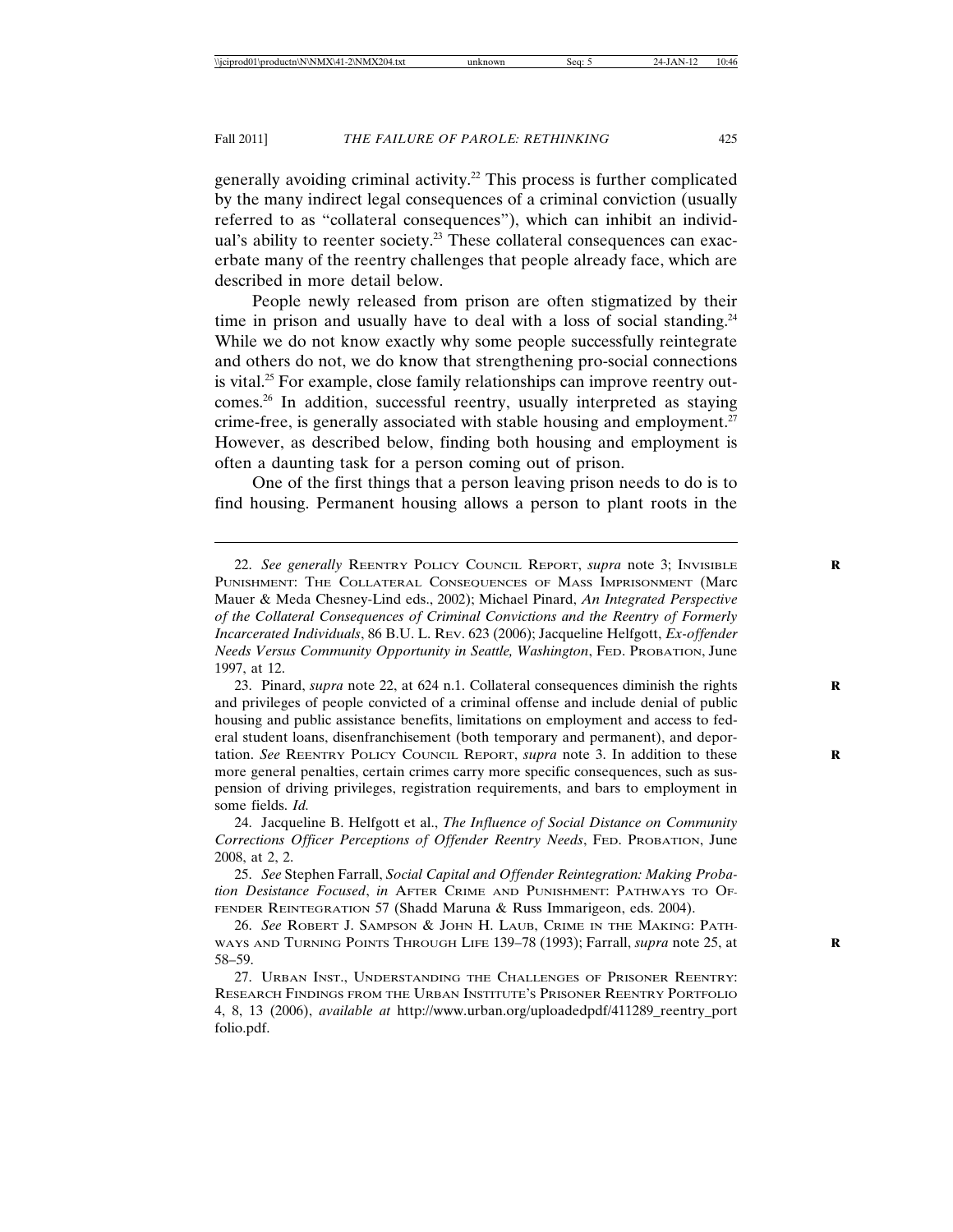generally avoiding criminal activity.[22] This process is further complicated by the many indirect legal consequences of a criminal conviction (usually referred to as "collateral consequences"), which can inhibit an individual's ability to reenter society.[23] These collateral consequences can exacerbate many of the reentry challenges that people already face, which are described in more detail below.

People newly released from prison are often stigmatized by their time in prison and usually have to deal with a loss of social standing.[24] While we do not know exactly why some people successfully reintegrate and others do not, we do know that strengthening pro-social connections is vital.[25] For example, close family relationships can improve reentry outcomes.[26] In addition, successful reentry, usually interpreted as staying crime-free, is generally associated with stable housing and employment.[27] However, as described below, finding both housing and employment is often a daunting task for a person coming out of prison.

One of the first things that a person leaving prison needs to do is to find housing. Permanent housing allows a person to plant roots in the

---

22. *See generally* REENTRY POLICY COUNCIL REPORT, *supra* note 3; INVISIBLE PUNISHMENT: THE COLLATERAL CONSEQUENCES OF MASS IMPRISONMENT (Marc Mauer & Meda Chesney-Lind eds., 2002); Michael Pinard, *An Integrated Perspective of the Collateral Consequences of Criminal Convictions and the Reentry of Formerly Incarcerated Individuals*, 86 B.U. L. REV. 623 (2006); Jacqueline Helfgott, *Ex-offender Needs Versus Community Opportunity in Seattle, Washington*, FED. PROBATION, June 1997, at 12.

23. Pinard, *supra* note 22, at 624 n.1. Collateral consequences diminish the rights and privileges of people convicted of a criminal offense and include denial of public housing and public assistance benefits, limitations on employment and access to federal student loans, disenfranchisement (both temporary and permanent), and deportation. *See* REENTRY POLICY COUNCIL REPORT, *supra* note 3. In addition to these more general penalties, certain crimes carry more specific consequences, such as suspension of driving privileges, registration requirements, and bars to employment in some fields. *Id.*

24. Jacqueline B. Helfgott et al., *The Influence of Social Distance on Community Corrections Officer Perceptions of Offender Reentry Needs*, FED. PROBATION, June 2008, at 2, 2.

25. *See* Stephen Farrall, *Social Capital and Offender Reintegration: Making Probation Desistance Focused*, *in* AFTER CRIME AND PUNISHMENT: PATHWAYS TO OFFENDER REINTEGRATION 57 (Shadd Maruna & Russ Immarigeon, eds. 2004).

26. *See* ROBERT J. SAMPSON & JOHN H. LAUB, CRIME IN THE MAKING: PATHWAYS AND TURNING POINTS THROUGH LIFE 139–78 (1993); Farrall, *supra* note 25, at 58–59.

27. URBAN INST., UNDERSTANDING THE CHALLENGES OF PRISONER REENTRY: RESEARCH FINDINGS FROM THE URBAN INSTITUTE'S PRISONER REENTRY PORTFOLIO 4, 8, 13 (2006), *available at* http://www.urban.org/uploadedpdf/411289_reentry_portfolio.pdf.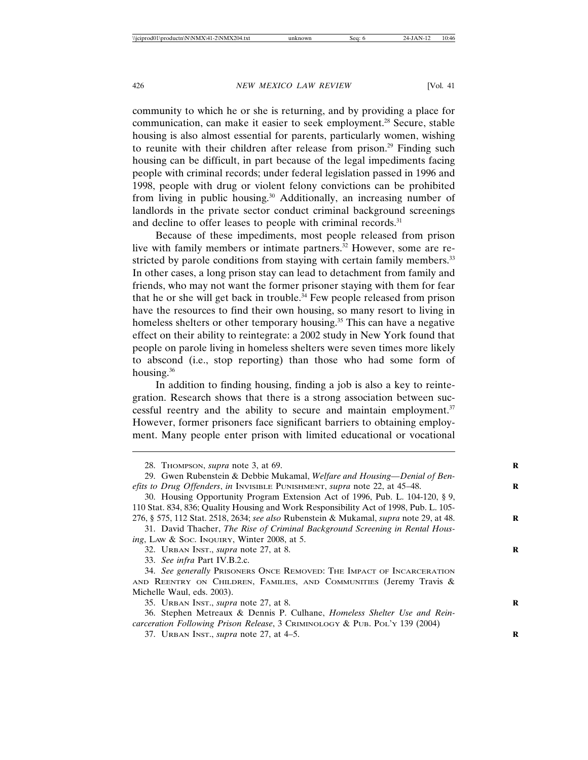community to which he or she is returning, and by providing a place for communication, can make it easier to seek employment.[28] Secure, stable housing is also almost essential for parents, particularly women, wishing to reunite with their children after release from prison.[29] Finding such housing can be difficult, in part because of the legal impediments facing people with criminal records; under federal legislation passed in 1996 and 1998, people with drug or violent felony convictions can be prohibited from living in public housing.[30] Additionally, an increasing number of landlords in the private sector conduct criminal background screenings and decline to offer leases to people with criminal records.[31]

Because of these impediments, most people released from prison live with family members or intimate partners.[32] However, some are restricted by parole conditions from staying with certain family members.[33] In other cases, a long prison stay can lead to detachment from family and friends, who may not want the former prisoner staying with them for fear that he or she will get back in trouble.[34] Few people released from prison have the resources to find their own housing, so many resort to living in homeless shelters or other temporary housing.[35] This can have a negative effect on their ability to reintegrate: a 2002 study in New York found that people on parole living in homeless shelters were seven times more likely to abscond (i.e., stop reporting) than those who had some form of housing.[36]

In addition to finding housing, finding a job is also a key to reintegration. Research shows that there is a strong association between successful reentry and the ability to secure and maintain employment.[37] However, former prisoners face significant barriers to obtaining employment. Many people enter prison with limited educational or vocational

---

28. THOMPSON, *supra* note 3, at 69.

29. Gwen Rubenstein & Debbie Mukamal, *Welfare and Housing—Denial of Benefits to Drug Offenders*, *in* INVISIBLE PUNISHMENT, *supra* note 22, at 45–48.

30. Housing Opportunity Program Extension Act of 1996, Pub. L. 104-120, § 9, 110 Stat. 834, 836; Quality Housing and Work Responsibility Act of 1998, Pub. L. 105-276, § 575, 112 Stat. 2518, 2634; *see also* Rubenstein & Mukamal, *supra* note 29, at 48.

31. David Thacher, *The Rise of Criminal Background Screening in Rental Housing*, LAW & SOC. INQUIRY, Winter 2008, at 5.

32. URBAN INST., *supra* note 27, at 8.

33. *See infra* Part IV.B.2.c.

34. *See generally* PRISONERS ONCE REMOVED: THE IMPACT OF INCARCERATION AND REENTRY ON CHILDREN, FAMILIES, AND COMMUNITIES (Jeremy Travis & Michelle Waul, eds. 2003).

35. URBAN INST., *supra* note 27, at 8.

36. Stephen Metreaux & Dennis P. Culhane, *Homeless Shelter Use and Reincarceration Following Prison Release*, 3 CRIMINOLOGY & PUB. POL'Y 139 (2004)

37. URBAN INST., *supra* note 27, at 4–5.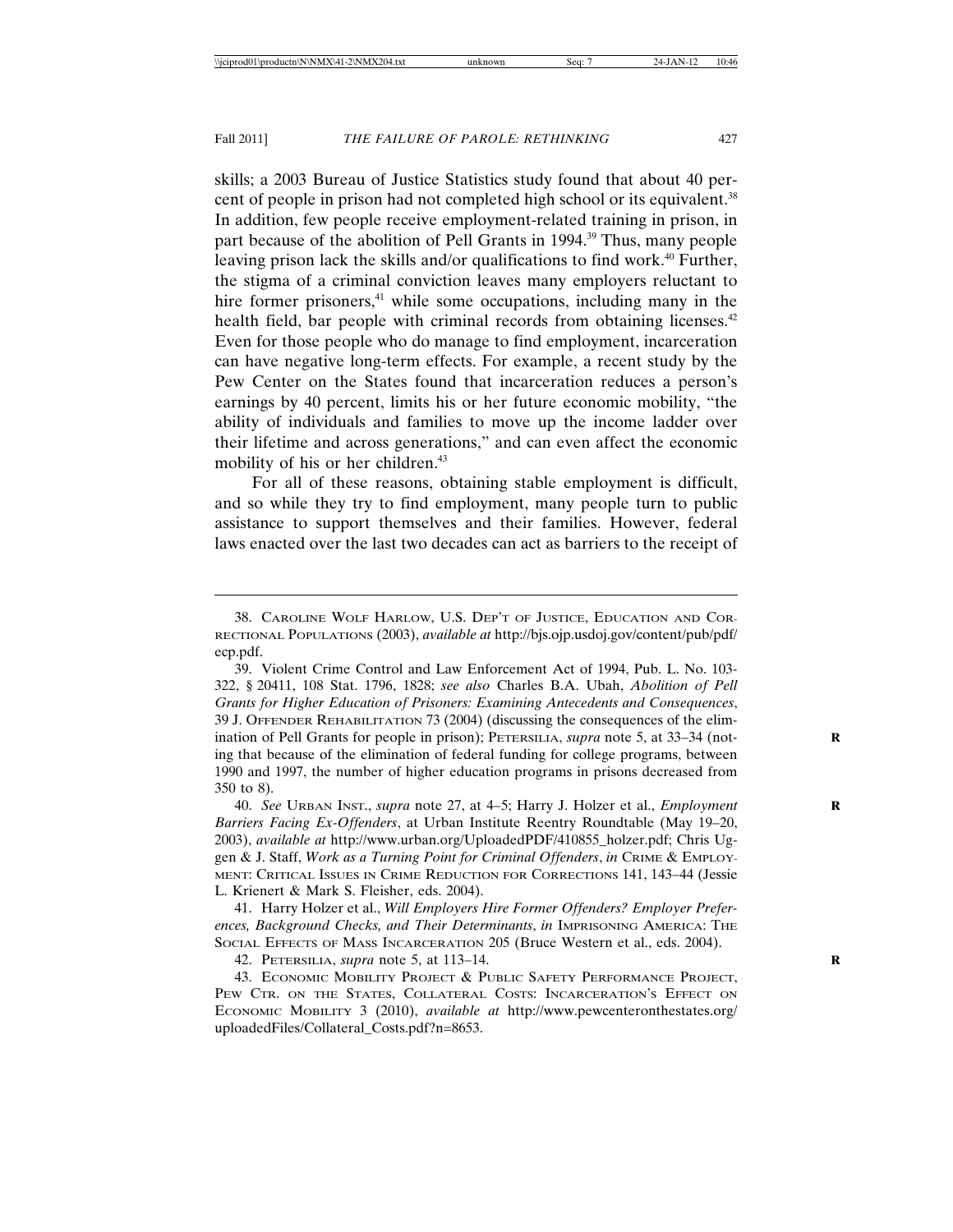skills; a 2003 Bureau of Justice Statistics study found that about 40 percent of people in prison had not completed high school or its equivalent.[38] In addition, few people receive employment-related training in prison, in part because of the abolition of Pell Grants in 1994.[39] Thus, many people leaving prison lack the skills and/or qualifications to find work.[40] Further, the stigma of a criminal conviction leaves many employers reluctant to hire former prisoners,[41] while some occupations, including many in the health field, bar people with criminal records from obtaining licenses.[42] Even for those people who do manage to find employment, incarceration can have negative long-term effects. For example, a recent study by the Pew Center on the States found that incarceration reduces a person's earnings by 40 percent, limits his or her future economic mobility, "the ability of individuals and families to move up the income ladder over their lifetime and across generations," and can even affect the economic mobility of his or her children.[43]

For all of these reasons, obtaining stable employment is difficult, and so while they try to find employment, many people turn to public assistance to support themselves and their families. However, federal laws enacted over the last two decades can act as barriers to the receipt of

---

38. Caroline Wolf Harlow, U.S. Dep't of Justice, Education and Correctional Populations (2003), *available at* http://bjs.ojp.usdoj.gov/content/pub/pdf/ecp.pdf.

39. Violent Crime Control and Law Enforcement Act of 1994, Pub. L. No. 103-322, § 20411, 108 Stat. 1796, 1828; *see also* Charles B.A. Ubah, *Abolition of Pell Grants for Higher Education of Prisoners: Examining Antecedents and Consequences*, 39 J. Offender Rehabilitation 73 (2004) (discussing the consequences of the elimination of Pell Grants for people in prison); Petersilia, *supra* note 5, at 33–34 (noting that because of the elimination of federal funding for college programs, between 1990 and 1997, the number of higher education programs in prisons decreased from 350 to 8).

40. *See* Urban Inst., *supra* note 27, at 4–5; Harry J. Holzer et al., *Employment Barriers Facing Ex-Offenders*, at Urban Institute Reentry Roundtable (May 19–20, 2003), *available at* http://www.urban.org/UploadedPDF/410855_holzer.pdf; Chris Uggen & J. Staff, *Work as a Turning Point for Criminal Offenders*, *in* Crime & Employment: Critical Issues in Crime Reduction for Corrections 141, 143–44 (Jessie L. Krienert & Mark S. Fleisher, eds. 2004).

41. Harry Holzer et al., *Will Employers Hire Former Offenders? Employer Preferences, Background Checks, and Their Determinants*, *in* Imprisoning America: The Social Effects of Mass Incarceration 205 (Bruce Western et al., eds. 2004).

42. Petersilia, *supra* note 5, at 113–14.

43. Economic Mobility Project & Public Safety Performance Project, Pew Ctr. on the States, Collateral Costs: Incarceration's Effect on Economic Mobility 3 (2010), *available at* http://www.pewcenteronthestates.org/uploadedFiles/Collateral_Costs.pdf?n=8653.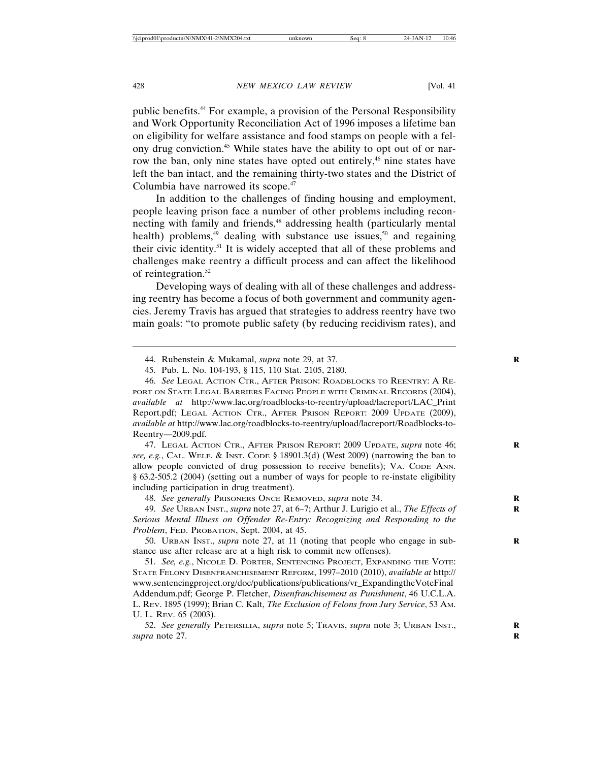public benefits.[44] For example, a provision of the Personal Responsibility and Work Opportunity Reconciliation Act of 1996 imposes a lifetime ban on eligibility for welfare assistance and food stamps on people with a felony drug conviction.[45] While states have the ability to opt out of or narrow the ban, only nine states have opted out entirely,[46] nine states have left the ban intact, and the remaining thirty-two states and the District of Columbia have narrowed its scope.[47]

In addition to the challenges of finding housing and employment, people leaving prison face a number of other problems including reconnecting with family and friends,[48] addressing health (particularly mental health) problems,[49] dealing with substance use issues,[50] and regaining their civic identity.[51] It is widely accepted that all of these problems and challenges make reentry a difficult process and can affect the likelihood of reintegration.[52]

Developing ways of dealing with all of these challenges and addressing reentry has become a focus of both government and community agencies. Jeremy Travis has argued that strategies to address reentry have two main goals: "to promote public safety (by reducing recidivism rates), and

---

44. Rubenstein & Mukamal, *supra* note 29, at 37.

45. Pub. L. No. 104-193, § 115, 110 Stat. 2105, 2180.

46. *See* LEGAL ACTION CTR., AFTER PRISON: ROADBLOCKS TO REENTRY: A REPORT ON STATE LEGAL BARRIERS FACING PEOPLE WITH CRIMINAL RECORDS (2004), *available at* http://www.lac.org/roadblocks-to-reentry/upload/lacreport/LAC_PrintReport.pdf; LEGAL ACTION CTR., AFTER PRISON REPORT: 2009 UPDATE (2009), *available at* http://www.lac.org/roadblocks-to-reentry/upload/lacreport/Roadblocks-to-Reentry—2009.pdf.

47. LEGAL ACTION CTR., AFTER PRISON REPORT: 2009 UPDATE, *supra* note 46; *see, e.g.*, CAL. WELF. & INST. CODE § 18901.3(d) (West 2009) (narrowing the ban to allow people convicted of drug possession to receive benefits); VA. CODE ANN. § 63.2-505.2 (2004) (setting out a number of ways for people to re-instate eligibility including participation in drug treatment).

48. *See generally* PRISONERS ONCE REMOVED, *supra* note 34.

49. *See* URBAN INST., *supra* note 27, at 6–7; Arthur J. Lurigio et al., *The Effects of Serious Mental Illness on Offender Re-Entry: Recognizing and Responding to the Problem*, FED. PROBATION, Sept. 2004, at 45.

50. URBAN INST., *supra* note 27, at 11 (noting that people who engage in substance use after release are at a high risk to commit new offenses).

51. *See, e.g.*, NICOLE D. PORTER, SENTENCING PROJECT, EXPANDING THE VOTE: STATE FELONY DISENFRANCHISEMENT REFORM, 1997–2010 (2010), *available at* http://www.sentencingproject.org/doc/publications/publications/vr_ExpandingtheVoteFinalAddendum.pdf; George P. Fletcher, *Disenfranchisement as Punishment*, 46 U.C.L.A. L. REV. 1895 (1999); Brian C. Kalt, *The Exclusion of Felons from Jury Service*, 53 AM. U. L. REV. 65 (2003).

52. *See generally* PETERSILIA, *supra* note 5; TRAVIS, *supra* note 3; URBAN INST., *supra* note 27.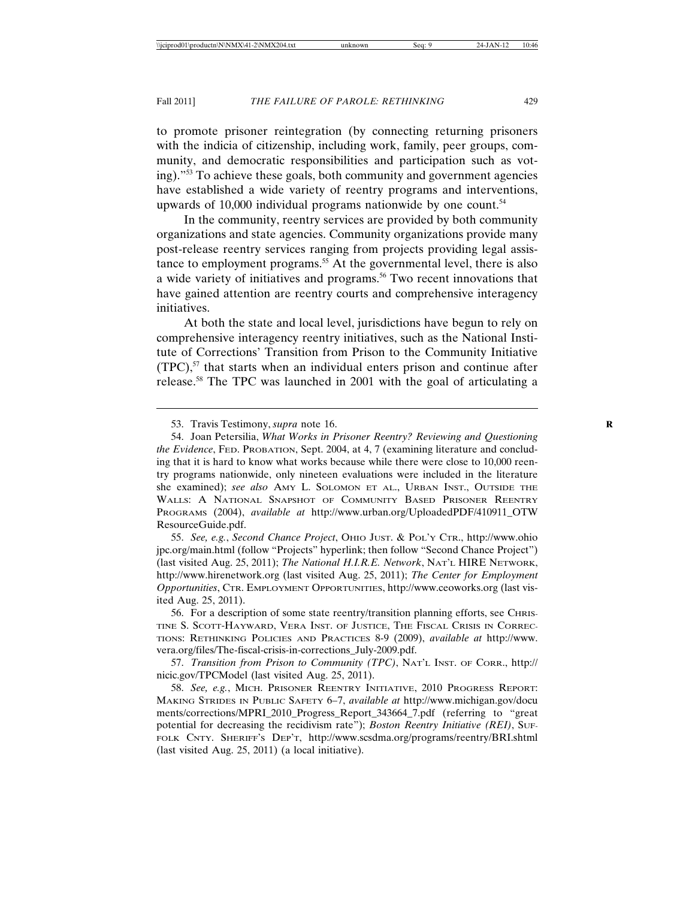to promote prisoner reintegration (by connecting returning prisoners with the indicia of citizenship, including work, family, peer groups, community, and democratic responsibilities and participation such as voting)."[53] To achieve these goals, both community and government agencies have established a wide variety of reentry programs and interventions, upwards of 10,000 individual programs nationwide by one count.[54]

In the community, reentry services are provided by both community organizations and state agencies. Community organizations provide many post-release reentry services ranging from projects providing legal assistance to employment programs.[55] At the governmental level, there is also a wide variety of initiatives and programs.[56] Two recent innovations that have gained attention are reentry courts and comprehensive interagency initiatives.

At both the state and local level, jurisdictions have begun to rely on comprehensive interagency reentry initiatives, such as the National Institute of Corrections' Transition from Prison to the Community Initiative (TPC),[57] that starts when an individual enters prison and continue after release.[58] The TPC was launched in 2001 with the goal of articulating a

---

53. Travis Testimony, *supra* note 16.

54. Joan Petersilia, *What Works in Prisoner Reentry? Reviewing and Questioning the Evidence*, FED. PROBATION, Sept. 2004, at 4, 7 (examining literature and concluding that it is hard to know what works because while there were close to 10,000 reentry programs nationwide, only nineteen evaluations were included in the literature she examined); *see also* AMY L. SOLOMON ET AL., URBAN INST., OUTSIDE THE WALLS: A NATIONAL SNAPSHOT OF COMMUNITY BASED PRISONER REENTRY PROGRAMS (2004), *available at* http://www.urban.org/UploadedPDF/410911_OTWResourceGuide.pdf.

55. *See, e.g.*, *Second Chance Project*, OHIO JUST. & POL'Y CTR., http://www.ohiojpc.org/main.html (follow "Projects" hyperlink; then follow "Second Chance Project") (last visited Aug. 25, 2011); *The National H.I.R.E. Network*, NAT'L HIRE NETWORK, http://www.hirenetwork.org (last visited Aug. 25, 2011); *The Center for Employment Opportunities*, CTR. EMPLOYMENT OPPORTUNITIES, http://www.ceoworks.org (last visited Aug. 25, 2011).

56. For a description of some state reentry/transition planning efforts, see CHRISTINE S. SCOTT-HAYWARD, VERA INST. OF JUSTICE, THE FISCAL CRISIS IN CORRECTIONS: RETHINKING POLICIES AND PRACTICES 8-9 (2009), *available at* http://www.vera.org/files/The-fiscal-crisis-in-corrections_July-2009.pdf.

57. *Transition from Prison to Community (TPC)*, NAT'L INST. OF CORR., http://nicic.gov/TPCModel (last visited Aug. 25, 2011).

58. *See, e.g.*, MICH. PRISONER REENTRY INITIATIVE, 2010 PROGRESS REPORT: MAKING STRIDES IN PUBLIC SAFETY 6–7, *available at* http://www.michigan.gov/documents/corrections/MPRI_2010_Progress_Report_343664_7.pdf (referring to "great potential for decreasing the recidivism rate"); *Boston Reentry Initiative (REI)*, SUFFOLK CNTY. SHERIFF'S DEP'T, http://www.scsdma.org/programs/reentry/BRI.shtml (last visited Aug. 25, 2011) (a local initiative).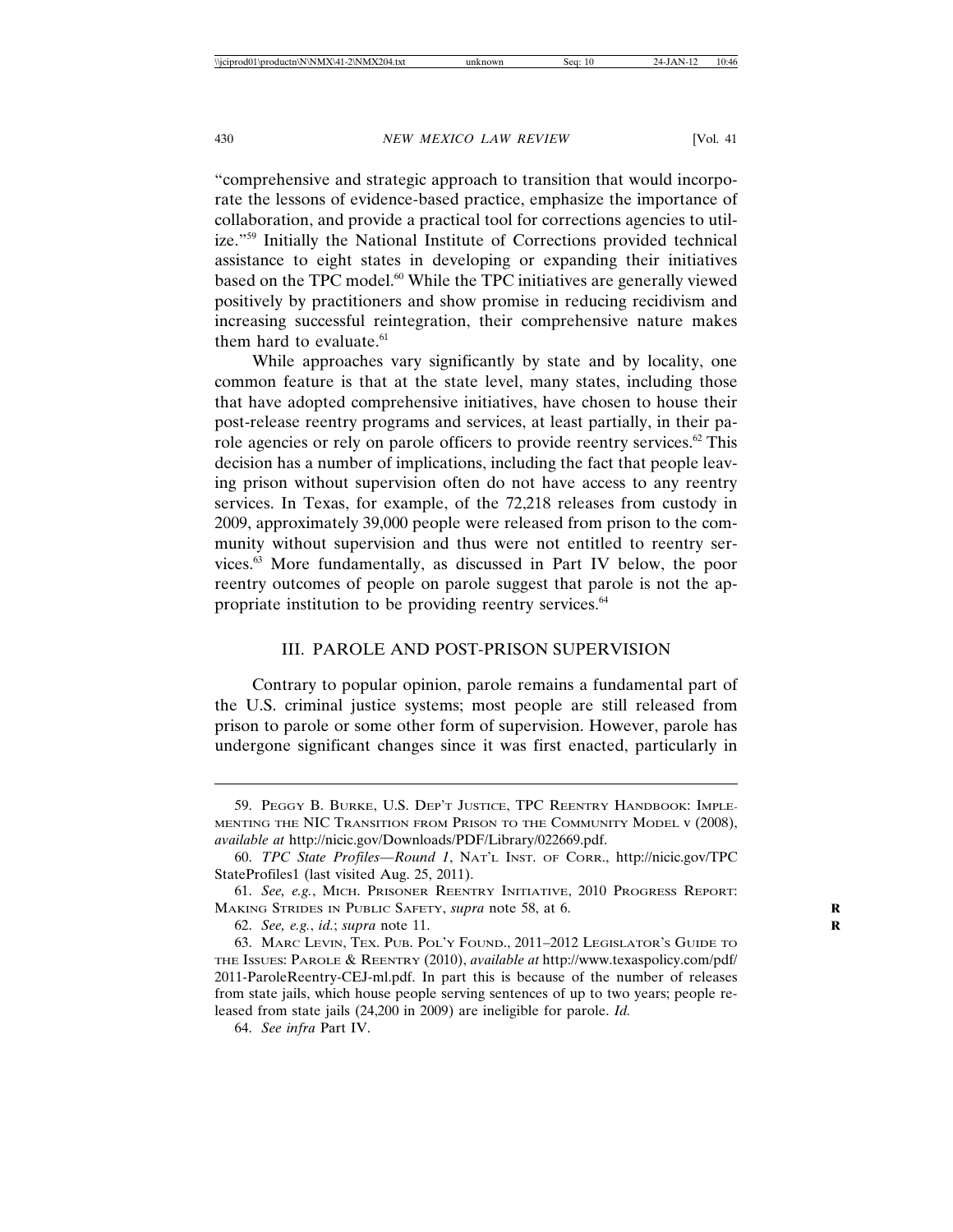"comprehensive and strategic approach to transition that would incorporate the lessons of evidence-based practice, emphasize the importance of collaboration, and provide a practical tool for corrections agencies to utilize."[59] Initially the National Institute of Corrections provided technical assistance to eight states in developing or expanding their initiatives based on the TPC model.[60] While the TPC initiatives are generally viewed positively by practitioners and show promise in reducing recidivism and increasing successful reintegration, their comprehensive nature makes them hard to evaluate.[61]

While approaches vary significantly by state and by locality, one common feature is that at the state level, many states, including those that have adopted comprehensive initiatives, have chosen to house their post-release reentry programs and services, at least partially, in their parole agencies or rely on parole officers to provide reentry services.[62] This decision has a number of implications, including the fact that people leaving prison without supervision often do not have access to any reentry services. In Texas, for example, of the 72,218 releases from custody in 2009, approximately 39,000 people were released from prison to the community without supervision and thus were not entitled to reentry services.[63] More fundamentally, as discussed in Part IV below, the poor reentry outcomes of people on parole suggest that parole is not the appropriate institution to be providing reentry services.[64]

## III. PAROLE AND POST-PRISON SUPERVISION

Contrary to popular opinion, parole remains a fundamental part of the U.S. criminal justice systems; most people are still released from prison to parole or some other form of supervision. However, parole has undergone significant changes since it was first enacted, particularly in

---

59. PEGGY B. BURKE, U.S. DEP'T JUSTICE, TPC REENTRY HANDBOOK: IMPLEMENTING THE NIC TRANSITION FROM PRISON TO THE COMMUNITY MODEL v (2008), *available at* http://nicic.gov/Downloads/PDF/Library/022669.pdf.

60. *TPC State Profiles—Round 1*, NAT'L INST. OF CORR., http://nicic.gov/TPC StateProfiles1 (last visited Aug. 25, 2011).

61. *See, e.g.*, MICH. PRISONER REENTRY INITIATIVE, 2010 PROGRESS REPORT: MAKING STRIDES IN PUBLIC SAFETY, *supra* note 58, at 6.

62. *See, e.g.*, *id.*; *supra* note 11.

63. MARC LEVIN, TEX. PUB. POL'Y FOUND., 2011–2012 LEGISLATOR'S GUIDE TO THE ISSUES: PAROLE & REENTRY (2010), *available at* http://www.texaspolicy.com/pdf/2011-ParoleReentry-CEJ-ml.pdf. In part this is because of the number of releases from state jails, which house people serving sentences of up to two years; people released from state jails (24,200 in 2009) are ineligible for parole. *Id.*

64. *See infra* Part IV.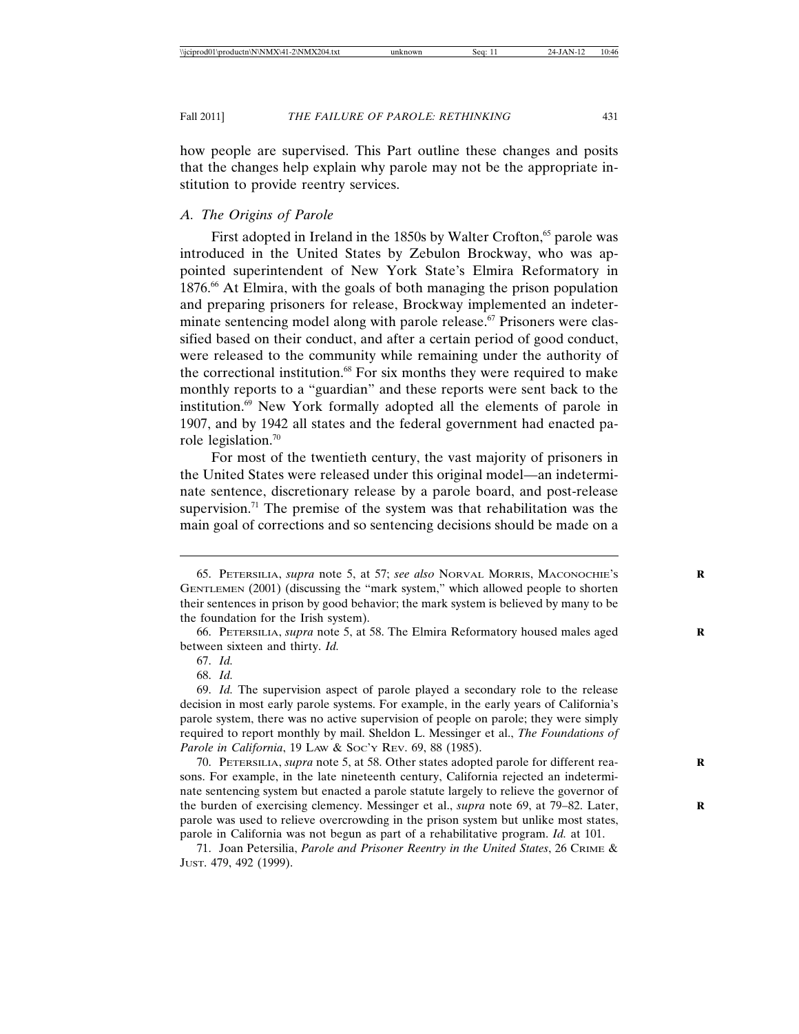how people are supervised. This Part outline these changes and posits that the changes help explain why parole may not be the appropriate institution to provide reentry services.

### *A. The Origins of Parole*

First adopted in Ireland in the 1850s by Walter Crofton,[65] parole was introduced in the United States by Zebulon Brockway, who was appointed superintendent of New York State's Elmira Reformatory in 1876.[66] At Elmira, with the goals of both managing the prison population and preparing prisoners for release, Brockway implemented an indeterminate sentencing model along with parole release.[67] Prisoners were classified based on their conduct, and after a certain period of good conduct, were released to the community while remaining under the authority of the correctional institution.[68] For six months they were required to make monthly reports to a "guardian" and these reports were sent back to the institution.[69] New York formally adopted all the elements of parole in 1907, and by 1942 all states and the federal government had enacted parole legislation.[70]

For most of the twentieth century, the vast majority of prisoners in the United States were released under this original model—an indeterminate sentence, discretionary release by a parole board, and post-release supervision.[71] The premise of the system was that rehabilitation was the main goal of corrections and so sentencing decisions should be made on a

---

65. PETERSILIA, *supra* note 5, at 57; *see also* NORVAL MORRIS, MACONOCHIE'S GENTLEMEN (2001) (discussing the "mark system," which allowed people to shorten their sentences in prison by good behavior; the mark system is believed by many to be the foundation for the Irish system).

66. PETERSILIA, *supra* note 5, at 58. The Elmira Reformatory housed males aged between sixteen and thirty. *Id.*

67. *Id.*

68. *Id.*

69. *Id.* The supervision aspect of parole played a secondary role to the release decision in most early parole systems. For example, in the early years of California's parole system, there was no active supervision of people on parole; they were simply required to report monthly by mail. Sheldon L. Messinger et al., *The Foundations of Parole in California*, 19 LAW & SOC'Y REV. 69, 88 (1985).

70. PETERSILIA, *supra* note 5, at 58. Other states adopted parole for different reasons. For example, in the late nineteenth century, California rejected an indeterminate sentencing system but enacted a parole statute largely to relieve the governor of the burden of exercising clemency. Messinger et al., *supra* note 69, at 79–82. Later, parole was used to relieve overcrowding in the prison system but unlike most states, parole in California was not begun as part of a rehabilitative program. *Id.* at 101.

71. Joan Petersilia, *Parole and Prisoner Reentry in the United States*, 26 CRIME & JUST. 479, 492 (1999).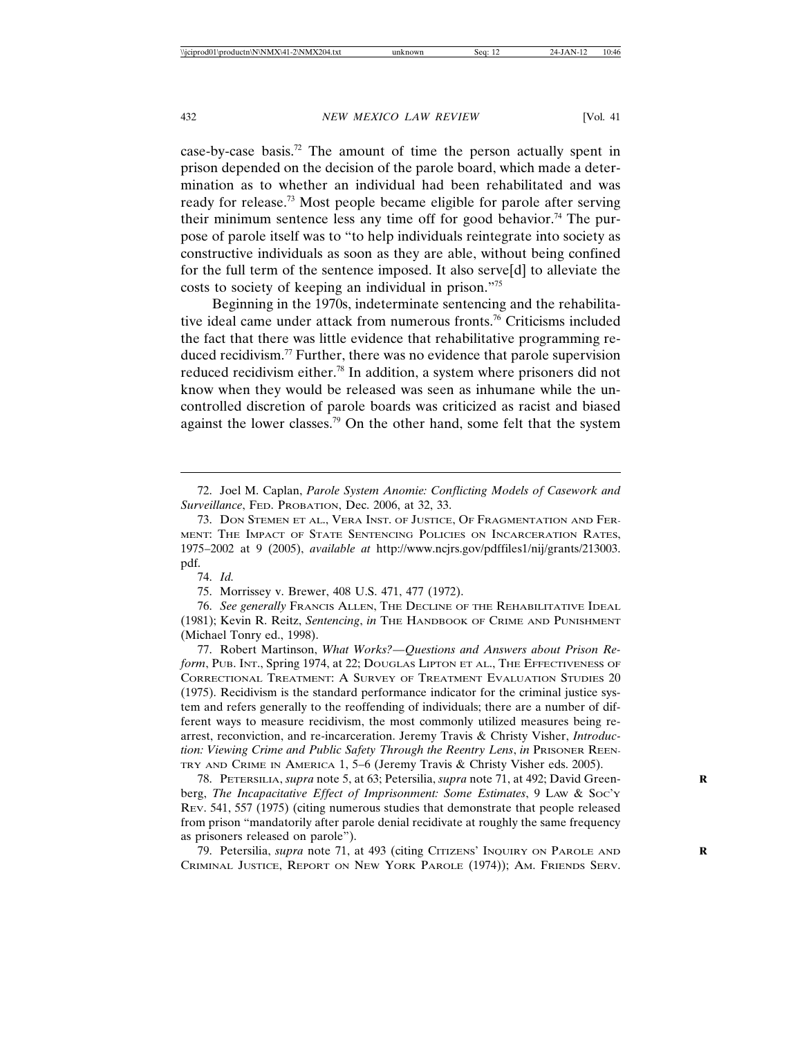case-by-case basis.[72] The amount of time the person actually spent in prison depended on the decision of the parole board, which made a determination as to whether an individual had been rehabilitated and was ready for release.[73] Most people became eligible for parole after serving their minimum sentence less any time off for good behavior.[74] The purpose of parole itself was to "to help individuals reintegrate into society as constructive individuals as soon as they are able, without being confined for the full term of the sentence imposed. It also serve[d] to alleviate the costs to society of keeping an individual in prison."[75]

Beginning in the 1970s, indeterminate sentencing and the rehabilitative ideal came under attack from numerous fronts.[76] Criticisms included the fact that there was little evidence that rehabilitative programming reduced recidivism.[77] Further, there was no evidence that parole supervision reduced recidivism either.[78] In addition, a system where prisoners did not know when they would be released was seen as inhumane while the uncontrolled discretion of parole boards was criticized as racist and biased against the lower classes.[79] On the other hand, some felt that the system

---

72. Joel M. Caplan, *Parole System Anomie: Conflicting Models of Casework and Surveillance*, FED. PROBATION, Dec. 2006, at 32, 33.

73. DON STEMEN ET AL., VERA INST. OF JUSTICE, OF FRAGMENTATION AND FERMENT: THE IMPACT OF STATE SENTENCING POLICIES ON INCARCERATION RATES, 1975–2002 at 9 (2005), *available at* http://www.ncjrs.gov/pdffiles1/nij/grants/213003.pdf.

74. *Id.*

75. Morrissey v. Brewer, 408 U.S. 471, 477 (1972).

76. *See generally* FRANCIS ALLEN, THE DECLINE OF THE REHABILITATIVE IDEAL (1981); Kevin R. Reitz, *Sentencing*, *in* THE HANDBOOK OF CRIME AND PUNISHMENT (Michael Tonry ed., 1998).

77. Robert Martinson, *What Works?—Questions and Answers about Prison Reform*, PUB. INT., Spring 1974, at 22; DOUGLAS LIPTON ET AL., THE EFFECTIVENESS OF CORRECTIONAL TREATMENT: A SURVEY OF TREATMENT EVALUATION STUDIES 20 (1975). Recidivism is the standard performance indicator for the criminal justice system and refers generally to the reoffending of individuals; there are a number of different ways to measure recidivism, the most commonly utilized measures being rearrest, reconviction, and re-incarceration. Jeremy Travis & Christy Visher, *Introduction: Viewing Crime and Public Safety Through the Reentry Lens*, *in* PRISONER REENTRY AND CRIME IN AMERICA 1, 5–6 (Jeremy Travis & Christy Visher eds. 2005).

78. PETERSILIA, *supra* note 5, at 63; Petersilia, *supra* note 71, at 492; David Greenberg, *The Incapacitative Effect of Imprisonment: Some Estimates*, 9 LAW & SOC'Y REV. 541, 557 (1975) (citing numerous studies that demonstrate that people released from prison "mandatorily after parole denial recidivate at roughly the same frequency as prisoners released on parole").

79. Petersilia, *supra* note 71, at 493 (citing CITIZENS' INQUIRY ON PAROLE AND CRIMINAL JUSTICE, REPORT ON NEW YORK PAROLE (1974)); AM. FRIENDS SERV.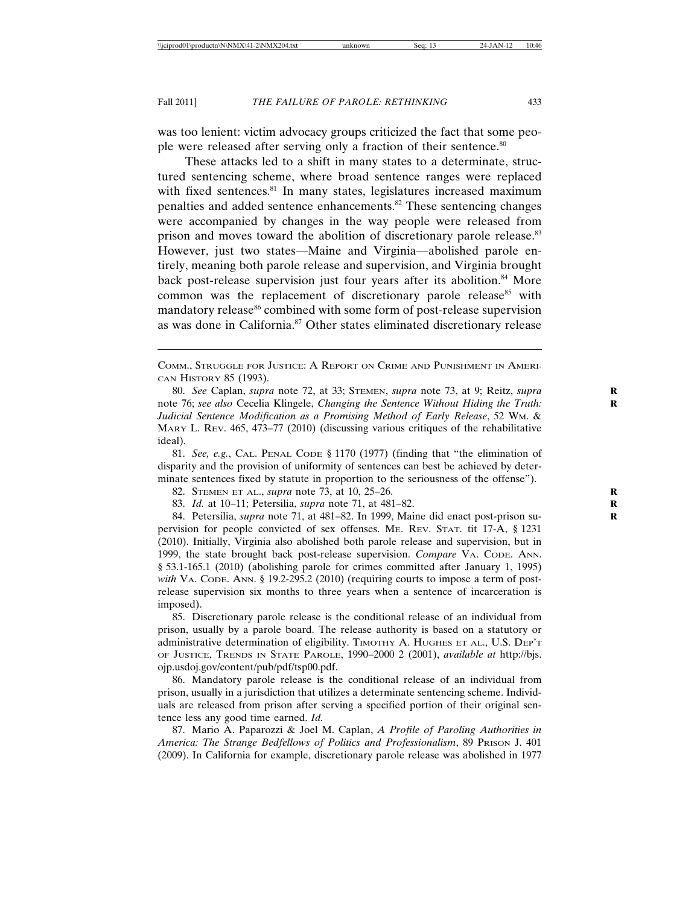was too lenient: victim advocacy groups criticized the fact that some people were released after serving only a fraction of their sentence.[80]

These attacks led to a shift in many states to a determinate, structured sentencing scheme, where broad sentence ranges were replaced with fixed sentences.[81] In many states, legislatures increased maximum penalties and added sentence enhancements.[82] These sentencing changes were accompanied by changes in the way people were released from prison and moves toward the abolition of discretionary parole release.[83] However, just two states—Maine and Virginia—abolished parole entirely, meaning both parole release and supervision, and Virginia brought back post-release supervision just four years after its abolition.[84] More common was the replacement of discretionary parole release[85] with mandatory release[86] combined with some form of post-release supervision as was done in California.[87] Other states eliminated discretionary release

---

COMM., STRUGGLE FOR JUSTICE: A REPORT ON CRIME AND PUNISHMENT IN AMERICAN HISTORY 85 (1993).

80. *See* Caplan, *supra* note 72, at 33; STEMEN, *supra* note 73, at 9; Reitz, *supra* note 76; *see also* Cecelia Klingele, *Changing the Sentence Without Hiding the Truth: Judicial Sentence Modification as a Promising Method of Early Release*, 52 WM. & MARY L. REV. 465, 473–77 (2010) (discussing various critiques of the rehabilitative ideal).

81. *See, e.g.*, CAL. PENAL CODE § 1170 (1977) (finding that "the elimination of disparity and the provision of uniformity of sentences can best be achieved by determinate sentences fixed by statute in proportion to the seriousness of the offense").

82. STEMEN ET AL., *supra* note 73, at 10, 25–26.

83. *Id.* at 10–11; Petersilia, *supra* note 71, at 481–82.

84. Petersilia, *supra* note 71, at 481–82. In 1999, Maine did enact post-prison supervision for people convicted of sex offenses. ME. REV. STAT. tit 17-A, § 1231 (2010). Initially, Virginia also abolished both parole release and supervision, but in 1999, the state brought back post-release supervision. *Compare* VA. CODE. ANN. § 53.1-165.1 (2010) (abolishing parole for crimes committed after January 1, 1995) *with* VA. CODE. ANN. § 19.2-295.2 (2010) (requiring courts to impose a term of post-release supervision six months to three years when a sentence of incarceration is imposed).

85. Discretionary parole release is the conditional release of an individual from prison, usually by a parole board. The release authority is based on a statutory or administrative determination of eligibility. TIMOTHY A. HUGHES ET AL., U.S. DEP'T OF JUSTICE, TRENDS IN STATE PAROLE, 1990–2000 2 (2001), *available at* http://bjs.ojp.usdoj.gov/content/pub/pdf/tsp00.pdf.

86. Mandatory parole release is the conditional release of an individual from prison, usually in a jurisdiction that utilizes a determinate sentencing scheme. Individuals are released from prison after serving a specified portion of their original sentence less any good time earned. *Id.*

87. Mario A. Paparozzi & Joel M. Caplan, *A Profile of Paroling Authorities in America: The Strange Bedfellows of Politics and Professionalism*, 89 PRISON J. 401 (2009). In California for example, discretionary parole release was abolished in 1977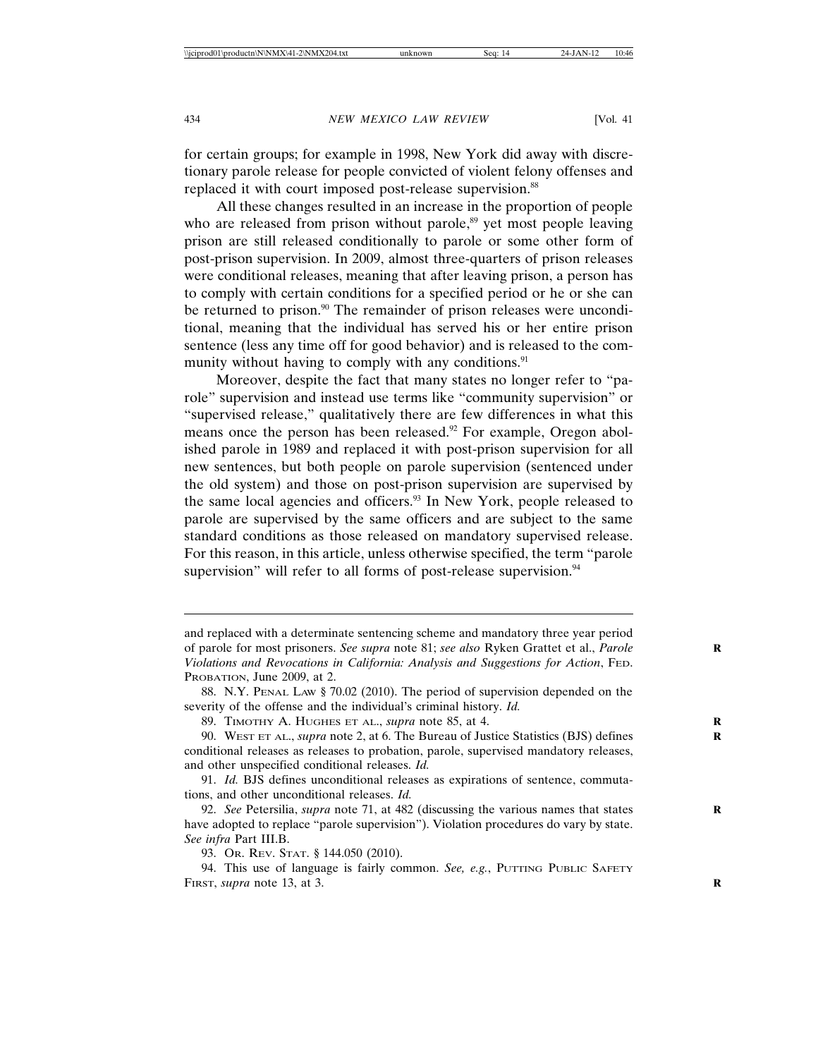for certain groups; for example in 1998, New York did away with discretionary parole release for people convicted of violent felony offenses and replaced it with court imposed post-release supervision.[88]

All these changes resulted in an increase in the proportion of people who are released from prison without parole,[89] yet most people leaving prison are still released conditionally to parole or some other form of post-prison supervision. In 2009, almost three-quarters of prison releases were conditional releases, meaning that after leaving prison, a person has to comply with certain conditions for a specified period or he or she can be returned to prison.[90] The remainder of prison releases were unconditional, meaning that the individual has served his or her entire prison sentence (less any time off for good behavior) and is released to the community without having to comply with any conditions.[91]

Moreover, despite the fact that many states no longer refer to "parole" supervision and instead use terms like "community supervision" or "supervised release," qualitatively there are few differences in what this means once the person has been released.[92] For example, Oregon abolished parole in 1989 and replaced it with post-prison supervision for all new sentences, but both people on parole supervision (sentenced under the old system) and those on post-prison supervision are supervised by the same local agencies and officers.[93] In New York, people released to parole are supervised by the same officers and are subject to the same standard conditions as those released on mandatory supervised release. For this reason, in this article, unless otherwise specified, the term "parole supervision" will refer to all forms of post-release supervision.[94]

---

and replaced with a determinate sentencing scheme and mandatory three year period of parole for most prisoners. *See supra* note 81; *see also* Ryken Grattet et al., *Parole Violations and Revocations in California: Analysis and Suggestions for Action*, FED. PROBATION, June 2009, at 2.

88. N.Y. PENAL LAW § 70.02 (2010). The period of supervision depended on the severity of the offense and the individual's criminal history. *Id.*

89. TIMOTHY A. HUGHES ET AL., *supra* note 85, at 4.

90. WEST ET AL., *supra* note 2, at 6. The Bureau of Justice Statistics (BJS) defines conditional releases as releases to probation, parole, supervised mandatory releases, and other unspecified conditional releases. *Id.*

91. *Id.* BJS defines unconditional releases as expirations of sentence, commutations, and other unconditional releases. *Id.*

92. *See* Petersilia, *supra* note 71, at 482 (discussing the various names that states have adopted to replace "parole supervision"). Violation procedures do vary by state. *See infra* Part III.B.

93. OR. REV. STAT. § 144.050 (2010).

94. This use of language is fairly common. *See, e.g.*, PUTTING PUBLIC SAFETY FIRST, *supra* note 13, at 3.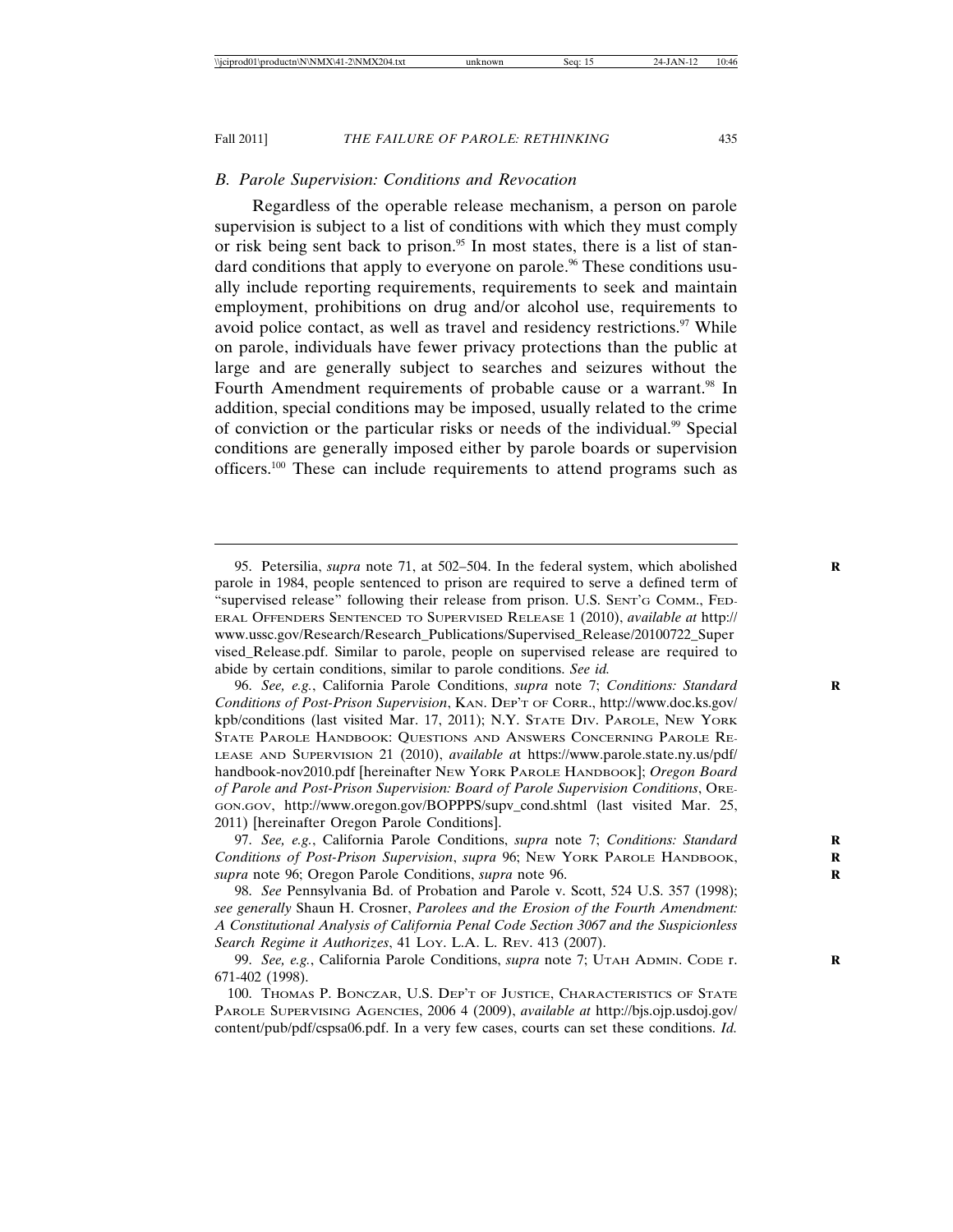### *B. Parole Supervision: Conditions and Revocation*

Regardless of the operable release mechanism, a person on parole supervision is subject to a list of conditions with which they must comply or risk being sent back to prison.[95] In most states, there is a list of standard conditions that apply to everyone on parole.[96] These conditions usually include reporting requirements, requirements to seek and maintain employment, prohibitions on drug and/or alcohol use, requirements to avoid police contact, as well as travel and residency restrictions.[97] While on parole, individuals have fewer privacy protections than the public at large and are generally subject to searches and seizures without the Fourth Amendment requirements of probable cause or a warrant.[98] In addition, special conditions may be imposed, usually related to the crime of conviction or the particular risks or needs of the individual.[99] Special conditions are generally imposed either by parole boards or supervision officers.[100] These can include requirements to attend programs such as

---

95. Petersilia, *supra* note 71, at 502–504. In the federal system, which abolished parole in 1984, people sentenced to prison are required to serve a defined term of "supervised release" following their release from prison. U.S. SENT'G COMM., FEDERAL OFFENDERS SENTENCED TO SUPERVISED RELEASE 1 (2010), *available at* http://www.ussc.gov/Research/Research_Publications/Supervised_Release/20100722_Supervised_Release.pdf. Similar to parole, people on supervised release are required to abide by certain conditions, similar to parole conditions. *See id.*

96. *See, e.g.*, California Parole Conditions, *supra* note 7; *Conditions: Standard Conditions of Post-Prison Supervision*, KAN. DEP'T OF CORR., http://www.doc.ks.gov/kpb/conditions (last visited Mar. 17, 2011); N.Y. STATE DIV. PAROLE, NEW YORK STATE PAROLE HANDBOOK: QUESTIONS AND ANSWERS CONCERNING PAROLE RELEASE AND SUPERVISION 21 (2010), *available a*t https://www.parole.state.ny.us/pdf/handbook-nov2010.pdf [hereinafter NEW YORK PAROLE HANDBOOK]; *Oregon Board of Parole and Post-Prison Supervision: Board of Parole Supervision Conditions*, OREGON.GOV, http://www.oregon.gov/BOPPPS/supv_cond.shtml (last visited Mar. 25, 2011) [hereinafter Oregon Parole Conditions].

97. *See, e.g.*, California Parole Conditions, *supra* note 7; *Conditions: Standard Conditions of Post-Prison Supervision*, *supra* 96; NEW YORK PAROLE HANDBOOK, *supra* note 96; Oregon Parole Conditions, *supra* note 96.

98. *See* Pennsylvania Bd. of Probation and Parole v. Scott, 524 U.S. 357 (1998); *see generally* Shaun H. Crosner, *Parolees and the Erosion of the Fourth Amendment: A Constitutional Analysis of California Penal Code Section 3067 and the Suspicionless Search Regime it Authorizes*, 41 LOY. L.A. L. REV. 413 (2007).

99. *See, e.g.*, California Parole Conditions, *supra* note 7; UTAH ADMIN. CODE r. 671-402 (1998).

100. THOMAS P. BONCZAR, U.S. DEP'T OF JUSTICE, CHARACTERISTICS OF STATE PAROLE SUPERVISING AGENCIES, 2006 4 (2009), *available at* http://bjs.ojp.usdoj.gov/content/pub/pdf/cspsa06.pdf. In a very few cases, courts can set these conditions. *Id.*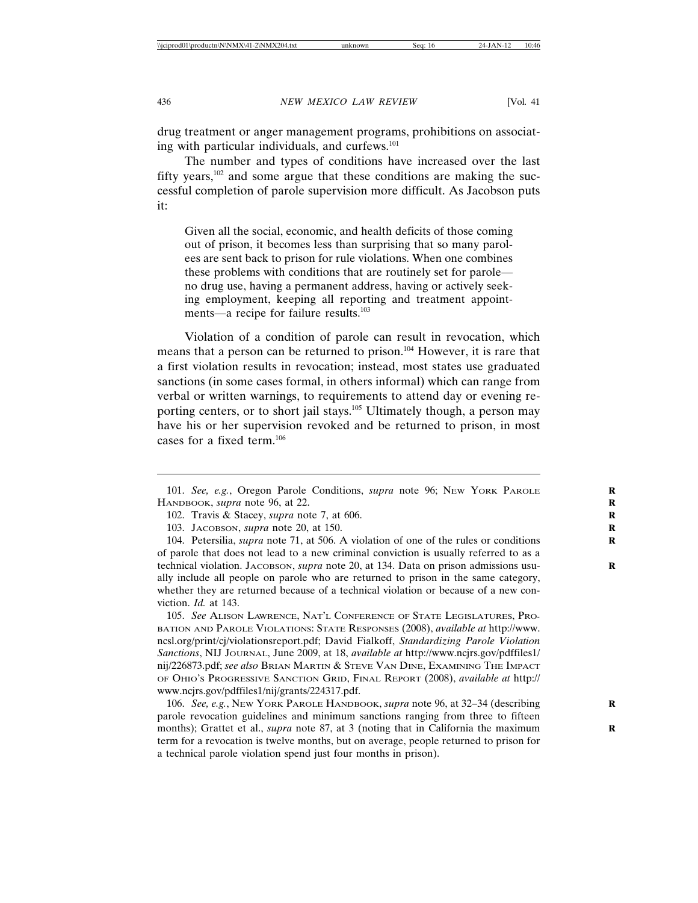drug treatment or anger management programs, prohibitions on associating with particular individuals, and curfews.[101]

The number and types of conditions have increased over the last fifty years,[102] and some argue that these conditions are making the successful completion of parole supervision more difficult. As Jacobson puts it:

> Given all the social, economic, and health deficits of those coming out of prison, it becomes less than surprising that so many parolees are sent back to prison for rule violations. When one combines these problems with conditions that are routinely set for parole—no drug use, having a permanent address, having or actively seeking employment, keeping all reporting and treatment appointments—a recipe for failure results.[103]

Violation of a condition of parole can result in revocation, which means that a person can be returned to prison.[104] However, it is rare that a first violation results in revocation; instead, most states use graduated sanctions (in some cases formal, in others informal) which can range from verbal or written warnings, to requirements to attend day or evening reporting centers, or to short jail stays.[105] Ultimately though, a person may have his or her supervision revoked and be returned to prison, in most cases for a fixed term.[106]

---

101. *See, e.g.*, Oregon Parole Conditions, *supra* note 96; NEW YORK PAROLE HANDBOOK, *supra* note 96, at 22.

102. Travis & Stacey, *supra* note 7, at 606.

103. JACOBSON, *supra* note 20, at 150.

104. Petersilia, *supra* note 71, at 506. A violation of one of the rules or conditions of parole that does not lead to a new criminal conviction is usually referred to as a technical violation. JACOBSON, *supra* note 20, at 134. Data on prison admissions usually include all people on parole who are returned to prison in the same category, whether they are returned because of a technical violation or because of a new conviction. *Id.* at 143.

105. *See* ALISON LAWRENCE, NAT'L CONFERENCE OF STATE LEGISLATURES, PROBATION AND PAROLE VIOLATIONS: STATE RESPONSES (2008), *available at* http://www.ncsl.org/print/cj/violationsreport.pdf; David Fialkoff, *Standardizing Parole Violation Sanctions*, NIJ JOURNAL, June 2009, at 18, *available at* http://www.ncjrs.gov/pdffiles1/nij/226873.pdf; *see also* BRIAN MARTIN & STEVE VAN DINE, EXAMINING THE IMPACT OF OHIO'S PROGRESSIVE SANCTION GRID, FINAL REPORT (2008), *available at* http://www.ncjrs.gov/pdffiles1/nij/grants/224317.pdf.

106. *See, e.g.*, NEW YORK PAROLE HANDBOOK, *supra* note 96, at 32–34 (describing parole revocation guidelines and minimum sanctions ranging from three to fifteen months); Grattet et al., *supra* note 87, at 3 (noting that in California the maximum term for a revocation is twelve months, but on average, people returned to prison for a technical parole violation spend just four months in prison).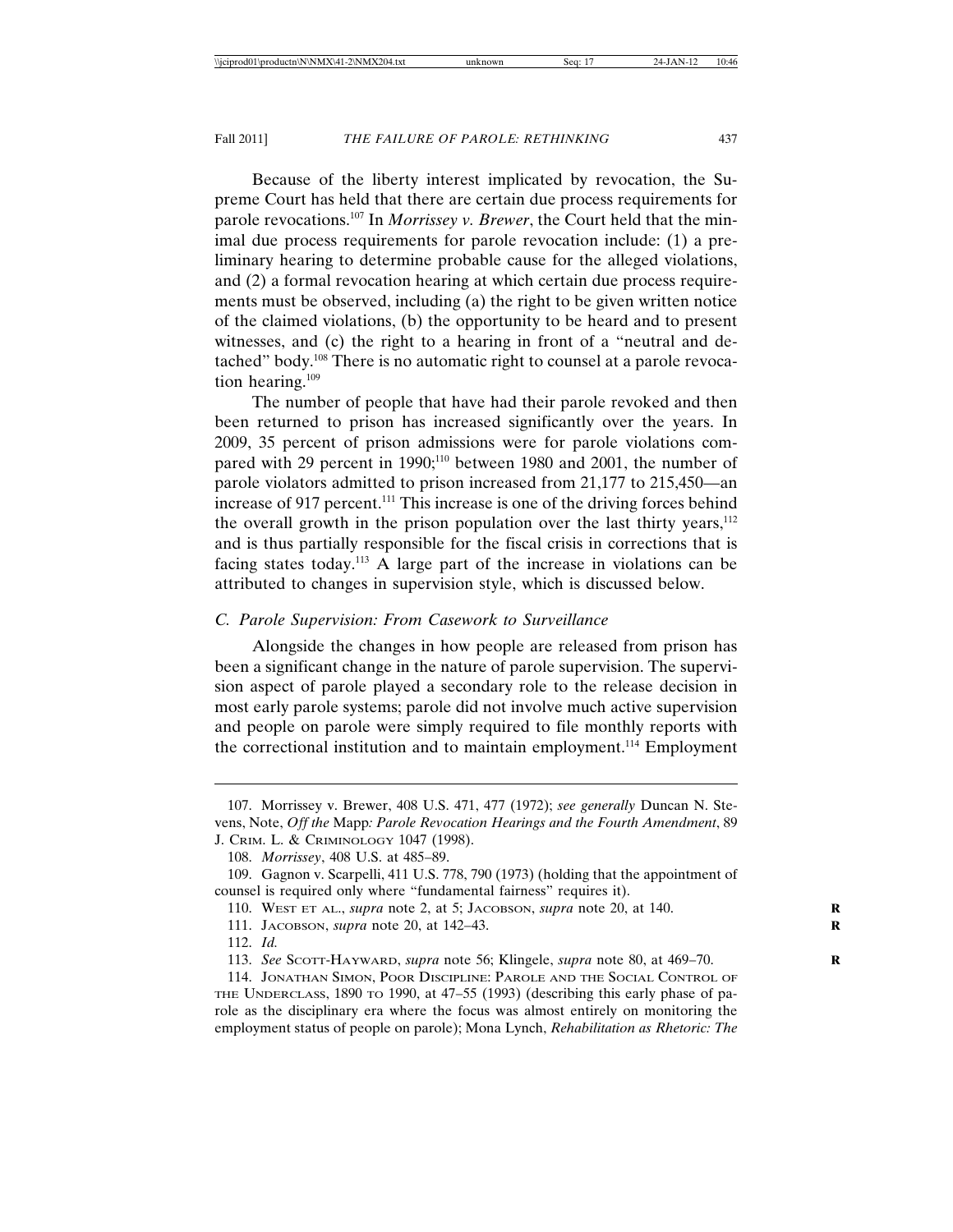Because of the liberty interest implicated by revocation, the Supreme Court has held that there are certain due process requirements for parole revocations.[107] In *Morrissey v. Brewer*, the Court held that the minimal due process requirements for parole revocation include: (1) a preliminary hearing to determine probable cause for the alleged violations, and (2) a formal revocation hearing at which certain due process requirements must be observed, including (a) the right to be given written notice of the claimed violations, (b) the opportunity to be heard and to present witnesses, and (c) the right to a hearing in front of a "neutral and detached" body.[108] There is no automatic right to counsel at a parole revocation hearing.[109]

The number of people that have had their parole revoked and then been returned to prison has increased significantly over the years. In 2009, 35 percent of prison admissions were for parole violations compared with 29 percent in 1990;[110] between 1980 and 2001, the number of parole violators admitted to prison increased from 21,177 to 215,450—an increase of 917 percent.[111] This increase is one of the driving forces behind the overall growth in the prison population over the last thirty years,[112] and is thus partially responsible for the fiscal crisis in corrections that is facing states today.[113] A large part of the increase in violations can be attributed to changes in supervision style, which is discussed below.

### *C. Parole Supervision: From Casework to Surveillance*

Alongside the changes in how people are released from prison has been a significant change in the nature of parole supervision. The supervision aspect of parole played a secondary role to the release decision in most early parole systems; parole did not involve much active supervision and people on parole were simply required to file monthly reports with the correctional institution and to maintain employment.[114] Employment

---

107. Morrissey v. Brewer, 408 U.S. 471, 477 (1972); *see generally* Duncan N. Stevens, Note, *Off the* Mapp*: Parole Revocation Hearings and the Fourth Amendment*, 89 J. CRIM. L. & CRIMINOLOGY 1047 (1998).

108. *Morrissey*, 408 U.S. at 485–89.

109. Gagnon v. Scarpelli, 411 U.S. 778, 790 (1973) (holding that the appointment of counsel is required only where "fundamental fairness" requires it).

110. WEST ET AL., *supra* note 2, at 5; JACOBSON, *supra* note 20, at 140.

111. JACOBSON, *supra* note 20, at 142–43.

112. *Id.*

113. *See* SCOTT-HAYWARD, *supra* note 56; Klingele, *supra* note 80, at 469–70.

114. JONATHAN SIMON, POOR DISCIPLINE: PAROLE AND THE SOCIAL CONTROL OF THE UNDERCLASS, 1890 TO 1990, at 47–55 (1993) (describing this early phase of parole as the disciplinary era where the focus was almost entirely on monitoring the employment status of people on parole); Mona Lynch, *Rehabilitation as Rhetoric: The*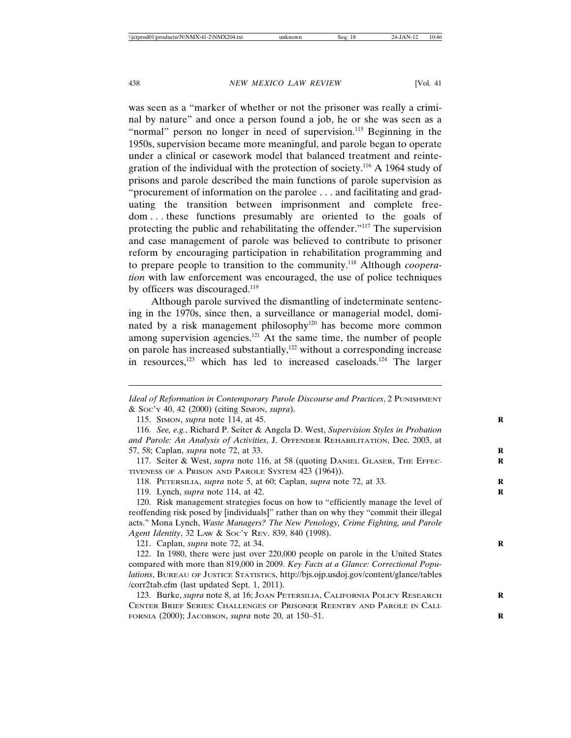was seen as a "marker of whether or not the prisoner was really a criminal by nature" and once a person found a job, he or she was seen as a "normal" person no longer in need of supervision.[115] Beginning in the 1950s, supervision became more meaningful, and parole began to operate under a clinical or casework model that balanced treatment and reintegration of the individual with the protection of society.[116] A 1964 study of prisons and parole described the main functions of parole supervision as "procurement of information on the parolee . . . and facilitating and graduating the transition between imprisonment and complete freedom . . . these functions presumably are oriented to the goals of protecting the public and rehabilitating the offender."[117] The supervision and case management of parole was believed to contribute to prisoner reform by encouraging participation in rehabilitation programming and to prepare people to transition to the community.[118] Although *cooperation* with law enforcement was encouraged, the use of police techniques by officers was discouraged.[119]

Although parole survived the dismantling of indeterminate sentencing in the 1970s, since then, a surveillance or managerial model, dominated by a risk management philosophy[120] has become more common among supervision agencies.[121] At the same time, the number of people on parole has increased substantially,[122] without a corresponding increase in resources,[123] which has led to increased caseloads.[124] The larger

---

*Ideal of Reformation in Contemporary Parole Discourse and Practices*, 2 PUNISHMENT & SOC'Y 40, 42 (2000) (citing SIMON, *supra*).

115. SIMON, *supra* note 114, at 45.

116. *See, e.g.*, Richard P. Seiter & Angela D. West, *Supervision Styles in Probation and Parole: An Analysis of Activities*, J. OFFENDER REHABILITATION, Dec. 2003, at 57, 58; Caplan, *supra* note 72, at 33.

117. Seiter & West, *supra* note 116, at 58 (quoting DANIEL GLASER, THE EFFECTIVENESS OF A PRISON AND PAROLE SYSTEM 423 (1964)).

118. PETERSILIA, *supra* note 5, at 60; Caplan, *supra* note 72, at 33.

119. Lynch, *supra* note 114, at 42.

120. Risk management strategies focus on how to "efficiently manage the level of reoffending risk posed by [individuals]" rather than on why they "commit their illegal acts." Mona Lynch, *Waste Managers? The New Penology, Crime Fighting, and Parole Agent Identity*, 32 LAW & SOC'Y REV. 839, 840 (1998).

121. Caplan, *supra* note 72, at 34.

122. In 1980, there were just over 220,000 people on parole in the United States compared with more than 819,000 in 2009. *Key Facts at a Glance: Correctional Populations*, BUREAU OF JUSTICE STATISTICS, http://bjs.ojp.usdoj.gov/content/glance/tables/corr2tab.cfm (last updated Sept. 1, 2011).

123. Burke, *supra* note 8, at 16; JOAN PETERSILIA, CALIFORNIA POLICY RESEARCH CENTER BRIEF SERIES: CHALLENGES OF PRISONER REENTRY AND PAROLE IN CALIFORNIA (2000); JACOBSON, *supra* note 20, at 150–51.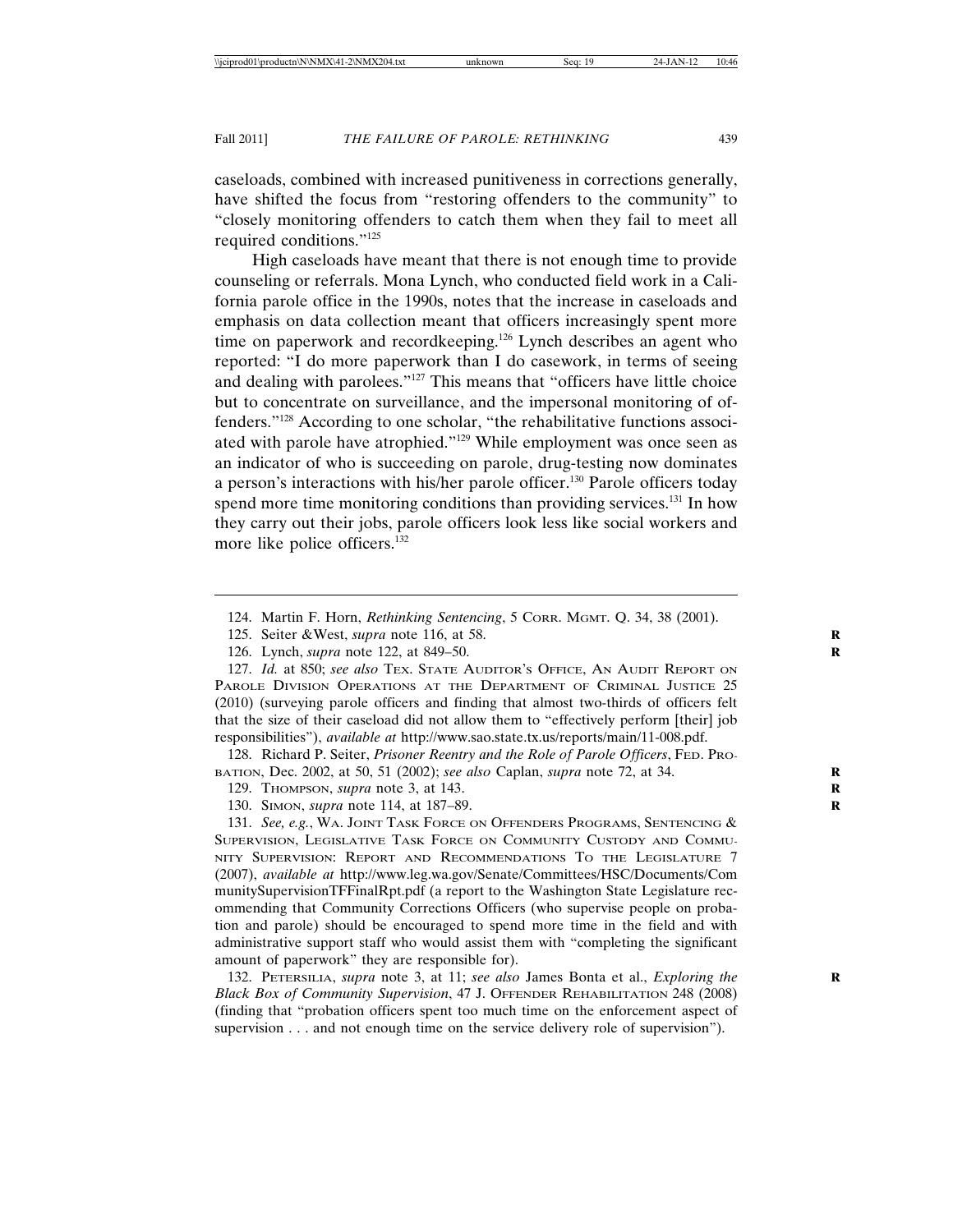caseloads, combined with increased punitiveness in corrections generally, have shifted the focus from "restoring offenders to the community" to "closely monitoring offenders to catch them when they fail to meet all required conditions."[125]

High caseloads have meant that there is not enough time to provide counseling or referrals. Mona Lynch, who conducted field work in a California parole office in the 1990s, notes that the increase in caseloads and emphasis on data collection meant that officers increasingly spent more time on paperwork and recordkeeping.[126] Lynch describes an agent who reported: "I do more paperwork than I do casework, in terms of seeing and dealing with parolees."[127] This means that "officers have little choice but to concentrate on surveillance, and the impersonal monitoring of offenders."[128] According to one scholar, "the rehabilitative functions associated with parole have atrophied."[129] While employment was once seen as an indicator of who is succeeding on parole, drug-testing now dominates a person's interactions with his/her parole officer.[130] Parole officers today spend more time monitoring conditions than providing services.[131] In how they carry out their jobs, parole officers look less like social workers and more like police officers.[132]

---

124. Martin F. Horn, *Rethinking Sentencing*, 5 CORR. MGMT. Q. 34, 38 (2001).

125. Seiter &West, *supra* note 116, at 58.

126. Lynch, *supra* note 122, at 849–50.

127. *Id.* at 850; *see also* TEX. STATE AUDITOR'S OFFICE, AN AUDIT REPORT ON PAROLE DIVISION OPERATIONS AT THE DEPARTMENT OF CRIMINAL JUSTICE 25 (2010) (surveying parole officers and finding that almost two-thirds of officers felt that the size of their caseload did not allow them to "effectively perform [their] job responsibilities"), *available at* http://www.sao.state.tx.us/reports/main/11-008.pdf.

128. Richard P. Seiter, *Prisoner Reentry and the Role of Parole Officers*, FED. PROBATION, Dec. 2002, at 50, 51 (2002); *see also* Caplan, *supra* note 72, at 34.

129. THOMPSON, *supra* note 3, at 143.

130. SIMON, *supra* note 114, at 187–89.

131. *See, e.g.*, WA. JOINT TASK FORCE ON OFFENDERS PROGRAMS, SENTENCING & SUPERVISION, LEGISLATIVE TASK FORCE ON COMMUNITY CUSTODY AND COMMUNITY SUPERVISION: REPORT AND RECOMMENDATIONS TO THE LEGISLATURE 7 (2007), *available at* http://www.leg.wa.gov/Senate/Committees/HSC/Documents/CommunitySupervisionTFFinalRpt.pdf (a report to the Washington State Legislature recommending that Community Corrections Officers (who supervise people on probation and parole) should be encouraged to spend more time in the field and with administrative support staff who would assist them with "completing the significant amount of paperwork" they are responsible for).

132. PETERSILIA, *supra* note 3, at 11; *see also* James Bonta et al., *Exploring the Black Box of Community Supervision*, 47 J. OFFENDER REHABILITATION 248 (2008) (finding that "probation officers spent too much time on the enforcement aspect of supervision . . . and not enough time on the service delivery role of supervision").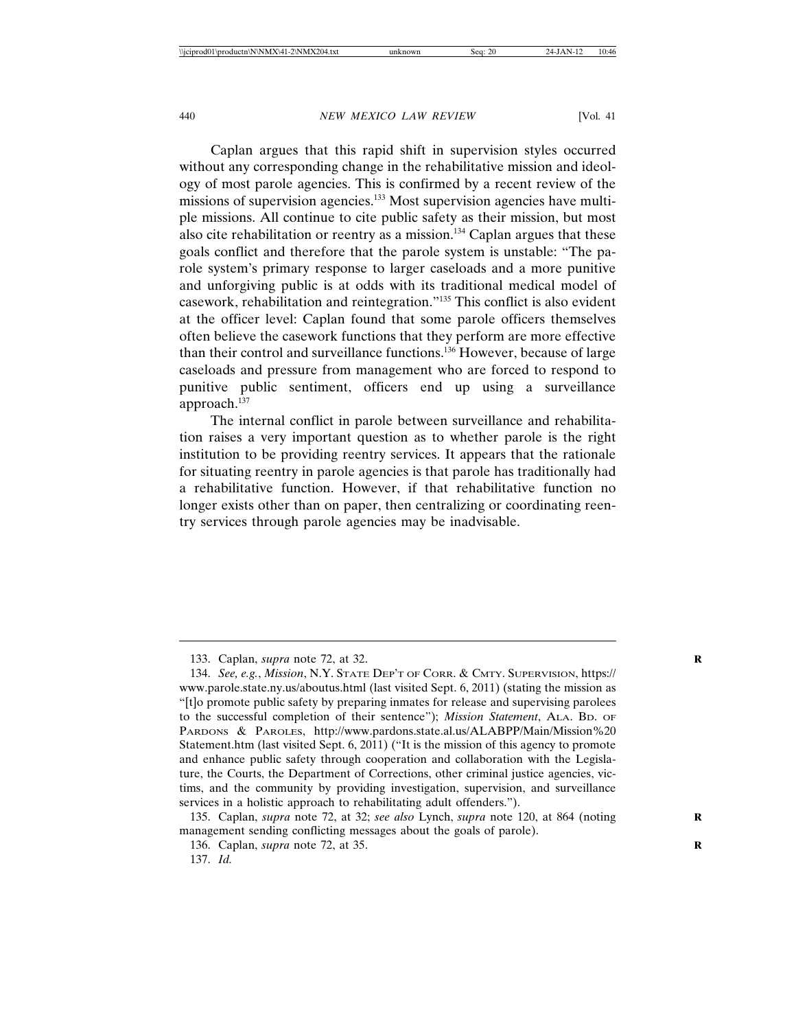Caplan argues that this rapid shift in supervision styles occurred without any corresponding change in the rehabilitative mission and ideology of most parole agencies. This is confirmed by a recent review of the missions of supervision agencies.[133] Most supervision agencies have multiple missions. All continue to cite public safety as their mission, but most also cite rehabilitation or reentry as a mission.[134] Caplan argues that these goals conflict and therefore that the parole system is unstable: "The parole system's primary response to larger caseloads and a more punitive and unforgiving public is at odds with its traditional medical model of casework, rehabilitation and reintegration."[135] This conflict is also evident at the officer level: Caplan found that some parole officers themselves often believe the casework functions that they perform are more effective than their control and surveillance functions.[136] However, because of large caseloads and pressure from management who are forced to respond to punitive public sentiment, officers end up using a surveillance approach.[137]

The internal conflict in parole between surveillance and rehabilitation raises a very important question as to whether parole is the right institution to be providing reentry services. It appears that the rationale for situating reentry in parole agencies is that parole has traditionally had a rehabilitative function. However, if that rehabilitative function no longer exists other than on paper, then centralizing or coordinating reentry services through parole agencies may be inadvisable.

---

133. Caplan, *supra* note 72, at 32.

134. *See, e.g.*, *Mission*, N.Y. STATE DEP'T OF CORR. & CMTY. SUPERVISION, https://www.parole.state.ny.us/aboutus.html (last visited Sept. 6, 2011) (stating the mission as "[t]o promote public safety by preparing inmates for release and supervising parolees to the successful completion of their sentence"); *Mission Statement*, ALA. BD. OF PARDONS & PAROLES, http://www.pardons.state.al.us/ALABPP/Main/Mission%20Statement.htm (last visited Sept. 6, 2011) ("It is the mission of this agency to promote and enhance public safety through cooperation and collaboration with the Legislature, the Courts, the Department of Corrections, other criminal justice agencies, victims, and the community by providing investigation, supervision, and surveillance services in a holistic approach to rehabilitating adult offenders.").

135. Caplan, *supra* note 72, at 32; *see also* Lynch, *supra* note 120, at 864 (noting management sending conflicting messages about the goals of parole).

136. Caplan, *supra* note 72, at 35.

137. *Id.*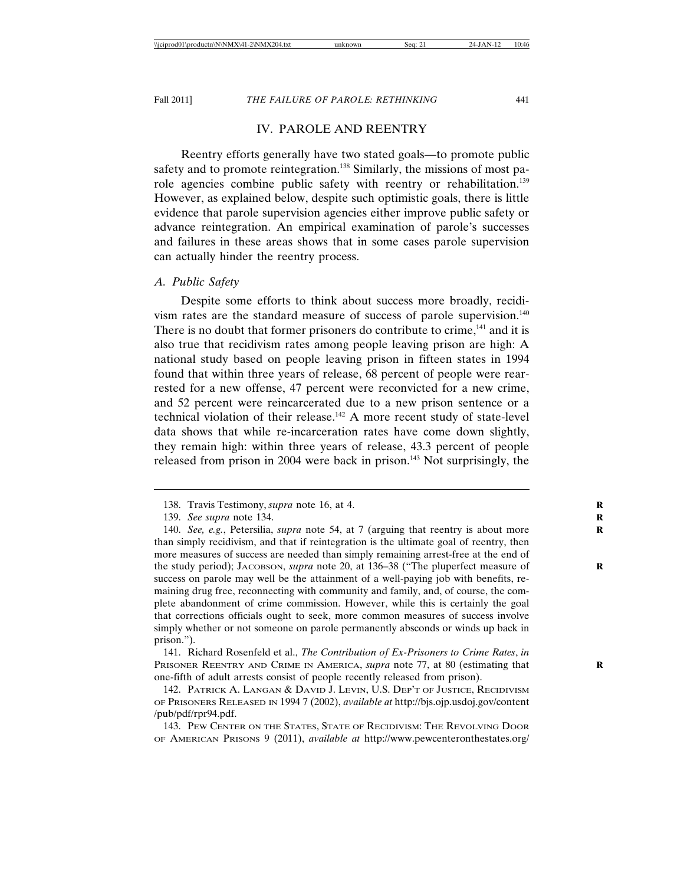## IV. PAROLE AND REENTRY

Reentry efforts generally have two stated goals—to promote public safety and to promote reintegration.[138] Similarly, the missions of most parole agencies combine public safety with reentry or rehabilitation.[139] However, as explained below, despite such optimistic goals, there is little evidence that parole supervision agencies either improve public safety or advance reintegration. An empirical examination of parole's successes and failures in these areas shows that in some cases parole supervision can actually hinder the reentry process.

### *A. Public Safety*

Despite some efforts to think about success more broadly, recidivism rates are the standard measure of success of parole supervision.[140] There is no doubt that former prisoners do contribute to crime,[141] and it is also true that recidivism rates among people leaving prison are high: A national study based on people leaving prison in fifteen states in 1994 found that within three years of release, 68 percent of people were rearrested for a new offense, 47 percent were reconvicted for a new crime, and 52 percent were reincarcerated due to a new prison sentence or a technical violation of their release.[142] A more recent study of state-level data shows that while re-incarceration rates have come down slightly, they remain high: within three years of release, 43.3 percent of people released from prison in 2004 were back in prison.[143] Not surprisingly, the

---

138. Travis Testimony, *supra* note 16, at 4.

139. *See supra* note 134.

140. *See, e.g.*, Petersilia, *supra* note 54, at 7 (arguing that reentry is about more than simply recidivism, and that if reintegration is the ultimate goal of reentry, then more measures of success are needed than simply remaining arrest-free at the end of the study period); JACOBSON, *supra* note 20, at 136–38 ("The pluperfect measure of success on parole may well be the attainment of a well-paying job with benefits, remaining drug free, reconnecting with community and family, and, of course, the complete abandonment of crime commission. However, while this is certainly the goal that corrections officials ought to seek, more common measures of success involve simply whether or not someone on parole permanently absconds or winds up back in prison.").

141. Richard Rosenfeld et al., *The Contribution of Ex-Prisoners to Crime Rates*, *in* PRISONER REENTRY AND CRIME IN AMERICA, *supra* note 77, at 80 (estimating that one-fifth of adult arrests consist of people recently released from prison).

142. PATRICK A. LANGAN & DAVID J. LEVIN, U.S. DEP'T OF JUSTICE, RECIDIVISM OF PRISONERS RELEASED IN 1994 7 (2002), *available at* http://bjs.ojp.usdoj.gov/content/pub/pdf/rpr94.pdf.

143. PEW CENTER ON THE STATES, STATE OF RECIDIVISM: THE REVOLVING DOOR OF AMERICAN PRISONS 9 (2011), *available at* http://www.pewcenteronthestates.org/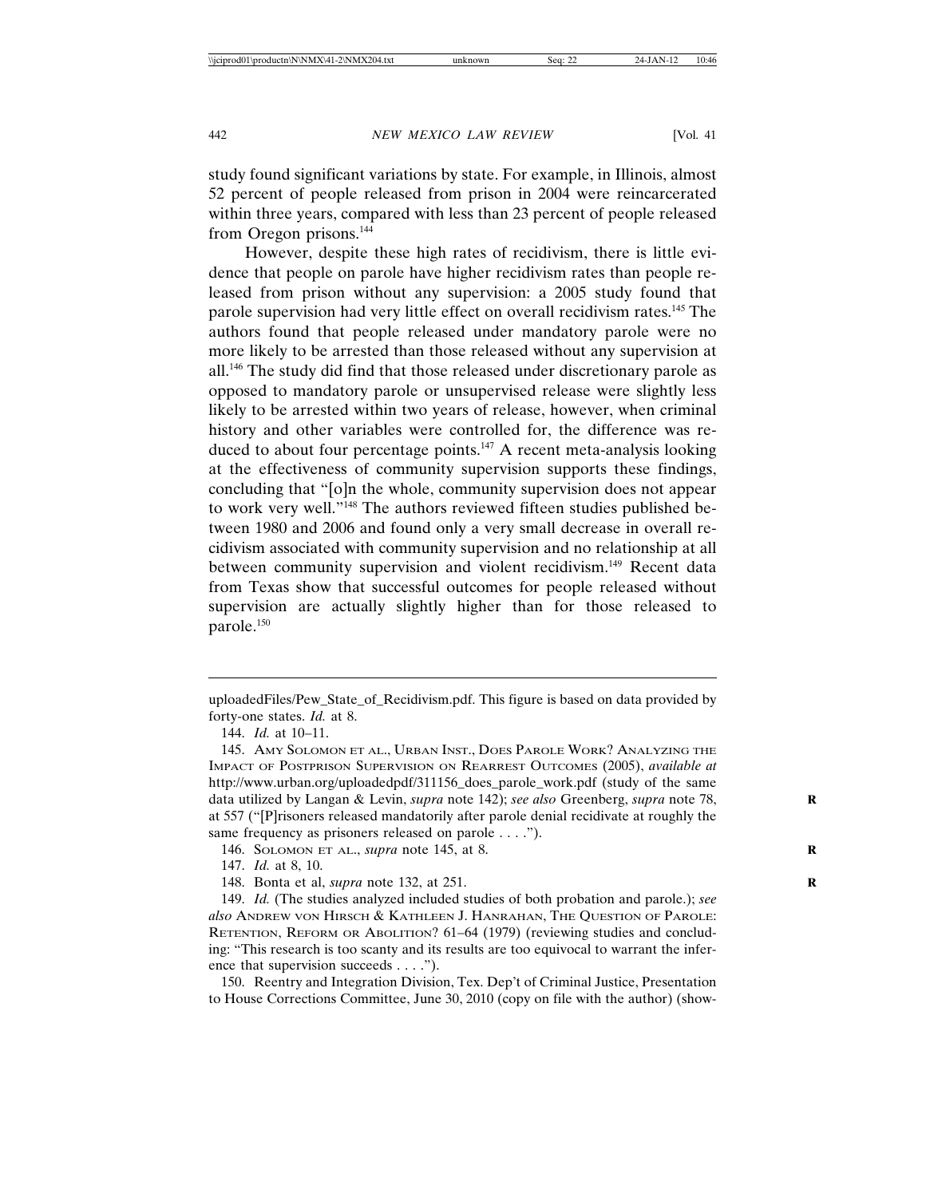study found significant variations by state. For example, in Illinois, almost 52 percent of people released from prison in 2004 were reincarcerated within three years, compared with less than 23 percent of people released from Oregon prisons.[144]

However, despite these high rates of recidivism, there is little evidence that people on parole have higher recidivism rates than people released from prison without any supervision: a 2005 study found that parole supervision had very little effect on overall recidivism rates.[145] The authors found that people released under mandatory parole were no more likely to be arrested than those released without any supervision at all.[146] The study did find that those released under discretionary parole as opposed to mandatory parole or unsupervised release were slightly less likely to be arrested within two years of release, however, when criminal history and other variables were controlled for, the difference was reduced to about four percentage points.[147] A recent meta-analysis looking at the effectiveness of community supervision supports these findings, concluding that "[o]n the whole, community supervision does not appear to work very well."[148] The authors reviewed fifteen studies published between 1980 and 2006 and found only a very small decrease in overall recidivism associated with community supervision and no relationship at all between community supervision and violent recidivism.[149] Recent data from Texas show that successful outcomes for people released without supervision are actually slightly higher than for those released to parole.[150]

---

uploadedFiles/Pew_State_of_Recidivism.pdf. This figure is based on data provided by forty-one states. *Id.* at 8.

144. *Id.* at 10–11.

145. AMY SOLOMON ET AL., URBAN INST., DOES PAROLE WORK? ANALYZING THE IMPACT OF POSTPRISON SUPERVISION ON REARREST OUTCOMES (2005), *available at* http://www.urban.org/uploadedpdf/311156_does_parole_work.pdf (study of the same data utilized by Langan & Levin, *supra* note 142); *see also* Greenberg, *supra* note 78, at 557 ("[P]risoners released mandatorily after parole denial recidivate at roughly the same frequency as prisoners released on parole . . . .").

146. SOLOMON ET AL., *supra* note 145, at 8.

147. *Id.* at 8, 10.

148. Bonta et al, *supra* note 132, at 251.

149. *Id.* (The studies analyzed included studies of both probation and parole.); *see also* ANDREW VON HIRSCH & KATHLEEN J. HANRAHAN, THE QUESTION OF PAROLE: RETENTION, REFORM OR ABOLITION? 61–64 (1979) (reviewing studies and concluding: "This research is too scanty and its results are too equivocal to warrant the inference that supervision succeeds . . . .").

150. Reentry and Integration Division, Tex. Dep't of Criminal Justice, Presentation to House Corrections Committee, June 30, 2010 (copy on file with the author) (show-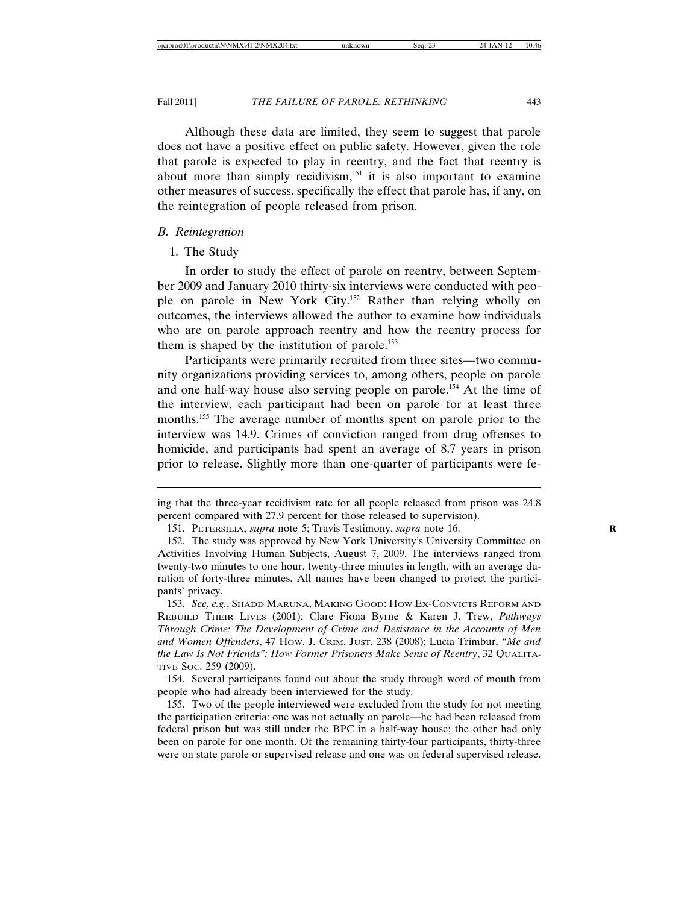Although these data are limited, they seem to suggest that parole does not have a positive effect on public safety. However, given the role that parole is expected to play in reentry, and the fact that reentry is about more than simply recidivism,[151] it is also important to examine other measures of success, specifically the effect that parole has, if any, on the reintegration of people released from prison.

### *B. Reintegration*

#### 1. The Study

In order to study the effect of parole on reentry, between September 2009 and January 2010 thirty-six interviews were conducted with people on parole in New York City.[152] Rather than relying wholly on outcomes, the interviews allowed the author to examine how individuals who are on parole approach reentry and how the reentry process for them is shaped by the institution of parole.[153]

Participants were primarily recruited from three sites—two community organizations providing services to, among others, people on parole and one half-way house also serving people on parole.[154] At the time of the interview, each participant had been on parole for at least three months.[155] The average number of months spent on parole prior to the interview was 14.9. Crimes of conviction ranged from drug offenses to homicide, and participants had spent an average of 8.7 years in prison prior to release. Slightly more than one-quarter of participants were fe-

---

ing that the three-year recidivism rate for all people released from prison was 24.8 percent compared with 27.9 percent for those released to supervision).

151. PETERSILIA, *supra* note 5; Travis Testimony, *supra* note 16.

152. The study was approved by New York University's University Committee on Activities Involving Human Subjects, August 7, 2009. The interviews ranged from twenty-two minutes to one hour, twenty-three minutes in length, with an average duration of forty-three minutes. All names have been changed to protect the participants' privacy.

153. *See, e.g.*, SHADD MARUNA, MAKING GOOD: HOW EX-CONVICTS REFORM AND REBUILD THEIR LIVES (2001); Clare Fiona Byrne & Karen J. Trew, *Pathways Through Crime: The Development of Crime and Desistance in the Accounts of Men and Women Offenders*, 47 HOW. J. CRIM. JUST. 238 (2008); Lucia Trimbur, *"Me and the Law Is Not Friends": How Former Prisoners Make Sense of Reentry*, 32 QUALITATIVE SOC. 259 (2009).

154. Several participants found out about the study through word of mouth from people who had already been interviewed for the study.

155. Two of the people interviewed were excluded from the study for not meeting the participation criteria: one was not actually on parole—he had been released from federal prison but was still under the BPC in a half-way house; the other had only been on parole for one month. Of the remaining thirty-four participants, thirty-three were on state parole or supervised release and one was on federal supervised release.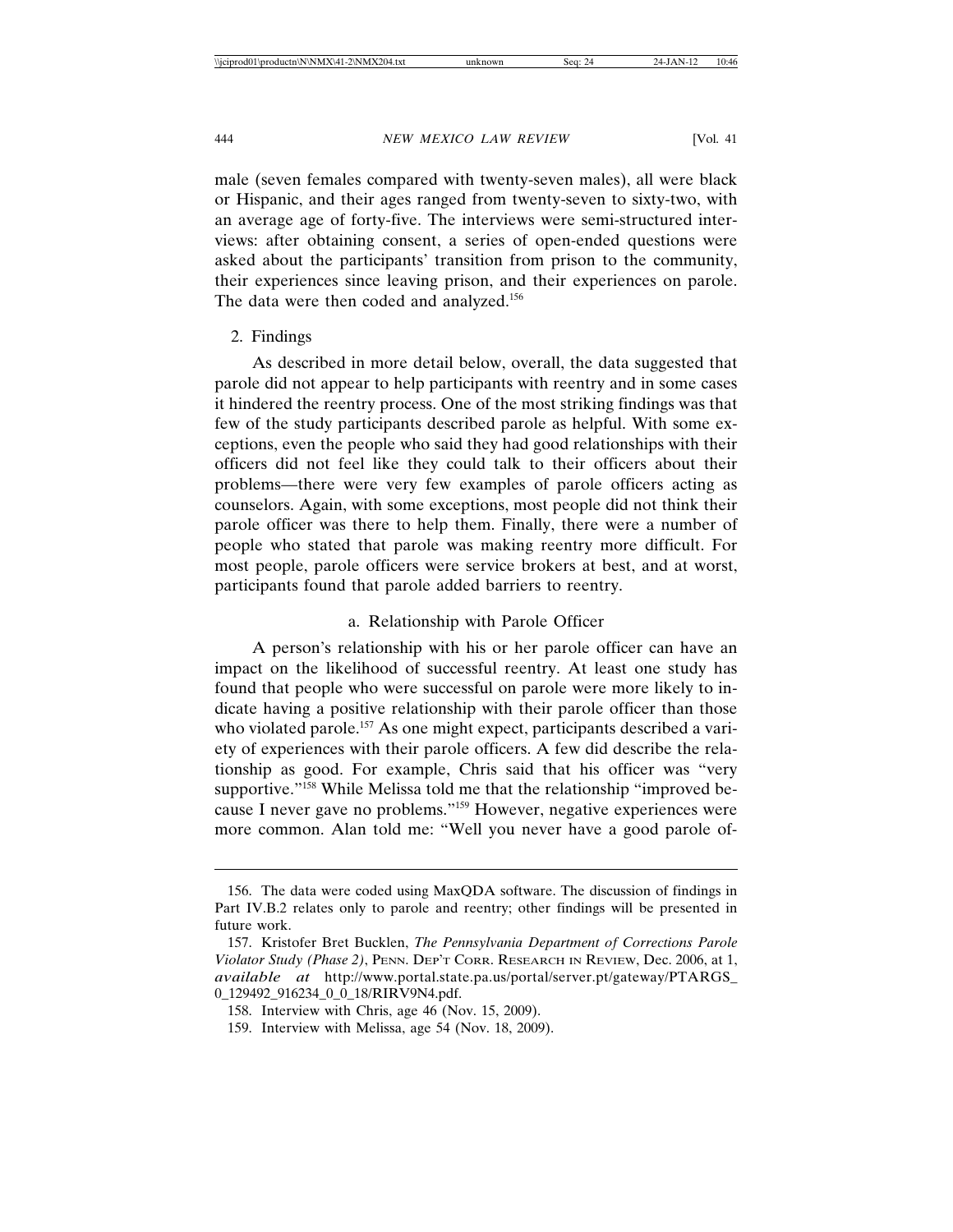male (seven females compared with twenty-seven males), all were black or Hispanic, and their ages ranged from twenty-seven to sixty-two, with an average age of forty-five. The interviews were semi-structured interviews: after obtaining consent, a series of open-ended questions were asked about the participants' transition from prison to the community, their experiences since leaving prison, and their experiences on parole. The data were then coded and analyzed.[156]

### 2. Findings

As described in more detail below, overall, the data suggested that parole did not appear to help participants with reentry and in some cases it hindered the reentry process. One of the most striking findings was that few of the study participants described parole as helpful. With some exceptions, even the people who said they had good relationships with their officers did not feel like they could talk to their officers about their problems—there were very few examples of parole officers acting as counselors. Again, with some exceptions, most people did not think their parole officer was there to help them. Finally, there were a number of people who stated that parole was making reentry more difficult. For most people, parole officers were service brokers at best, and at worst, participants found that parole added barriers to reentry.

#### a. Relationship with Parole Officer

A person's relationship with his or her parole officer can have an impact on the likelihood of successful reentry. At least one study has found that people who were successful on parole were more likely to indicate having a positive relationship with their parole officer than those who violated parole.[157] As one might expect, participants described a variety of experiences with their parole officers. A few did describe the relationship as good. For example, Chris said that his officer was "very supportive."[158] While Melissa told me that the relationship "improved because I never gave no problems."[159] However, negative experiences were more common. Alan told me: "Well you never have a good parole of-

---

156. The data were coded using MaxQDA software. The discussion of findings in Part IV.B.2 relates only to parole and reentry; other findings will be presented in future work.

157. Kristofer Bret Bucklen, *The Pennsylvania Department of Corrections Parole Violator Study (Phase 2)*, PENN. DEP'T CORR. RESEARCH IN REVIEW, Dec. 2006, at 1, *available at* http://www.portal.state.pa.us/portal/server.pt/gateway/PTARGS_0_129492_916234_0_0_18/RIRV9N4.pdf.

158. Interview with Chris, age 46 (Nov. 15, 2009).

159. Interview with Melissa, age 54 (Nov. 18, 2009).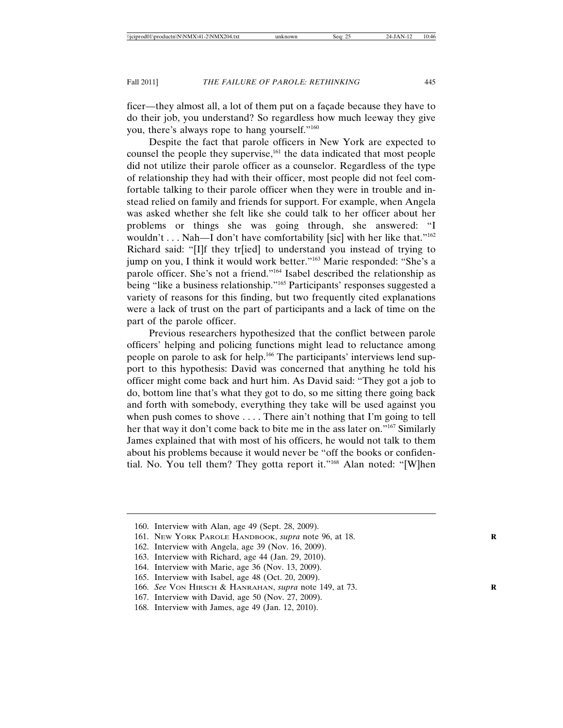ficer—they almost all, a lot of them put on a façade because they have to do their job, you understand? So regardless how much leeway they give you, there's always rope to hang yourself."[160]

Despite the fact that parole officers in New York are expected to counsel the people they supervise,[161] the data indicated that most people did not utilize their parole officer as a counselor. Regardless of the type of relationship they had with their officer, most people did not feel comfortable talking to their parole officer when they were in trouble and instead relied on family and friends for support. For example, when Angela was asked whether she felt like she could talk to her officer about her problems or things she was going through, she answered: "I wouldn't . . . Nah—I don't have comfortability [sic] with her like that."[162] Richard said: "[I]f they tr[ied] to understand you instead of trying to jump on you, I think it would work better."[163] Marie responded: "She's a parole officer. She's not a friend."[164] Isabel described the relationship as being "like a business relationship."[165] Participants' responses suggested a variety of reasons for this finding, but two frequently cited explanations were a lack of trust on the part of participants and a lack of time on the part of the parole officer.

Previous researchers hypothesized that the conflict between parole officers' helping and policing functions might lead to reluctance among people on parole to ask for help.[166] The participants' interviews lend support to this hypothesis: David was concerned that anything he told his officer might come back and hurt him. As David said: "They got a job to do, bottom line that's what they got to do, so me sitting there going back and forth with somebody, everything they take will be used against you when push comes to shove . . . . There ain't nothing that I'm going to tell her that way it don't come back to bite me in the ass later on."[167] Similarly James explained that with most of his officers, he would not talk to them about his problems because it would never be "off the books or confidential. No. You tell them? They gotta report it."[168] Alan noted: "[W]hen

---

160. Interview with Alan, age 49 (Sept. 28, 2009).

161. NEW YORK PAROLE HANDBOOK, *supra* note 96, at 18.

162. Interview with Angela, age 39 (Nov. 16, 2009).

163. Interview with Richard, age 44 (Jan. 29, 2010).

164. Interview with Marie, age 36 (Nov. 13, 2009).

165. Interview with Isabel, age 48 (Oct. 20, 2009).

166. *See* VON HIRSCH & HANRAHAN, *supra* note 149, at 73.

167. Interview with David, age 50 (Nov. 27, 2009).

168. Interview with James, age 49 (Jan. 12, 2010).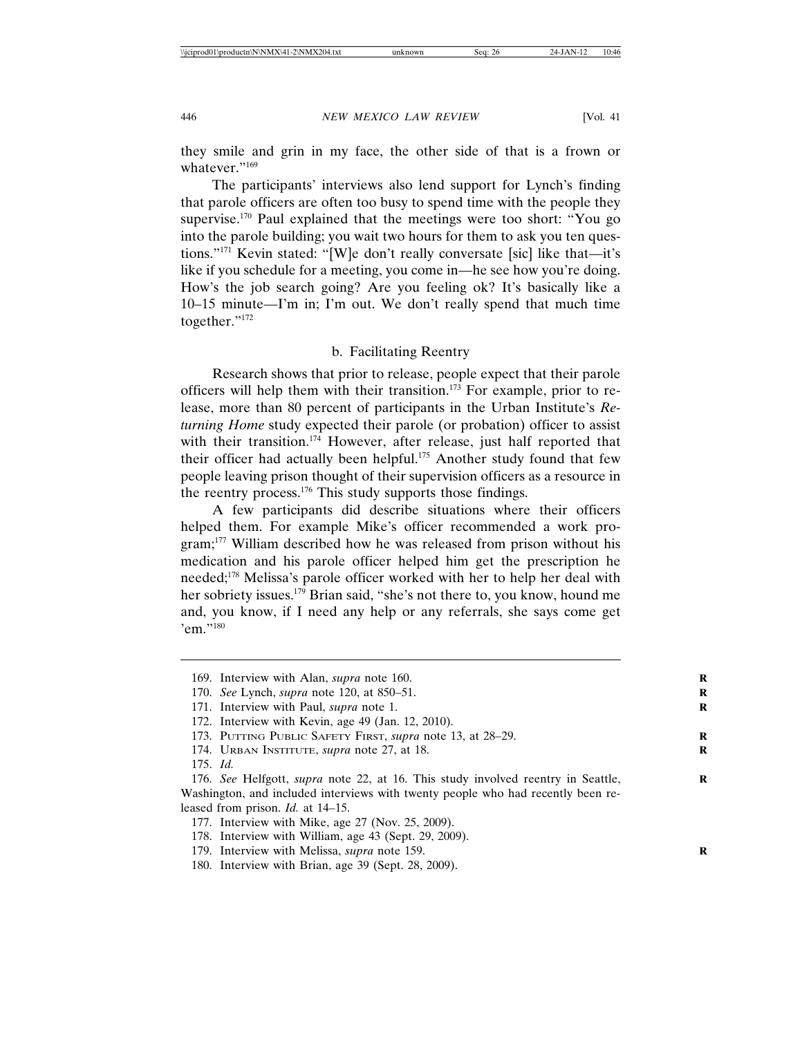they smile and grin in my face, the other side of that is a frown or whatever."[169]

The participants' interviews also lend support for Lynch's finding that parole officers are often too busy to spend time with the people they supervise.[170] Paul explained that the meetings were too short: "You go into the parole building; you wait two hours for them to ask you ten questions."[171] Kevin stated: "[W]e don't really conversate [sic] like that—it's like if you schedule for a meeting, you come in—he see how you're doing. How's the job search going? Are you feeling ok? It's basically like a 10–15 minute—I'm in; I'm out. We don't really spend that much time together."[172]

### b. Facilitating Reentry

Research shows that prior to release, people expect that their parole officers will help them with their transition.[173] For example, prior to release, more than 80 percent of participants in the Urban Institute's *Returning Home* study expected their parole (or probation) officer to assist with their transition.[174] However, after release, just half reported that their officer had actually been helpful.[175] Another study found that few people leaving prison thought of their supervision officers as a resource in the reentry process.[176] This study supports those findings.

A few participants did describe situations where their officers helped them. For example Mike's officer recommended a work program;[177] William described how he was released from prison without his medication and his parole officer helped him get the prescription he needed;[178] Melissa's parole officer worked with her to help her deal with her sobriety issues.[179] Brian said, "she's not there to, you know, hound me and, you know, if I need any help or any referrals, she says come get 'em."[180]

---

169. Interview with Alan, *supra* note 160.
170. *See* Lynch, *supra* note 120, at 850–51.
171. Interview with Paul, *supra* note 1.
172. Interview with Kevin, age 49 (Jan. 12, 2010).
173. PUTTING PUBLIC SAFETY FIRST, *supra* note 13, at 28–29.
174. URBAN INSTITUTE, *supra* note 27, at 18.
175. *Id.*
176. *See* Helfgott, *supra* note 22, at 16. This study involved reentry in Seattle, Washington, and included interviews with twenty people who had recently been released from prison. *Id.* at 14–15.
177. Interview with Mike, age 27 (Nov. 25, 2009).
178. Interview with William, age 43 (Sept. 29, 2009).
179. Interview with Melissa, *supra* note 159.
180. Interview with Brian, age 39 (Sept. 28, 2009).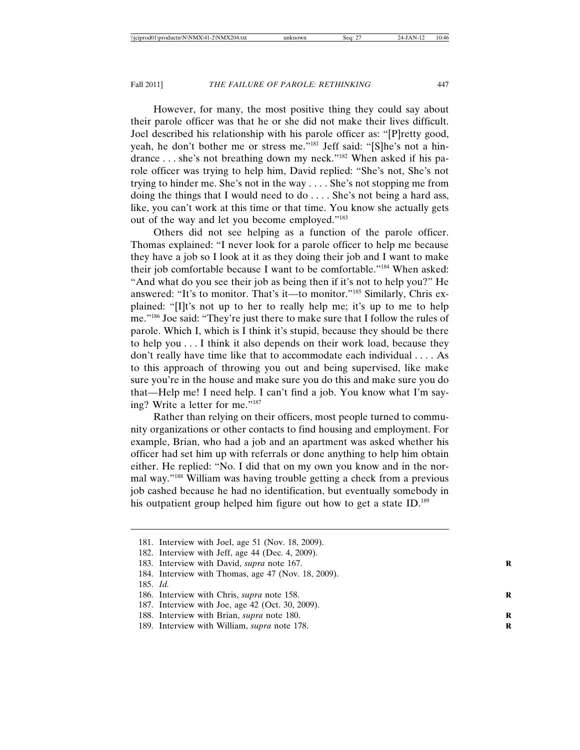However, for many, the most positive thing they could say about their parole officer was that he or she did not make their lives difficult. Joel described his relationship with his parole officer as: "[P]retty good, yeah, he don't bother me or stress me."[181] Jeff said: "[S]he's not a hindrance . . . she's not breathing down my neck."[182] When asked if his parole officer was trying to help him, David replied: "She's not, She's not trying to hinder me. She's not in the way . . . . She's not stopping me from doing the things that I would need to do . . . . She's not being a hard ass, like, you can't work at this time or that time. You know she actually gets out of the way and let you become employed."[183]

Others did not see helping as a function of the parole officer. Thomas explained: "I never look for a parole officer to help me because they have a job so I look at it as they doing their job and I want to make their job comfortable because I want to be comfortable."[184] When asked: "And what do you see their job as being then if it's not to help you?" He answered: "It's to monitor. That's it—to monitor."[185] Similarly, Chris explained: "[I]t's not up to her to really help me; it's up to me to help me."[186] Joe said: "They're just there to make sure that I follow the rules of parole. Which I, which is I think it's stupid, because they should be there to help you . . . I think it also depends on their work load, because they don't really have time like that to accommodate each individual . . . . As to this approach of throwing you out and being supervised, like make sure you're in the house and make sure you do this and make sure you do that—Help me! I need help. I can't find a job. You know what I'm saying? Write a letter for me."[187]

Rather than relying on their officers, most people turned to community organizations or other contacts to find housing and employment. For example, Brian, who had a job and an apartment was asked whether his officer had set him up with referrals or done anything to help him obtain either. He replied: "No. I did that on my own you know and in the normal way."[188] William was having trouble getting a check from a previous job cashed because he had no identification, but eventually somebody in his outpatient group helped him figure out how to get a state ID.[189]

---

181. Interview with Joel, age 51 (Nov. 18, 2009).
182. Interview with Jeff, age 44 (Dec. 4, 2009).
183. Interview with David, *supra* note 167.
184. Interview with Thomas, age 47 (Nov. 18, 2009).
185. *Id.*
186. Interview with Chris, *supra* note 158.
187. Interview with Joe, age 42 (Oct. 30, 2009).
188. Interview with Brian, *supra* note 180.
189. Interview with William, *supra* note 178.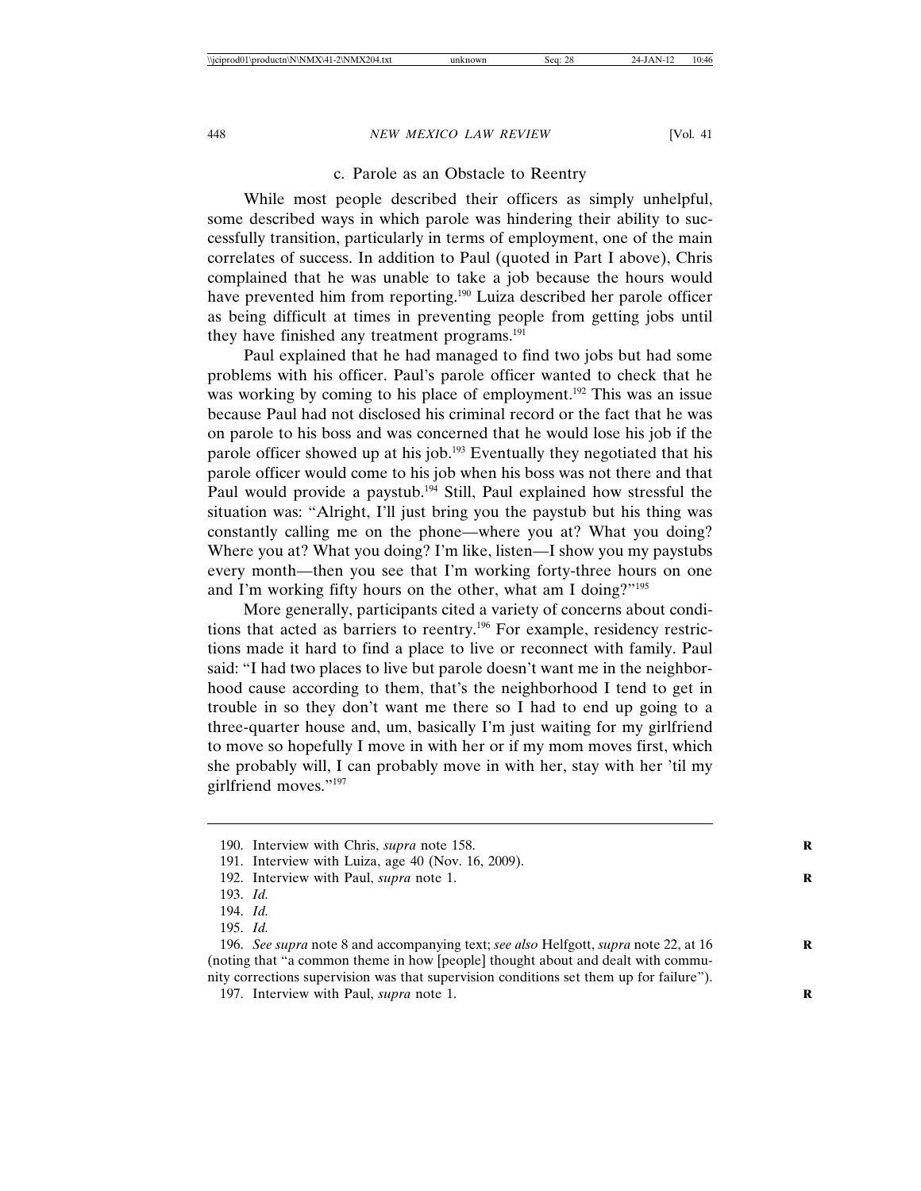### c. Parole as an Obstacle to Reentry

While most people described their officers as simply unhelpful, some described ways in which parole was hindering their ability to successfully transition, particularly in terms of employment, one of the main correlates of success. In addition to Paul (quoted in Part I above), Chris complained that he was unable to take a job because the hours would have prevented him from reporting.[190] Luiza described her parole officer as being difficult at times in preventing people from getting jobs until they have finished any treatment programs.[191]

Paul explained that he had managed to find two jobs but had some problems with his officer. Paul's parole officer wanted to check that he was working by coming to his place of employment.[192] This was an issue because Paul had not disclosed his criminal record or the fact that he was on parole to his boss and was concerned that he would lose his job if the parole officer showed up at his job.[193] Eventually they negotiated that his parole officer would come to his job when his boss was not there and that Paul would provide a paystub.[194] Still, Paul explained how stressful the situation was: "Alright, I'll just bring you the paystub but his thing was constantly calling me on the phone—where you at? What you doing? Where you at? What you doing? I'm like, listen—I show you my paystubs every month—then you see that I'm working forty-three hours on one and I'm working fifty hours on the other, what am I doing?"[195]

More generally, participants cited a variety of concerns about conditions that acted as barriers to reentry.[196] For example, residency restrictions made it hard to find a place to live or reconnect with family. Paul said: "I had two places to live but parole doesn't want me in the neighborhood cause according to them, that's the neighborhood I tend to get in trouble in so they don't want me there so I had to end up going to a three-quarter house and, um, basically I'm just waiting for my girlfriend to move so hopefully I move in with her or if my mom moves first, which she probably will, I can probably move in with her, stay with her 'til my girlfriend moves."[197]

---

190. Interview with Chris, *supra* note 158.

191. Interview with Luiza, age 40 (Nov. 16, 2009).

192. Interview with Paul, *supra* note 1.

193. *Id.*

194. *Id.*

195. *Id.*

196. *See supra* note 8 and accompanying text; *see also* Helfgott, *supra* note 22, at 16 (noting that "a common theme in how [people] thought about and dealt with community corrections supervision was that supervision conditions set them up for failure").

197. Interview with Paul, *supra* note 1.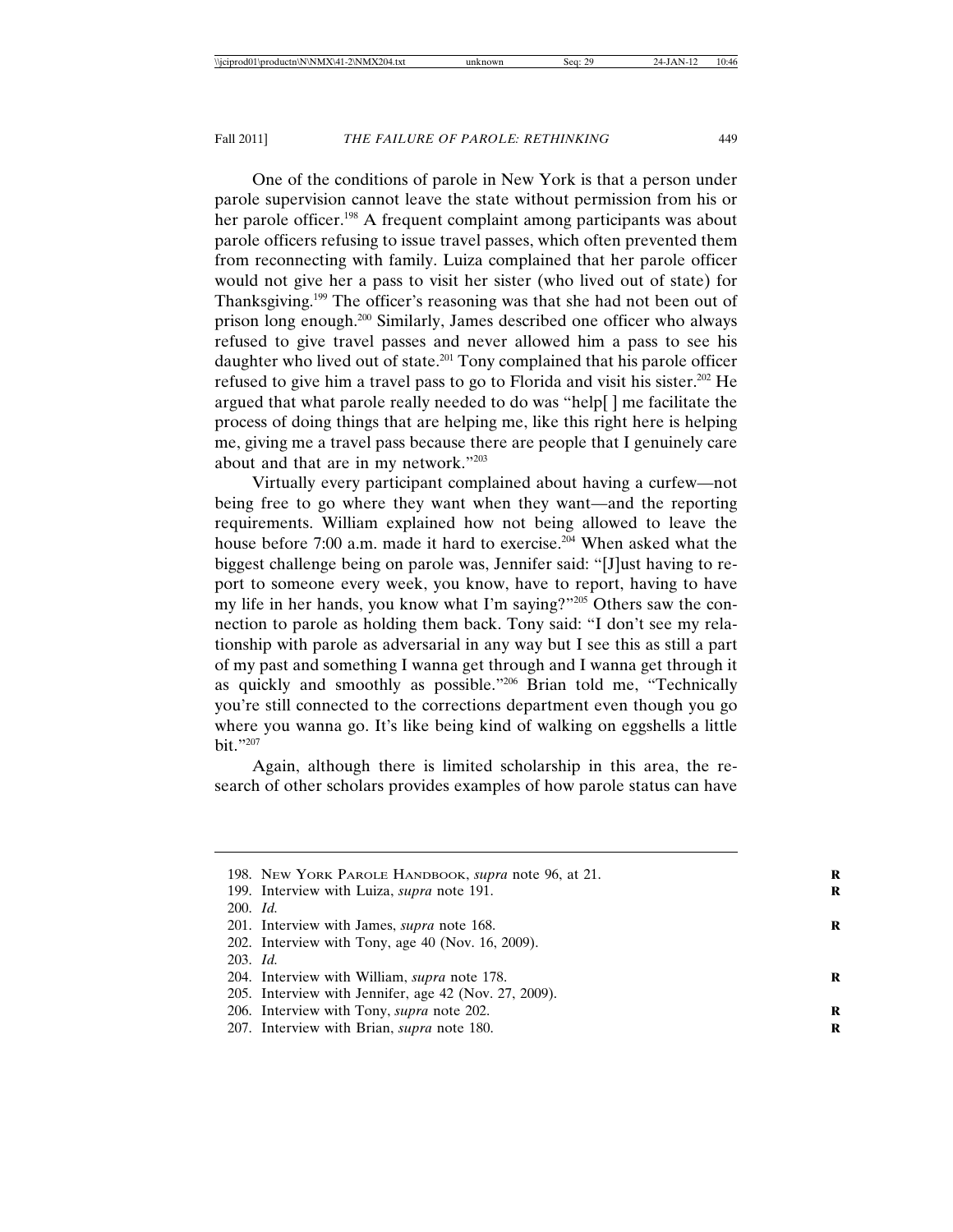One of the conditions of parole in New York is that a person under parole supervision cannot leave the state without permission from his or her parole officer.[198] A frequent complaint among participants was about parole officers refusing to issue travel passes, which often prevented them from reconnecting with family. Luiza complained that her parole officer would not give her a pass to visit her sister (who lived out of state) for Thanksgiving.[199] The officer's reasoning was that she had not been out of prison long enough.[200] Similarly, James described one officer who always refused to give travel passes and never allowed him a pass to see his daughter who lived out of state.[201] Tony complained that his parole officer refused to give him a travel pass to go to Florida and visit his sister.[202] He argued that what parole really needed to do was "help[ ] me facilitate the process of doing things that are helping me, like this right here is helping me, giving me a travel pass because there are people that I genuinely care about and that are in my network."[203]

Virtually every participant complained about having a curfew—not being free to go where they want when they want—and the reporting requirements. William explained how not being allowed to leave the house before 7:00 a.m. made it hard to exercise.[204] When asked what the biggest challenge being on parole was, Jennifer said: "[J]ust having to report to someone every week, you know, have to report, having to have my life in her hands, you know what I'm saying?"[205] Others saw the connection to parole as holding them back. Tony said: "I don't see my relationship with parole as adversarial in any way but I see this as still a part of my past and something I wanna get through and I wanna get through it as quickly and smoothly as possible."[206] Brian told me, "Technically you're still connected to the corrections department even though you go where you wanna go. It's like being kind of walking on eggshells a little bit."[207]

Again, although there is limited scholarship in this area, the research of other scholars provides examples of how parole status can have

---

198. New York Parole Handbook, *supra* note 96, at 21.
199. Interview with Luiza, *supra* note 191.
200. *Id.*
201. Interview with James, *supra* note 168.
202. Interview with Tony, age 40 (Nov. 16, 2009).
203. *Id.*
204. Interview with William, *supra* note 178.
205. Interview with Jennifer, age 42 (Nov. 27, 2009).
206. Interview with Tony, *supra* note 202.
207. Interview with Brian, *supra* note 180.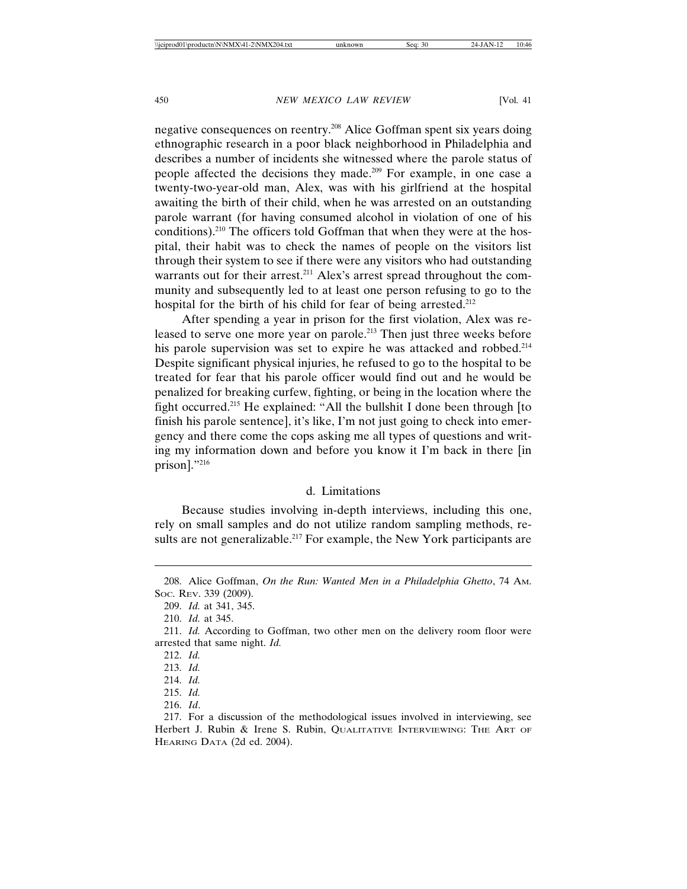negative consequences on reentry.[208] Alice Goffman spent six years doing ethnographic research in a poor black neighborhood in Philadelphia and describes a number of incidents she witnessed where the parole status of people affected the decisions they made.[209] For example, in one case a twenty-two-year-old man, Alex, was with his girlfriend at the hospital awaiting the birth of their child, when he was arrested on an outstanding parole warrant (for having consumed alcohol in violation of one of his conditions).[210] The officers told Goffman that when they were at the hospital, their habit was to check the names of people on the visitors list through their system to see if there were any visitors who had outstanding warrants out for their arrest.[211] Alex's arrest spread throughout the community and subsequently led to at least one person refusing to go to the hospital for the birth of his child for fear of being arrested.[212]

After spending a year in prison for the first violation, Alex was released to serve one more year on parole.[213] Then just three weeks before his parole supervision was set to expire he was attacked and robbed.[214] Despite significant physical injuries, he refused to go to the hospital to be treated for fear that his parole officer would find out and he would be penalized for breaking curfew, fighting, or being in the location where the fight occurred.[215] He explained: "All the bullshit I done been through [to finish his parole sentence], it's like, I'm not just going to check into emergency and there come the cops asking me all types of questions and writing my information down and before you know it I'm back in there [in prison]."[216]

#### d. Limitations

Because studies involving in-depth interviews, including this one, rely on small samples and do not utilize random sampling methods, results are not generalizable.[217] For example, the New York participants are

---

208. Alice Goffman, *On the Run: Wanted Men in a Philadelphia Ghetto*, 74 AM. SOC. REV. 339 (2009).

209. *Id.* at 341, 345.

210. *Id.* at 345.

211. *Id.* According to Goffman, two other men on the delivery room floor were arrested that same night. *Id.*

212. *Id.*

213. *Id.*

214. *Id.*

215. *Id.*

216. *Id*.

217. For a discussion of the methodological issues involved in interviewing, see Herbert J. Rubin & Irene S. Rubin, QUALITATIVE INTERVIEWING: THE ART OF HEARING DATA (2d ed. 2004).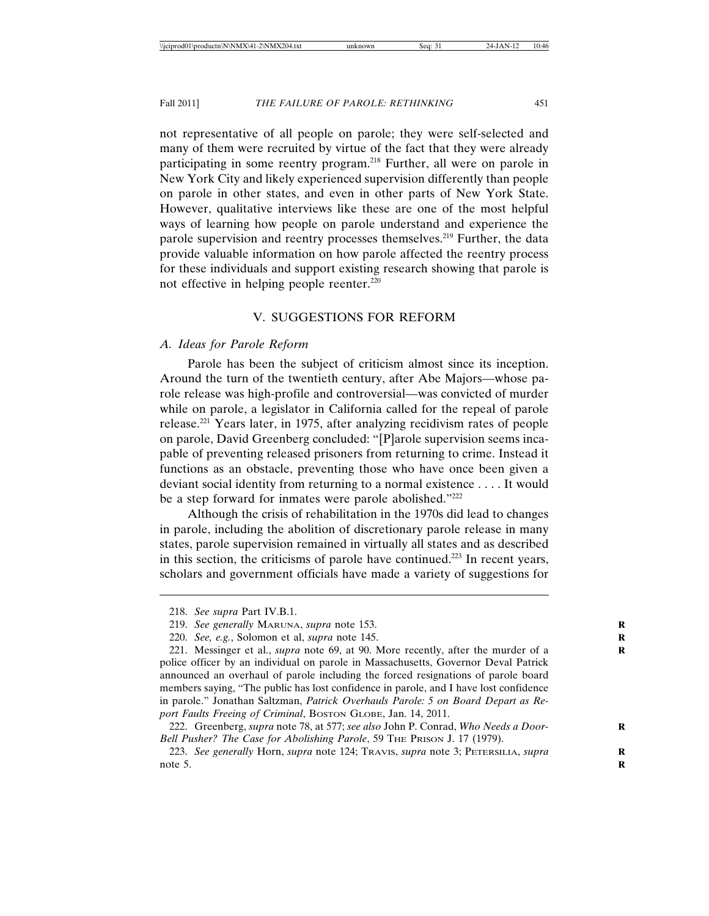not representative of all people on parole; they were self-selected and many of them were recruited by virtue of the fact that they were already participating in some reentry program.[218] Further, all were on parole in New York City and likely experienced supervision differently than people on parole in other states, and even in other parts of New York State. However, qualitative interviews like these are one of the most helpful ways of learning how people on parole understand and experience the parole supervision and reentry processes themselves.[219] Further, the data provide valuable information on how parole affected the reentry process for these individuals and support existing research showing that parole is not effective in helping people reenter.[220]

## V. SUGGESTIONS FOR REFORM

### *A. Ideas for Parole Reform*

Parole has been the subject of criticism almost since its inception. Around the turn of the twentieth century, after Abe Majors—whose parole release was high-profile and controversial—was convicted of murder while on parole, a legislator in California called for the repeal of parole release.[221] Years later, in 1975, after analyzing recidivism rates of people on parole, David Greenberg concluded: "[P]arole supervision seems incapable of preventing released prisoners from returning to crime. Instead it functions as an obstacle, preventing those who have once been given a deviant social identity from returning to a normal existence . . . . It would be a step forward for inmates were parole abolished."[222]

Although the crisis of rehabilitation in the 1970s did lead to changes in parole, including the abolition of discretionary parole release in many states, parole supervision remained in virtually all states and as described in this section, the criticisms of parole have continued.[223] In recent years, scholars and government officials have made a variety of suggestions for

218. *See supra* Part IV.B.1.

219. *See generally* MARUNA, *supra* note 153.

220. *See, e.g.*, Solomon et al, *supra* note 145.

221. Messinger et al., *supra* note 69, at 90. More recently, after the murder of a police officer by an individual on parole in Massachusetts, Governor Deval Patrick announced an overhaul of parole including the forced resignations of parole board members saying, "The public has lost confidence in parole, and I have lost confidence in parole." Jonathan Saltzman, *Patrick Overhauls Parole: 5 on Board Depart as Report Faults Freeing of Criminal*, BOSTON GLOBE, Jan. 14, 2011.

222. Greenberg, *supra* note 78, at 577; *see also* John P. Conrad, *Who Needs a Door-Bell Pusher? The Case for Abolishing Parole*, 59 THE PRISON J. 17 (1979).

223. *See generally* Horn, *supra* note 124; TRAVIS, *supra* note 3; PETERSILIA, *supra* note 5.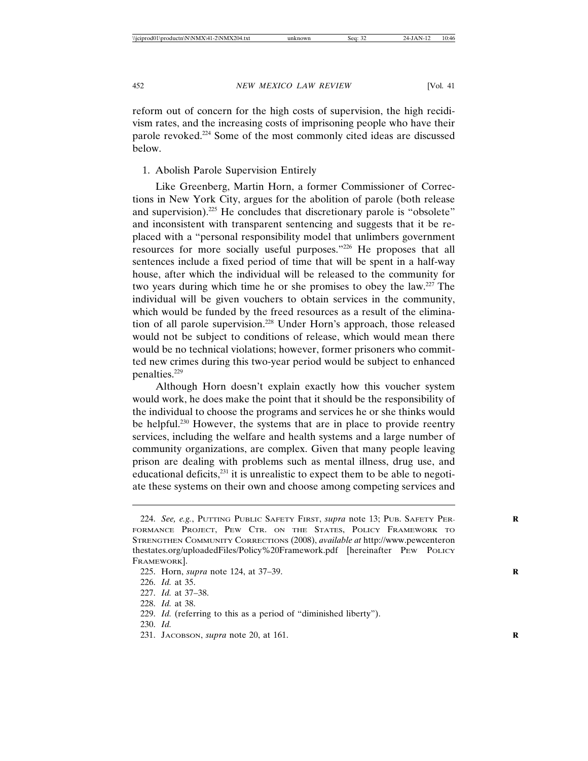reform out of concern for the high costs of supervision, the high recidivism rates, and the increasing costs of imprisoning people who have their parole revoked.[224] Some of the most commonly cited ideas are discussed below.

1. Abolish Parole Supervision Entirely

Like Greenberg, Martin Horn, a former Commissioner of Corrections in New York City, argues for the abolition of parole (both release and supervision).[225] He concludes that discretionary parole is "obsolete" and inconsistent with transparent sentencing and suggests that it be replaced with a "personal responsibility model that unlimbers government resources for more socially useful purposes."[226] He proposes that all sentences include a fixed period of time that will be spent in a half-way house, after which the individual will be released to the community for two years during which time he or she promises to obey the law.[227] The individual will be given vouchers to obtain services in the community, which would be funded by the freed resources as a result of the elimination of all parole supervision.[228] Under Horn's approach, those released would not be subject to conditions of release, which would mean there would be no technical violations; however, former prisoners who committed new crimes during this two-year period would be subject to enhanced penalties.[229]

Although Horn doesn't explain exactly how this voucher system would work, he does make the point that it should be the responsibility of the individual to choose the programs and services he or she thinks would be helpful.[230] However, the systems that are in place to provide reentry services, including the welfare and health systems and a large number of community organizations, are complex. Given that many people leaving prison are dealing with problems such as mental illness, drug use, and educational deficits,[231] it is unrealistic to expect them to be able to negotiate these systems on their own and choose among competing services and

---

224. *See, e.g.*, PUTTING PUBLIC SAFETY FIRST, *supra* note 13; PUB. SAFETY PERFORMANCE PROJECT, PEW CTR. ON THE STATES, POLICY FRAMEWORK TO STRENGTHEN COMMUNITY CORRECTIONS (2008), *available at* http://www.pewcenteronthestates.org/uploadedFiles/Policy%20Framework.pdf [hereinafter PEW POLICY FRAMEWORK].

225. Horn, *supra* note 124, at 37–39.

226. *Id.* at 35.

227. *Id.* at 37–38.

228. *Id.* at 38.

229. *Id.* (referring to this as a period of "diminished liberty").

230. *Id.*

231. JACOBSON, *supra* note 20, at 161.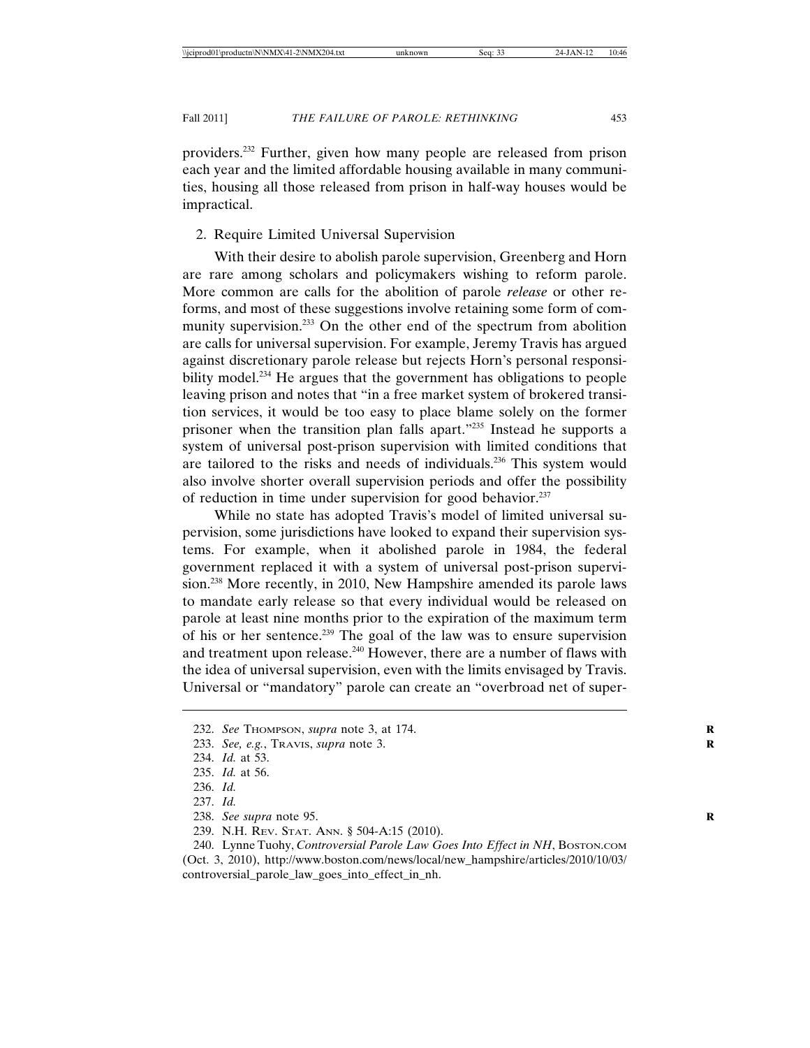providers.[232] Further, given how many people are released from prison each year and the limited affordable housing available in many communities, housing all those released from prison in half-way houses would be impractical.

2. Require Limited Universal Supervision

With their desire to abolish parole supervision, Greenberg and Horn are rare among scholars and policymakers wishing to reform parole. More common are calls for the abolition of parole *release* or other reforms, and most of these suggestions involve retaining some form of community supervision.[233] On the other end of the spectrum from abolition are calls for universal supervision. For example, Jeremy Travis has argued against discretionary parole release but rejects Horn's personal responsibility model.[234] He argues that the government has obligations to people leaving prison and notes that "in a free market system of brokered transition services, it would be too easy to place blame solely on the former prisoner when the transition plan falls apart."[235] Instead he supports a system of universal post-prison supervision with limited conditions that are tailored to the risks and needs of individuals.[236] This system would also involve shorter overall supervision periods and offer the possibility of reduction in time under supervision for good behavior.[237]

While no state has adopted Travis's model of limited universal supervision, some jurisdictions have looked to expand their supervision systems. For example, when it abolished parole in 1984, the federal government replaced it with a system of universal post-prison supervision.[238] More recently, in 2010, New Hampshire amended its parole laws to mandate early release so that every individual would be released on parole at least nine months prior to the expiration of the maximum term of his or her sentence.[239] The goal of the law was to ensure supervision and treatment upon release.[240] However, there are a number of flaws with the idea of universal supervision, even with the limits envisaged by Travis. Universal or "mandatory" parole can create an "overbroad net of super-

232. *See* Thompson, *supra* note 3, at 174.

233. *See, e.g.*, Travis, *supra* note 3.

234. *Id.* at 53.

235. *Id.* at 56.

236. *Id.*

237. *Id.*

238. *See supra* note 95.

239. N.H. Rev. Stat. Ann. § 504-A:15 (2010).

240. Lynne Tuohy, *Controversial Parole Law Goes Into Effect in NH*, Boston.com (Oct. 3, 2010), http://www.boston.com/news/local/new_hampshire/articles/2010/10/03/controversial_parole_law_goes_into_effect_in_nh.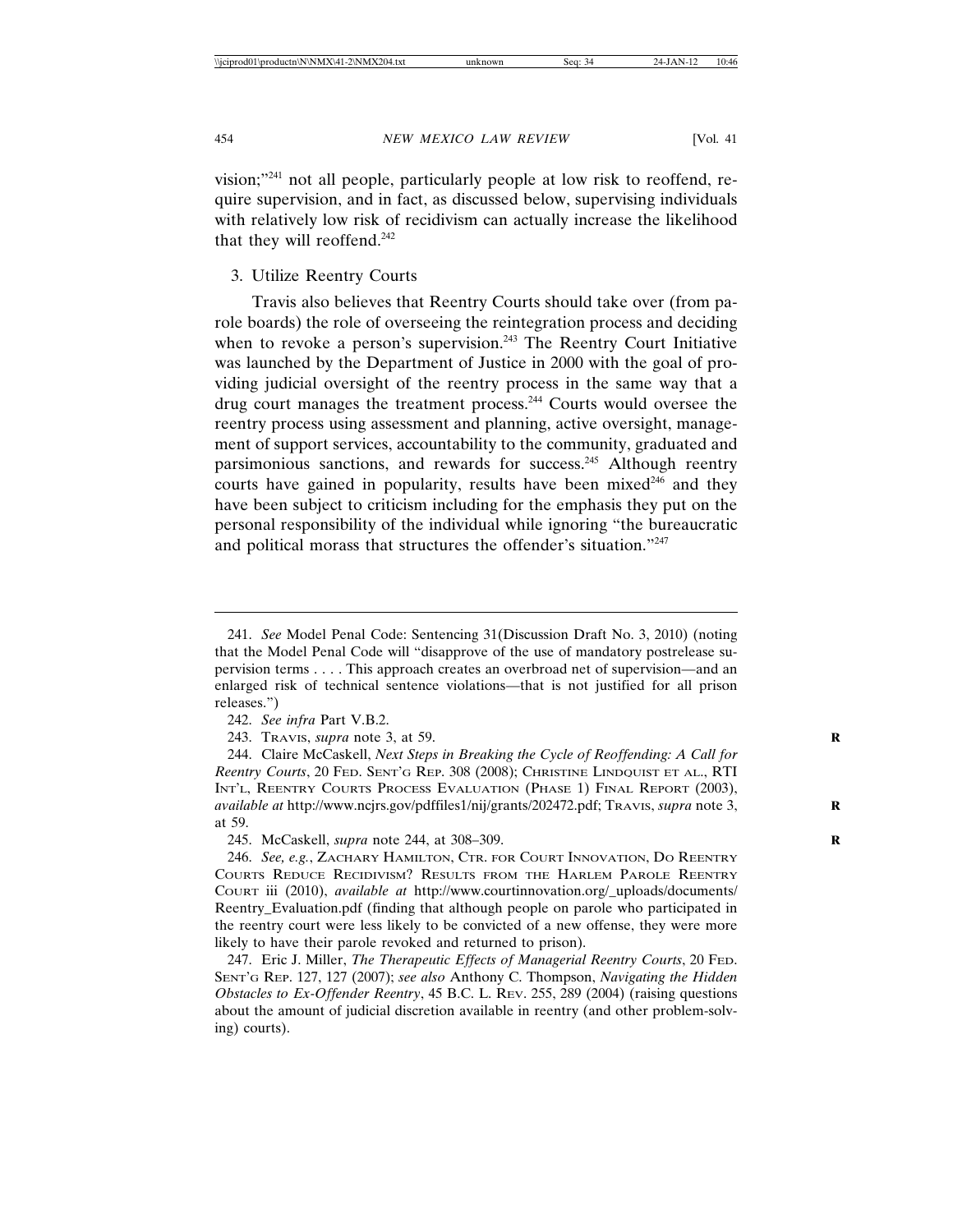vision;"[241] not all people, particularly people at low risk to reoffend, require supervision, and in fact, as discussed below, supervising individuals with relatively low risk of recidivism can actually increase the likelihood that they will reoffend.[242]

### 3. Utilize Reentry Courts

Travis also believes that Reentry Courts should take over (from parole boards) the role of overseeing the reintegration process and deciding when to revoke a person's supervision.[243] The Reentry Court Initiative was launched by the Department of Justice in 2000 with the goal of providing judicial oversight of the reentry process in the same way that a drug court manages the treatment process.[244] Courts would oversee the reentry process using assessment and planning, active oversight, management of support services, accountability to the community, graduated and parsimonious sanctions, and rewards for success.[245] Although reentry courts have gained in popularity, results have been mixed[246] and they have been subject to criticism including for the emphasis they put on the personal responsibility of the individual while ignoring "the bureaucratic and political morass that structures the offender's situation."[247]

---

241. *See* Model Penal Code: Sentencing 31(Discussion Draft No. 3, 2010) (noting that the Model Penal Code will "disapprove of the use of mandatory postrelease supervision terms . . . . This approach creates an overbroad net of supervision—and an enlarged risk of technical sentence violations—that is not justified for all prison releases.")

242. *See infra* Part V.B.2.

243. TRAVIS, *supra* note 3, at 59.

244. Claire McCaskell, *Next Steps in Breaking the Cycle of Reoffending: A Call for Reentry Courts*, 20 FED. SENT'G REP. 308 (2008); CHRISTINE LINDQUIST ET AL., RTI INT'L, REENTRY COURTS PROCESS EVALUATION (PHASE 1) FINAL REPORT (2003), *available at* http://www.ncjrs.gov/pdffiles1/nij/grants/202472.pdf; TRAVIS, *supra* note 3, at 59.

245. McCaskell, *supra* note 244, at 308–309.

246. *See, e.g.*, ZACHARY HAMILTON, CTR. FOR COURT INNOVATION, DO REENTRY COURTS REDUCE RECIDIVISM? RESULTS FROM THE HARLEM PAROLE REENTRY COURT iii (2010), *available at* http://www.courtinnovation.org/_uploads/documents/Reentry_Evaluation.pdf (finding that although people on parole who participated in the reentry court were less likely to be convicted of a new offense, they were more likely to have their parole revoked and returned to prison).

247. Eric J. Miller, *The Therapeutic Effects of Managerial Reentry Courts*, 20 FED. SENT'G REP. 127, 127 (2007); *see also* Anthony C. Thompson, *Navigating the Hidden Obstacles to Ex-Offender Reentry*, 45 B.C. L. REV. 255, 289 (2004) (raising questions about the amount of judicial discretion available in reentry (and other problem-solving) courts).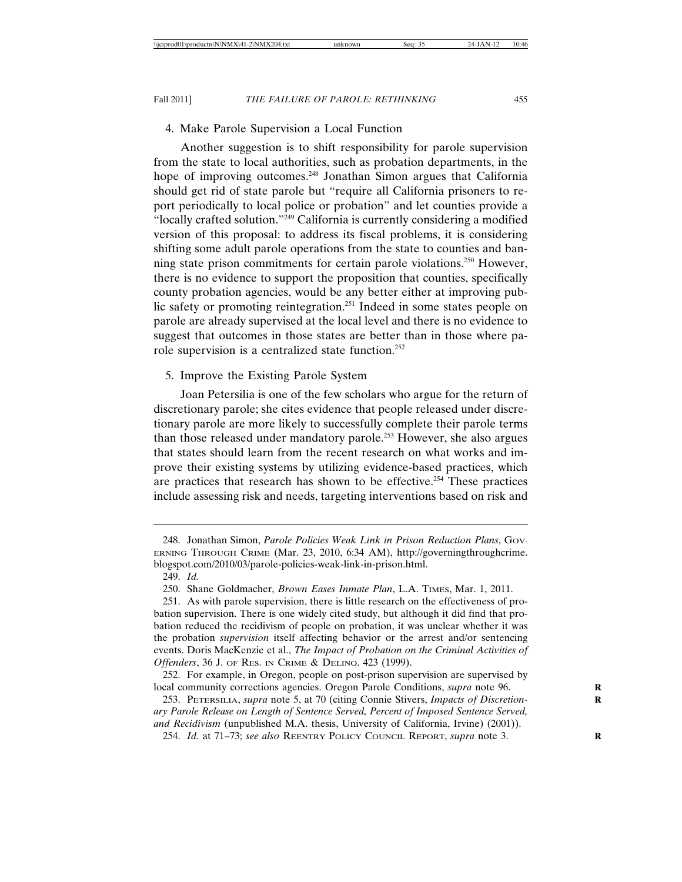### 4. Make Parole Supervision a Local Function

Another suggestion is to shift responsibility for parole supervision from the state to local authorities, such as probation departments, in the hope of improving outcomes.[248] Jonathan Simon argues that California should get rid of state parole but "require all California prisoners to report periodically to local police or probation" and let counties provide a "locally crafted solution."[249] California is currently considering a modified version of this proposal: to address its fiscal problems, it is considering shifting some adult parole operations from the state to counties and banning state prison commitments for certain parole violations.[250] However, there is no evidence to support the proposition that counties, specifically county probation agencies, would be any better either at improving public safety or promoting reintegration.[251] Indeed in some states people on parole are already supervised at the local level and there is no evidence to suggest that outcomes in those states are better than in those where parole supervision is a centralized state function.[252]

### 5. Improve the Existing Parole System

Joan Petersilia is one of the few scholars who argue for the return of discretionary parole; she cites evidence that people released under discretionary parole are more likely to successfully complete their parole terms than those released under mandatory parole.[253] However, she also argues that states should learn from the recent research on what works and improve their existing systems by utilizing evidence-based practices, which are practices that research has shown to be effective.[254] These practices include assessing risk and needs, targeting interventions based on risk and

---

248. Jonathan Simon, *Parole Policies Weak Link in Prison Reduction Plans*, GOVERNING THROUGH CRIME (Mar. 23, 2010, 6:34 AM), http://governingthroughcrime.blogspot.com/2010/03/parole-policies-weak-link-in-prison.html.

249. *Id.*

250. Shane Goldmacher, *Brown Eases Inmate Plan*, L.A. TIMES, Mar. 1, 2011.

251. As with parole supervision, there is little research on the effectiveness of probation supervision. There is one widely cited study, but although it did find that probation reduced the recidivism of people on probation, it was unclear whether it was the probation *supervision* itself affecting behavior or the arrest and/or sentencing events. Doris MacKenzie et al., *The Impact of Probation on the Criminal Activities of Offenders*, 36 J. OF RES. IN CRIME & DELINQ. 423 (1999).

252. For example, in Oregon, people on post-prison supervision are supervised by local community corrections agencies. Oregon Parole Conditions, *supra* note 96.

253. PETERSILIA, *supra* note 5, at 70 (citing Connie Stivers, *Impacts of Discretionary Parole Release on Length of Sentence Served, Percent of Imposed Sentence Served, and Recidivism* (unpublished M.A. thesis, University of California, Irvine) (2001)).

254. *Id.* at 71–73; *see also* REENTRY POLICY COUNCIL REPORT, *supra* note 3.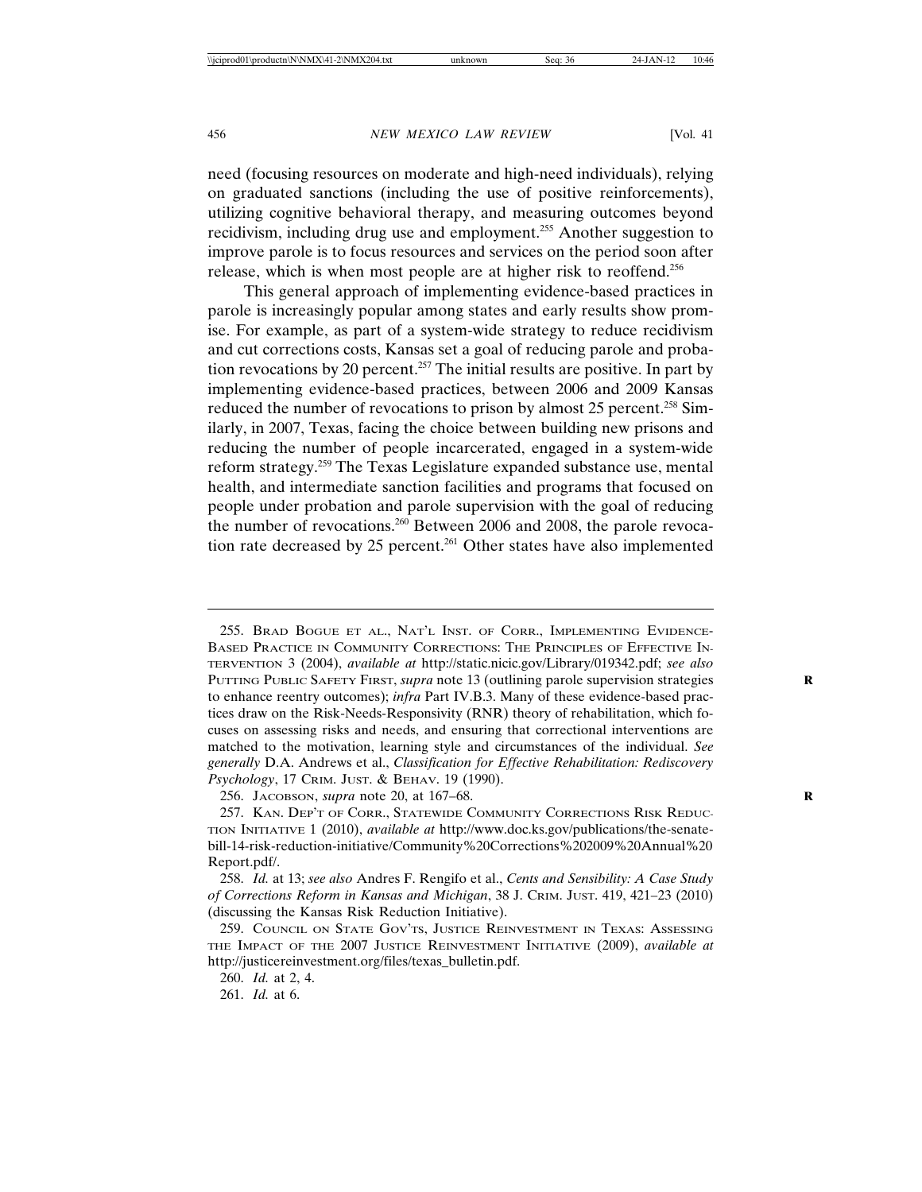need (focusing resources on moderate and high-need individuals), relying on graduated sanctions (including the use of positive reinforcements), utilizing cognitive behavioral therapy, and measuring outcomes beyond recidivism, including drug use and employment.[255] Another suggestion to improve parole is to focus resources and services on the period soon after release, which is when most people are at higher risk to reoffend.[256]

This general approach of implementing evidence-based practices in parole is increasingly popular among states and early results show promise. For example, as part of a system-wide strategy to reduce recidivism and cut corrections costs, Kansas set a goal of reducing parole and probation revocations by 20 percent.[257] The initial results are positive. In part by implementing evidence-based practices, between 2006 and 2009 Kansas reduced the number of revocations to prison by almost 25 percent.[258] Similarly, in 2007, Texas, facing the choice between building new prisons and reducing the number of people incarcerated, engaged in a system-wide reform strategy.[259] The Texas Legislature expanded substance use, mental health, and intermediate sanction facilities and programs that focused on people under probation and parole supervision with the goal of reducing the number of revocations.[260] Between 2006 and 2008, the parole revocation rate decreased by 25 percent.[261] Other states have also implemented

---

255. BRAD BOGUE ET AL., NAT'L INST. OF CORR., IMPLEMENTING EVIDENCE-BASED PRACTICE IN COMMUNITY CORRECTIONS: THE PRINCIPLES OF EFFECTIVE INTERVENTION 3 (2004), *available at* http://static.nicic.gov/Library/019342.pdf; *see also* PUTTING PUBLIC SAFETY FIRST, *supra* note 13 (outlining parole supervision strategies to enhance reentry outcomes); *infra* Part IV.B.3. Many of these evidence-based practices draw on the Risk-Needs-Responsivity (RNR) theory of rehabilitation, which focuses on assessing risks and needs, and ensuring that correctional interventions are matched to the motivation, learning style and circumstances of the individual. *See generally* D.A. Andrews et al., *Classification for Effective Rehabilitation: Rediscovery Psychology*, 17 CRIM. JUST. & BEHAV. 19 (1990).

256. JACOBSON, *supra* note 20, at 167–68.

257. KAN. DEP'T OF CORR., STATEWIDE COMMUNITY CORRECTIONS RISK REDUCTION INITIATIVE 1 (2010), *available at* http://www.doc.ks.gov/publications/the-senate-bill-14-risk-reduction-initiative/Community%20Corrections%202009%20Annual%20Report.pdf/.

258. *Id.* at 13; *see also* Andres F. Rengifo et al., *Cents and Sensibility: A Case Study of Corrections Reform in Kansas and Michigan*, 38 J. CRIM. JUST. 419, 421–23 (2010) (discussing the Kansas Risk Reduction Initiative).

259. COUNCIL ON STATE GOV'TS, JUSTICE REINVESTMENT IN TEXAS: ASSESSING THE IMPACT OF THE 2007 JUSTICE REINVESTMENT INITIATIVE (2009), *available at* http://justicereinvestment.org/files/texas_bulletin.pdf.

260. *Id.* at 2, 4.

261. *Id.* at 6.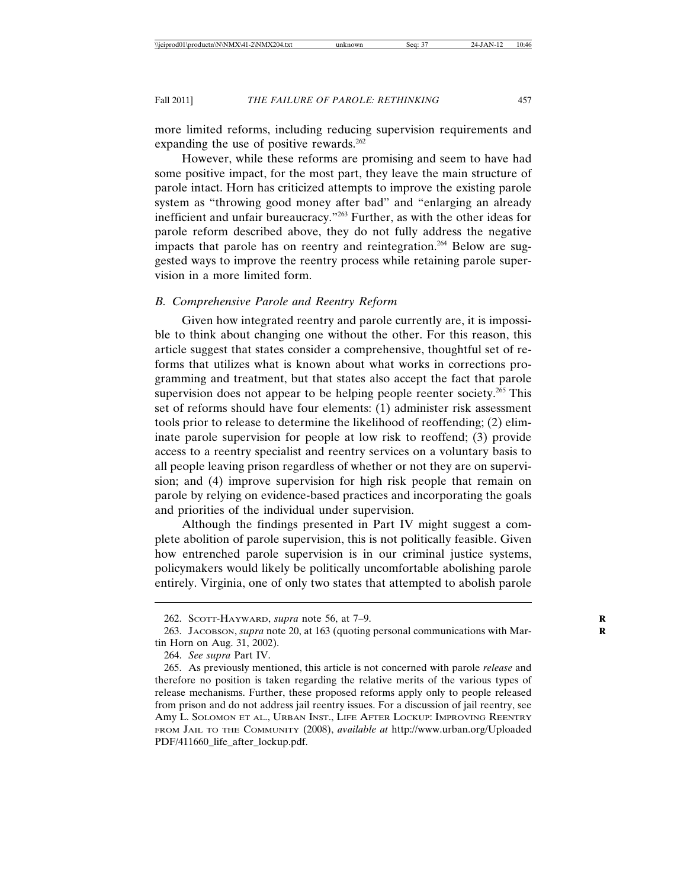more limited reforms, including reducing supervision requirements and expanding the use of positive rewards.[262]

However, while these reforms are promising and seem to have had some positive impact, for the most part, they leave the main structure of parole intact. Horn has criticized attempts to improve the existing parole system as "throwing good money after bad" and "enlarging an already inefficient and unfair bureaucracy."[263] Further, as with the other ideas for parole reform described above, they do not fully address the negative impacts that parole has on reentry and reintegration.[264] Below are suggested ways to improve the reentry process while retaining parole supervision in a more limited form.

### *B. Comprehensive Parole and Reentry Reform*

Given how integrated reentry and parole currently are, it is impossible to think about changing one without the other. For this reason, this article suggest that states consider a comprehensive, thoughtful set of reforms that utilizes what is known about what works in corrections programming and treatment, but that states also accept the fact that parole supervision does not appear to be helping people reenter society.[265] This set of reforms should have four elements: (1) administer risk assessment tools prior to release to determine the likelihood of reoffending; (2) eliminate parole supervision for people at low risk to reoffend; (3) provide access to a reentry specialist and reentry services on a voluntary basis to all people leaving prison regardless of whether or not they are on supervision; and (4) improve supervision for high risk people that remain on parole by relying on evidence-based practices and incorporating the goals and priorities of the individual under supervision.

Although the findings presented in Part IV might suggest a complete abolition of parole supervision, this is not politically feasible. Given how entrenched parole supervision is in our criminal justice systems, policymakers would likely be politically uncomfortable abolishing parole entirely. Virginia, one of only two states that attempted to abolish parole

---

262. Scott-Hayward, *supra* note 56, at 7–9.

263. Jacobson, *supra* note 20, at 163 (quoting personal communications with Martin Horn on Aug. 31, 2002).

264. *See supra* Part IV.

265. As previously mentioned, this article is not concerned with parole *release* and therefore no position is taken regarding the relative merits of the various types of release mechanisms. Further, these proposed reforms apply only to people released from prison and do not address jail reentry issues. For a discussion of jail reentry, see Amy L. Solomon et al., Urban Inst., Life After Lockup: Improving Reentry from Jail to the Community (2008), *available at* http://www.urban.org/UploadedPDF/411660_life_after_lockup.pdf.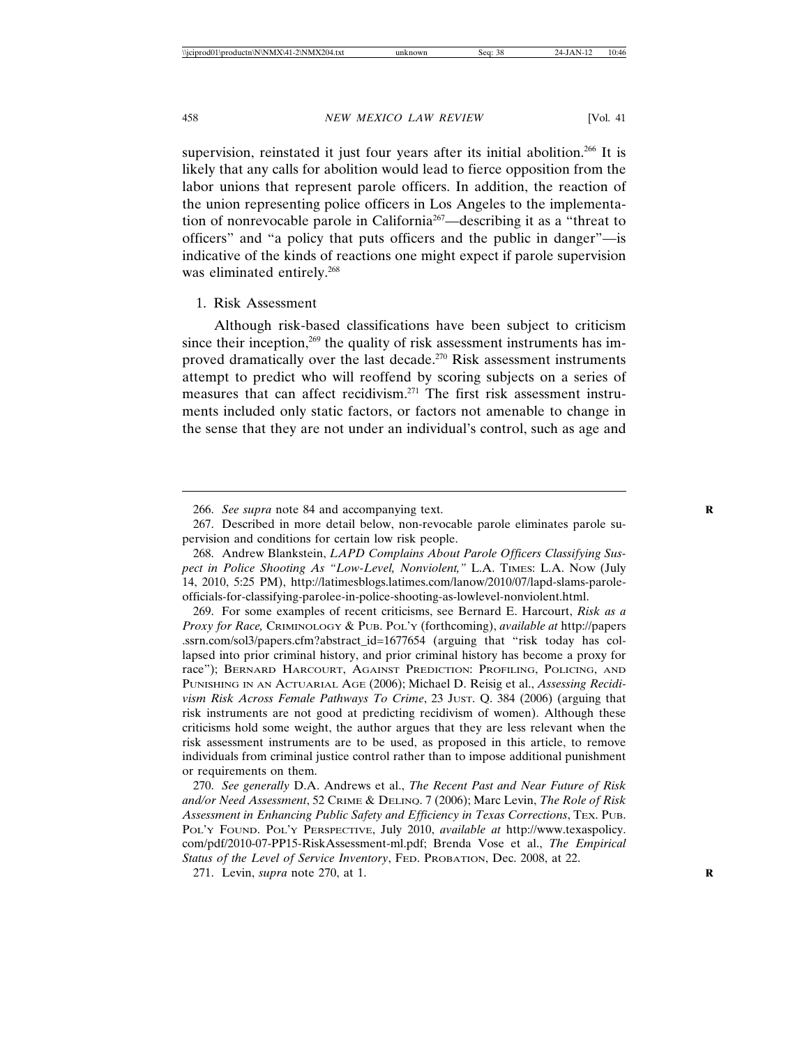supervision, reinstated it just four years after its initial abolition.[266] It is likely that any calls for abolition would lead to fierce opposition from the labor unions that represent parole officers. In addition, the reaction of the union representing police officers in Los Angeles to the implementation of nonrevocable parole in California[267]—describing it as a "threat to officers" and "a policy that puts officers and the public in danger"—is indicative of the kinds of reactions one might expect if parole supervision was eliminated entirely.[268]

1. Risk Assessment

Although risk-based classifications have been subject to criticism since their inception,[269] the quality of risk assessment instruments has improved dramatically over the last decade.[270] Risk assessment instruments attempt to predict who will reoffend by scoring subjects on a series of measures that can affect recidivism.[271] The first risk assessment instruments included only static factors, or factors not amenable to change in the sense that they are not under an individual's control, such as age and

---

266. *See supra* note 84 and accompanying text.

267. Described in more detail below, non-revocable parole eliminates parole supervision and conditions for certain low risk people.

268. Andrew Blankstein, *LAPD Complains About Parole Officers Classifying Suspect in Police Shooting As "Low-Level, Nonviolent,"* L.A. Times: L.A. Now (July 14, 2010, 5:25 PM), http://latimesblogs.latimes.com/lanow/2010/07/lapd-slams-parole-officials-for-classifying-parolee-in-police-shooting-as-lowlevel-nonviolent.html.

269. For some examples of recent criticisms, see Bernard E. Harcourt, *Risk as a Proxy for Race,* Criminology & Pub. Pol'y (forthcoming), *available at* http://papers.ssrn.com/sol3/papers.cfm?abstract_id=1677654 (arguing that "risk today has collapsed into prior criminal history, and prior criminal history has become a proxy for race"); Bernard Harcourt, Against Prediction: Profiling, Policing, and Punishing in an Actuarial Age (2006); Michael D. Reisig et al., *Assessing Recidivism Risk Across Female Pathways To Crime*, 23 Just. Q. 384 (2006) (arguing that risk instruments are not good at predicting recidivism of women). Although these criticisms hold some weight, the author argues that they are less relevant when the risk assessment instruments are to be used, as proposed in this article, to remove individuals from criminal justice control rather than to impose additional punishment or requirements on them.

270. *See generally* D.A. Andrews et al., *The Recent Past and Near Future of Risk and/or Need Assessment*, 52 Crime & Delinq. 7 (2006); Marc Levin, *The Role of Risk Assessment in Enhancing Public Safety and Efficiency in Texas Corrections*, Tex. Pub. Pol'y Found. Pol'y Perspective, July 2010, *available at* http://www.texaspolicy.com/pdf/2010-07-PP15-RiskAssessment-ml.pdf; Brenda Vose et al., *The Empirical Status of the Level of Service Inventory*, Fed. Probation, Dec. 2008, at 22.

271. Levin, *supra* note 270, at 1.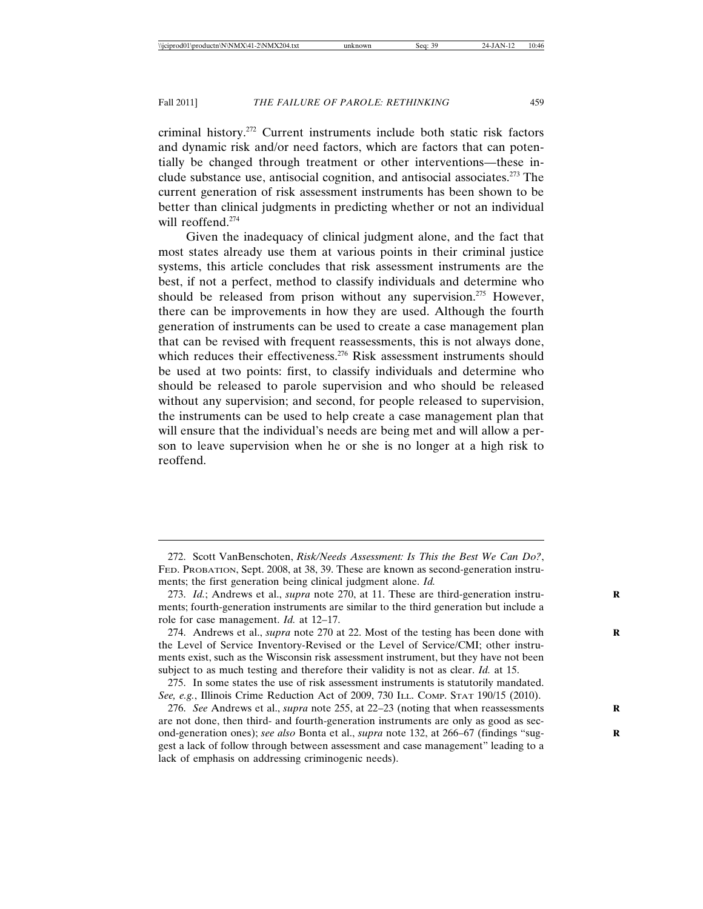criminal history.[272] Current instruments include both static risk factors and dynamic risk and/or need factors, which are factors that can potentially be changed through treatment or other interventions—these include substance use, antisocial cognition, and antisocial associates.[273] The current generation of risk assessment instruments has been shown to be better than clinical judgments in predicting whether or not an individual will reoffend.[274]

Given the inadequacy of clinical judgment alone, and the fact that most states already use them at various points in their criminal justice systems, this article concludes that risk assessment instruments are the best, if not a perfect, method to classify individuals and determine who should be released from prison without any supervision.[275] However, there can be improvements in how they are used. Although the fourth generation of instruments can be used to create a case management plan that can be revised with frequent reassessments, this is not always done, which reduces their effectiveness.[276] Risk assessment instruments should be used at two points: first, to classify individuals and determine who should be released to parole supervision and who should be released without any supervision; and second, for people released to supervision, the instruments can be used to help create a case management plan that will ensure that the individual's needs are being met and will allow a person to leave supervision when he or she is no longer at a high risk to reoffend.

---

272. Scott VanBenschoten, *Risk/Needs Assessment: Is This the Best We Can Do?*, FED. PROBATION, Sept. 2008, at 38, 39. These are known as second-generation instruments; the first generation being clinical judgment alone. *Id.*

273. *Id.*; Andrews et al., *supra* note 270, at 11. These are third-generation instruments; fourth-generation instruments are similar to the third generation but include a role for case management. *Id.* at 12–17.

274. Andrews et al., *supra* note 270 at 22. Most of the testing has been done with the Level of Service Inventory-Revised or the Level of Service/CMI; other instruments exist, such as the Wisconsin risk assessment instrument, but they have not been subject to as much testing and therefore their validity is not as clear. *Id.* at 15.

275. In some states the use of risk assessment instruments is statutorily mandated. *See, e.g.*, Illinois Crime Reduction Act of 2009, 730 ILL. COMP. STAT 190/15 (2010).

276. *See* Andrews et al., *supra* note 255, at 22–23 (noting that when reassessments are not done, then third- and fourth-generation instruments are only as good as second-generation ones); *see also* Bonta et al., *supra* note 132, at 266–67 (findings "suggest a lack of follow through between assessment and case management" leading to a lack of emphasis on addressing criminogenic needs).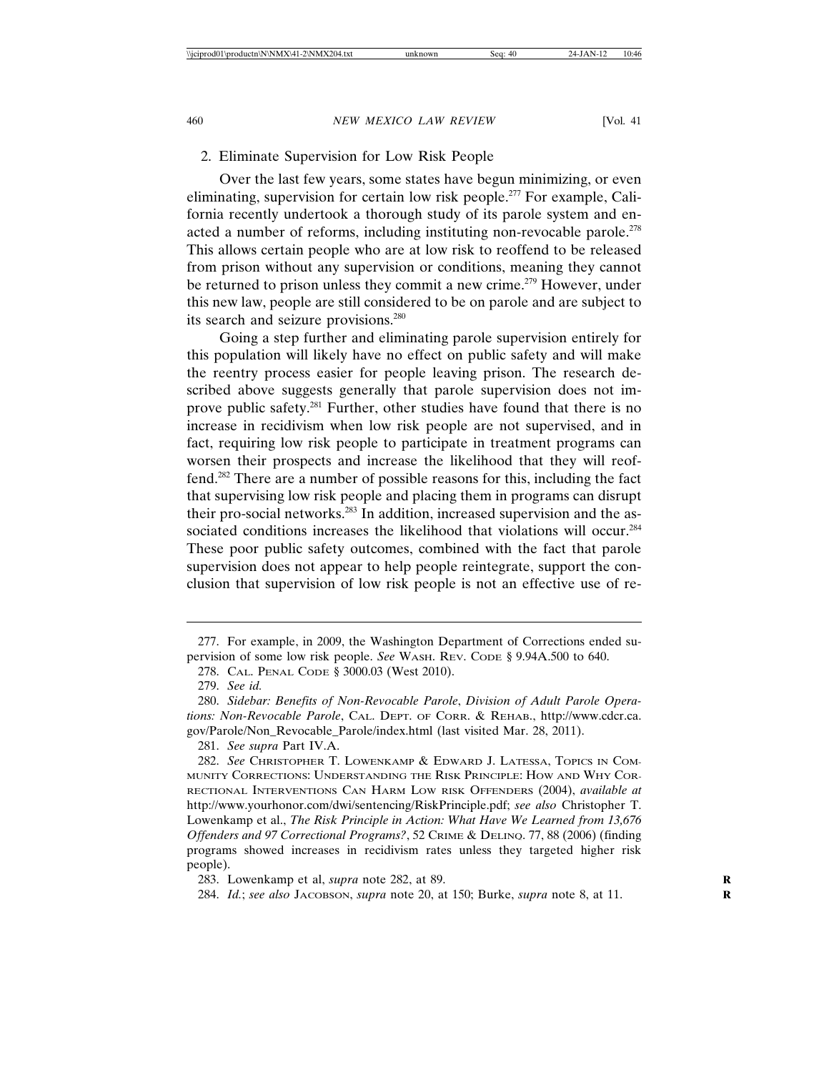### 2. Eliminate Supervision for Low Risk People

Over the last few years, some states have begun minimizing, or even eliminating, supervision for certain low risk people.[277] For example, California recently undertook a thorough study of its parole system and enacted a number of reforms, including instituting non-revocable parole.[278] This allows certain people who are at low risk to reoffend to be released from prison without any supervision or conditions, meaning they cannot be returned to prison unless they commit a new crime.[279] However, under this new law, people are still considered to be on parole and are subject to its search and seizure provisions.[280]

Going a step further and eliminating parole supervision entirely for this population will likely have no effect on public safety and will make the reentry process easier for people leaving prison. The research described above suggests generally that parole supervision does not improve public safety.[281] Further, other studies have found that there is no increase in recidivism when low risk people are not supervised, and in fact, requiring low risk people to participate in treatment programs can worsen their prospects and increase the likelihood that they will reoffend.[282] There are a number of possible reasons for this, including the fact that supervising low risk people and placing them in programs can disrupt their pro-social networks.[283] In addition, increased supervision and the associated conditions increases the likelihood that violations will occur.[284] These poor public safety outcomes, combined with the fact that parole supervision does not appear to help people reintegrate, support the conclusion that supervision of low risk people is not an effective use of re-

---

277. For example, in 2009, the Washington Department of Corrections ended supervision of some low risk people. *See* WASH. REV. CODE § 9.94A.500 to 640.

278. CAL. PENAL CODE § 3000.03 (West 2010).

279. *See id.*

280. *Sidebar: Benefits of Non-Revocable Parole*, *Division of Adult Parole Operations: Non-Revocable Parole*, CAL. DEPT. OF CORR. & REHAB., http://www.cdcr.ca.gov/Parole/Non_Revocable_Parole/index.html (last visited Mar. 28, 2011).

281. *See supra* Part IV.A.

282. *See* CHRISTOPHER T. LOWENKAMP & EDWARD J. LATESSA, TOPICS IN COMMUNITY CORRECTIONS: UNDERSTANDING THE RISK PRINCIPLE: HOW AND WHY CORRECTIONAL INTERVENTIONS CAN HARM LOW RISK OFFENDERS (2004), *available at* http://www.yourhonor.com/dwi/sentencing/RiskPrinciple.pdf; *see also* Christopher T. Lowenkamp et al., *The Risk Principle in Action: What Have We Learned from 13,676 Offenders and 97 Correctional Programs?*, 52 CRIME & DELINQ. 77, 88 (2006) (finding programs showed increases in recidivism rates unless they targeted higher risk people).

283. Lowenkamp et al, *supra* note 282, at 89.

284. *Id.*; *see also* JACOBSON, *supra* note 20, at 150; Burke, *supra* note 8, at 11.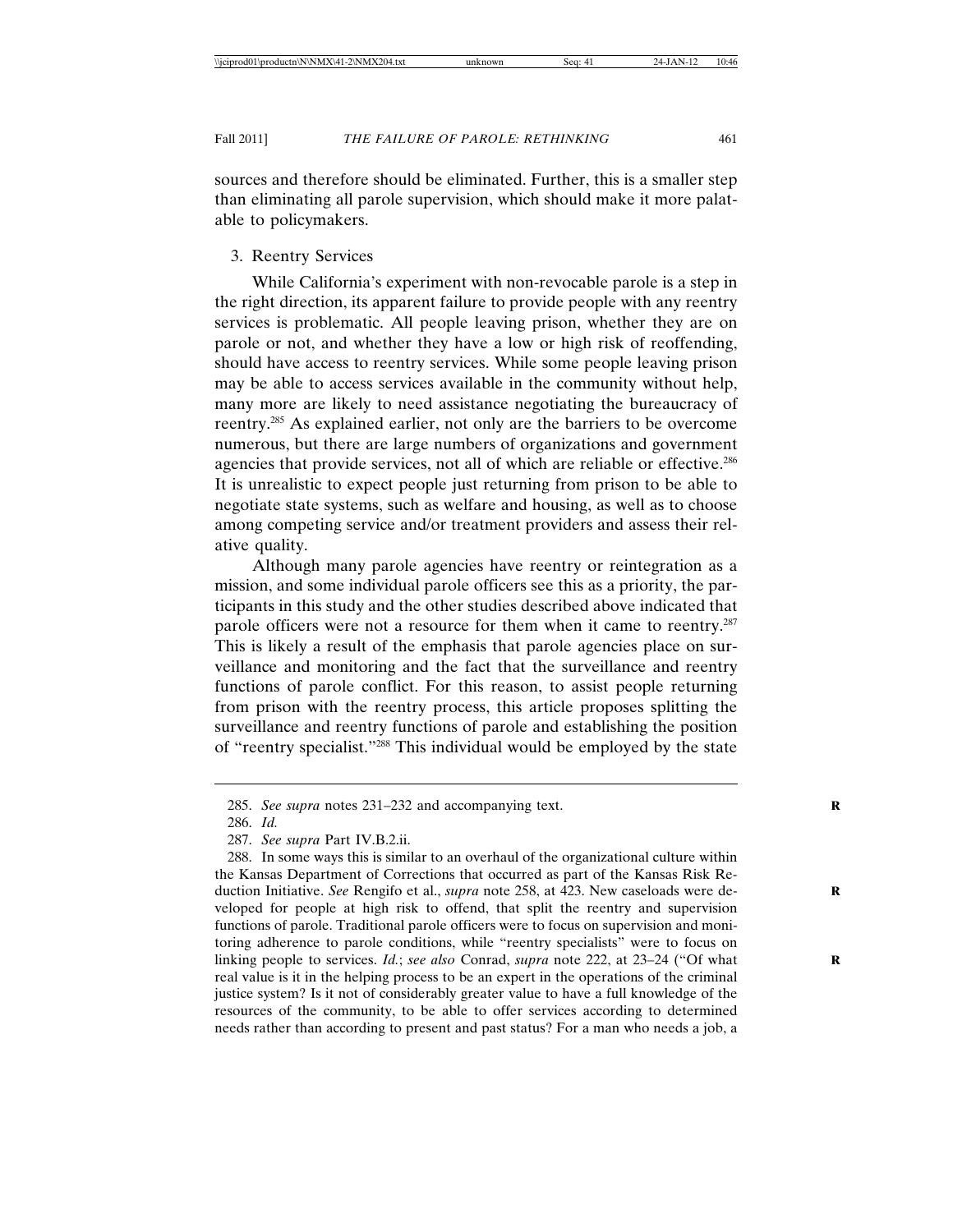sources and therefore should be eliminated. Further, this is a smaller step than eliminating all parole supervision, which should make it more palatable to policymakers.

3. Reentry Services

While California's experiment with non-revocable parole is a step in the right direction, its apparent failure to provide people with any reentry services is problematic. All people leaving prison, whether they are on parole or not, and whether they have a low or high risk of reoffending, should have access to reentry services. While some people leaving prison may be able to access services available in the community without help, many more are likely to need assistance negotiating the bureaucracy of reentry.[285] As explained earlier, not only are the barriers to be overcome numerous, but there are large numbers of organizations and government agencies that provide services, not all of which are reliable or effective.[286] It is unrealistic to expect people just returning from prison to be able to negotiate state systems, such as welfare and housing, as well as to choose among competing service and/or treatment providers and assess their relative quality.

Although many parole agencies have reentry or reintegration as a mission, and some individual parole officers see this as a priority, the participants in this study and the other studies described above indicated that parole officers were not a resource for them when it came to reentry.[287] This is likely a result of the emphasis that parole agencies place on surveillance and monitoring and the fact that the surveillance and reentry functions of parole conflict. For this reason, to assist people returning from prison with the reentry process, this article proposes splitting the surveillance and reentry functions of parole and establishing the position of "reentry specialist."[288] This individual would be employed by the state

---

285. *See supra* notes 231–232 and accompanying text.

286. *Id.*

287. *See supra* Part IV.B.2.ii.

288. In some ways this is similar to an overhaul of the organizational culture within the Kansas Department of Corrections that occurred as part of the Kansas Risk Reduction Initiative. *See* Rengifo et al., *supra* note 258, at 423. New caseloads were developed for people at high risk to offend, that split the reentry and supervision functions of parole. Traditional parole officers were to focus on supervision and monitoring adherence to parole conditions, while "reentry specialists" were to focus on linking people to services. *Id.*; *see also* Conrad, *supra* note 222, at 23–24 ("Of what real value is it in the helping process to be an expert in the operations of the criminal justice system? Is it not of considerably greater value to have a full knowledge of the resources of the community, to be able to offer services according to determined needs rather than according to present and past status? For a man who needs a job, a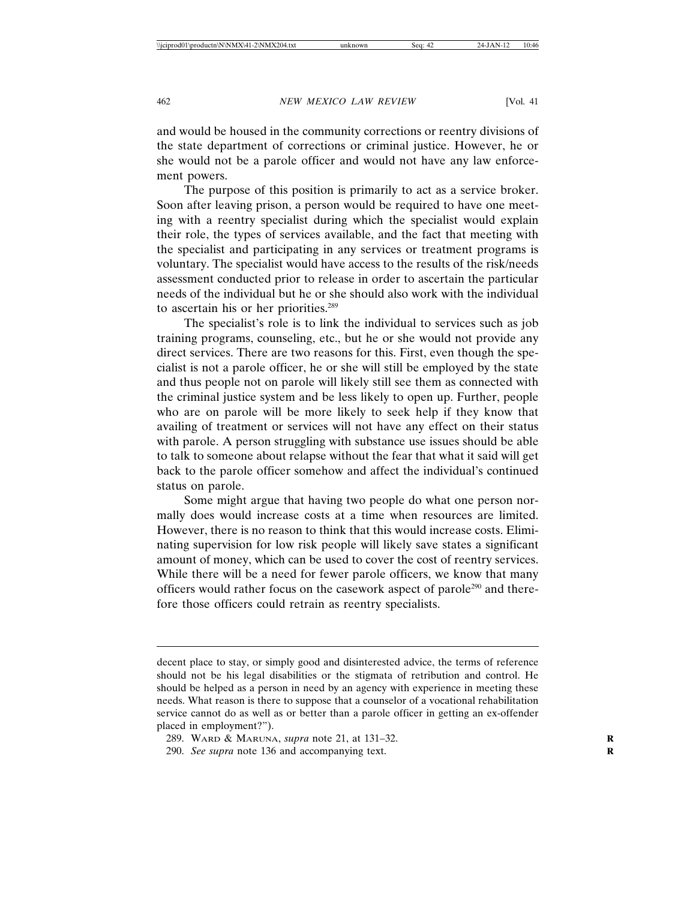and would be housed in the community corrections or reentry divisions of the state department of corrections or criminal justice. However, he or she would not be a parole officer and would not have any law enforcement powers.

The purpose of this position is primarily to act as a service broker. Soon after leaving prison, a person would be required to have one meeting with a reentry specialist during which the specialist would explain their role, the types of services available, and the fact that meeting with the specialist and participating in any services or treatment programs is voluntary. The specialist would have access to the results of the risk/needs assessment conducted prior to release in order to ascertain the particular needs of the individual but he or she should also work with the individual to ascertain his or her priorities.[289]

The specialist's role is to link the individual to services such as job training programs, counseling, etc., but he or she would not provide any direct services. There are two reasons for this. First, even though the specialist is not a parole officer, he or she will still be employed by the state and thus people not on parole will likely still see them as connected with the criminal justice system and be less likely to open up. Further, people who are on parole will be more likely to seek help if they know that availing of treatment or services will not have any effect on their status with parole. A person struggling with substance use issues should be able to talk to someone about relapse without the fear that what it said will get back to the parole officer somehow and affect the individual's continued status on parole.

Some might argue that having two people do what one person normally does would increase costs at a time when resources are limited. However, there is no reason to think that this would increase costs. Eliminating supervision for low risk people will likely save states a significant amount of money, which can be used to cover the cost of reentry services. While there will be a need for fewer parole officers, we know that many officers would rather focus on the casework aspect of parole[290] and therefore those officers could retrain as reentry specialists.

---

decent place to stay, or simply good and disinterested advice, the terms of reference should not be his legal disabilities or the stigmata of retribution and control. He should be helped as a person in need by an agency with experience in meeting these needs. What reason is there to suppose that a counselor of a vocational rehabilitation service cannot do as well as or better than a parole officer in getting an ex-offender placed in employment?").

289. WARD & MARUNA, *supra* note 21, at 131–32.

290. *See supra* note 136 and accompanying text.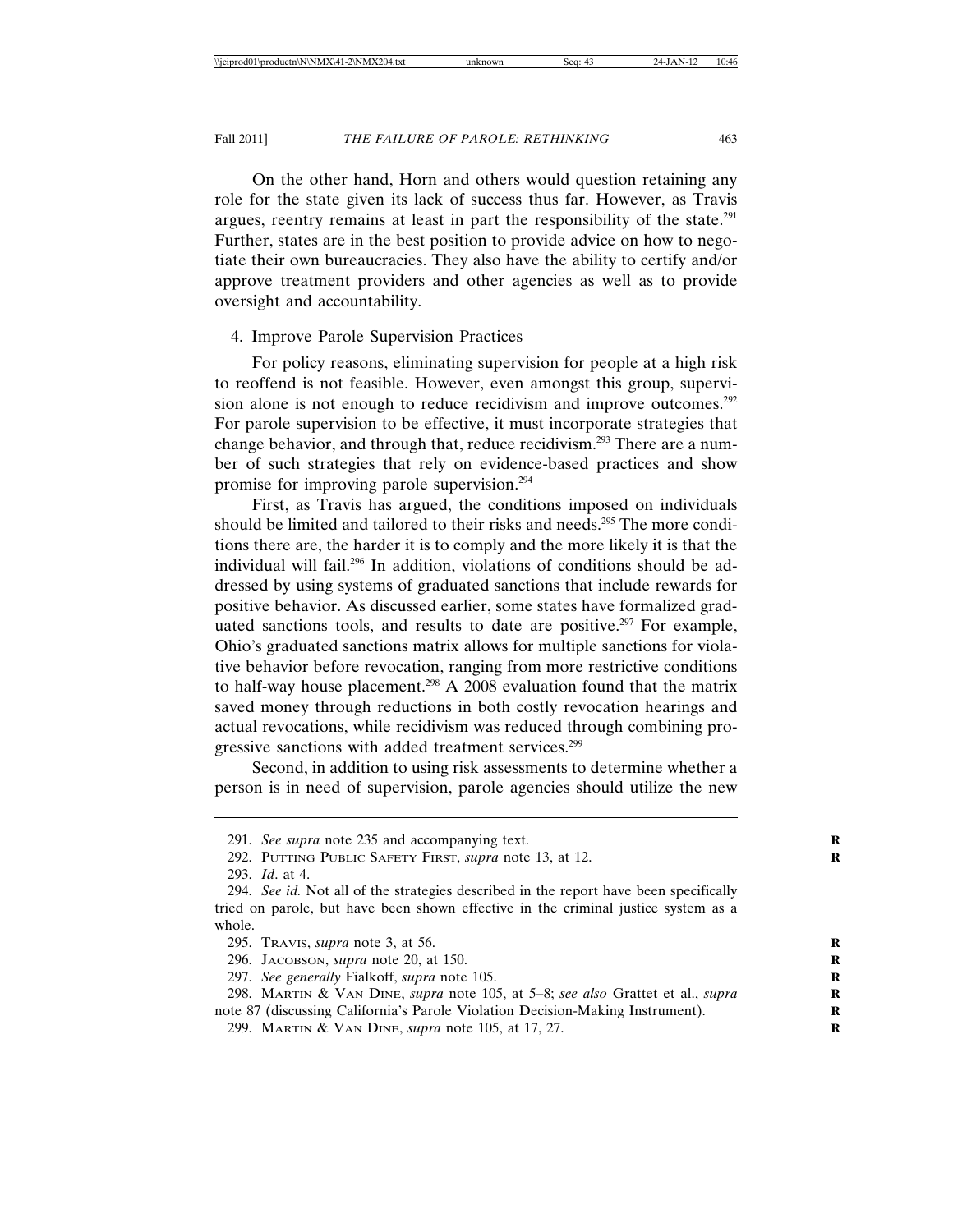On the other hand, Horn and others would question retaining any role for the state given its lack of success thus far. However, as Travis argues, reentry remains at least in part the responsibility of the state.[291] Further, states are in the best position to provide advice on how to negotiate their own bureaucracies. They also have the ability to certify and/or approve treatment providers and other agencies as well as to provide oversight and accountability.

### 4. Improve Parole Supervision Practices

For policy reasons, eliminating supervision for people at a high risk to reoffend is not feasible. However, even amongst this group, supervision alone is not enough to reduce recidivism and improve outcomes.[292] For parole supervision to be effective, it must incorporate strategies that change behavior, and through that, reduce recidivism.[293] There are a number of such strategies that rely on evidence-based practices and show promise for improving parole supervision.[294]

First, as Travis has argued, the conditions imposed on individuals should be limited and tailored to their risks and needs.[295] The more conditions there are, the harder it is to comply and the more likely it is that the individual will fail.[296] In addition, violations of conditions should be addressed by using systems of graduated sanctions that include rewards for positive behavior. As discussed earlier, some states have formalized graduated sanctions tools, and results to date are positive.[297] For example, Ohio's graduated sanctions matrix allows for multiple sanctions for violative behavior before revocation, ranging from more restrictive conditions to half-way house placement.[298] A 2008 evaluation found that the matrix saved money through reductions in both costly revocation hearings and actual revocations, while recidivism was reduced through combining progressive sanctions with added treatment services.[299]

Second, in addition to using risk assessments to determine whether a person is in need of supervision, parole agencies should utilize the new

---

291. *See supra* note 235 and accompanying text.

292. PUTTING PUBLIC SAFETY FIRST, *supra* note 13, at 12.

293. *Id*. at 4.

294. *See id.* Not all of the strategies described in the report have been specifically tried on parole, but have been shown effective in the criminal justice system as a whole.

295. TRAVIS, *supra* note 3, at 56.

296. JACOBSON, *supra* note 20, at 150.

297. *See generally* Fialkoff, *supra* note 105.

298. MARTIN & VAN DINE, *supra* note 105, at 5–8; *see also* Grattet et al., *supra* note 87 (discussing California's Parole Violation Decision-Making Instrument).

299. MARTIN & VAN DINE, *supra* note 105, at 17, 27.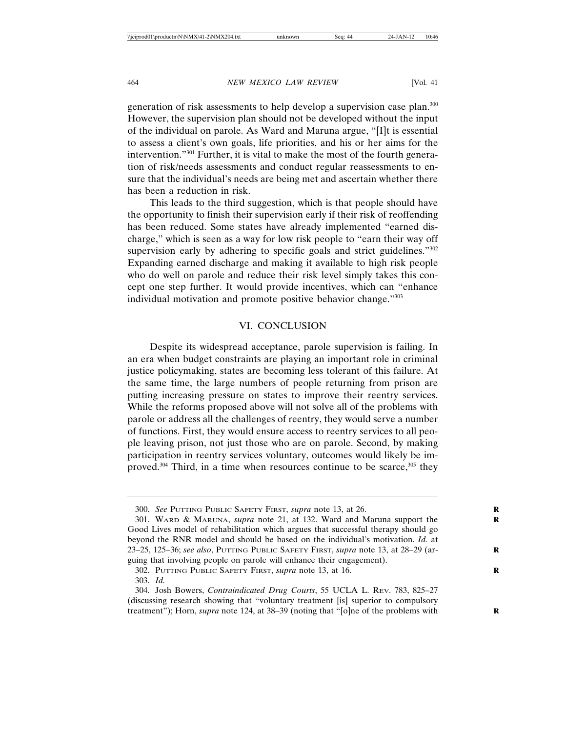generation of risk assessments to help develop a supervision case plan.[300] However, the supervision plan should not be developed without the input of the individual on parole. As Ward and Maruna argue, "[I]t is essential to assess a client's own goals, life priorities, and his or her aims for the intervention."[301] Further, it is vital to make the most of the fourth generation of risk/needs assessments and conduct regular reassessments to ensure that the individual's needs are being met and ascertain whether there has been a reduction in risk.

This leads to the third suggestion, which is that people should have the opportunity to finish their supervision early if their risk of reoffending has been reduced. Some states have already implemented "earned discharge," which is seen as a way for low risk people to "earn their way off supervision early by adhering to specific goals and strict guidelines."[302] Expanding earned discharge and making it available to high risk people who do well on parole and reduce their risk level simply takes this concept one step further. It would provide incentives, which can "enhance individual motivation and promote positive behavior change."[303]

## VI. CONCLUSION

Despite its widespread acceptance, parole supervision is failing. In an era when budget constraints are playing an important role in criminal justice policymaking, states are becoming less tolerant of this failure. At the same time, the large numbers of people returning from prison are putting increasing pressure on states to improve their reentry services. While the reforms proposed above will not solve all of the problems with parole or address all the challenges of reentry, they would serve a number of functions. First, they would ensure access to reentry services to all people leaving prison, not just those who are on parole. Second, by making participation in reentry services voluntary, outcomes would likely be improved.[304] Third, in a time when resources continue to be scarce,[305] they

---

300. *See* PUTTING PUBLIC SAFETY FIRST, *supra* note 13, at 26.

301. WARD & MARUNA, *supra* note 21, at 132. Ward and Maruna support the Good Lives model of rehabilitation which argues that successful therapy should go beyond the RNR model and should be based on the individual's motivation. *Id.* at 23–25, 125–36; *see also*, PUTTING PUBLIC SAFETY FIRST, *supra* note 13, at 28–29 (arguing that involving people on parole will enhance their engagement).

302. PUTTING PUBLIC SAFETY FIRST, *supra* note 13, at 16.

303. *Id.*

304. Josh Bowers, *Contraindicated Drug Courts*, 55 UCLA L. REV. 783, 825–27 (discussing research showing that "voluntary treatment [is] superior to compulsory treatment"); Horn, *supra* note 124, at 38–39 (noting that "[o]ne of the problems with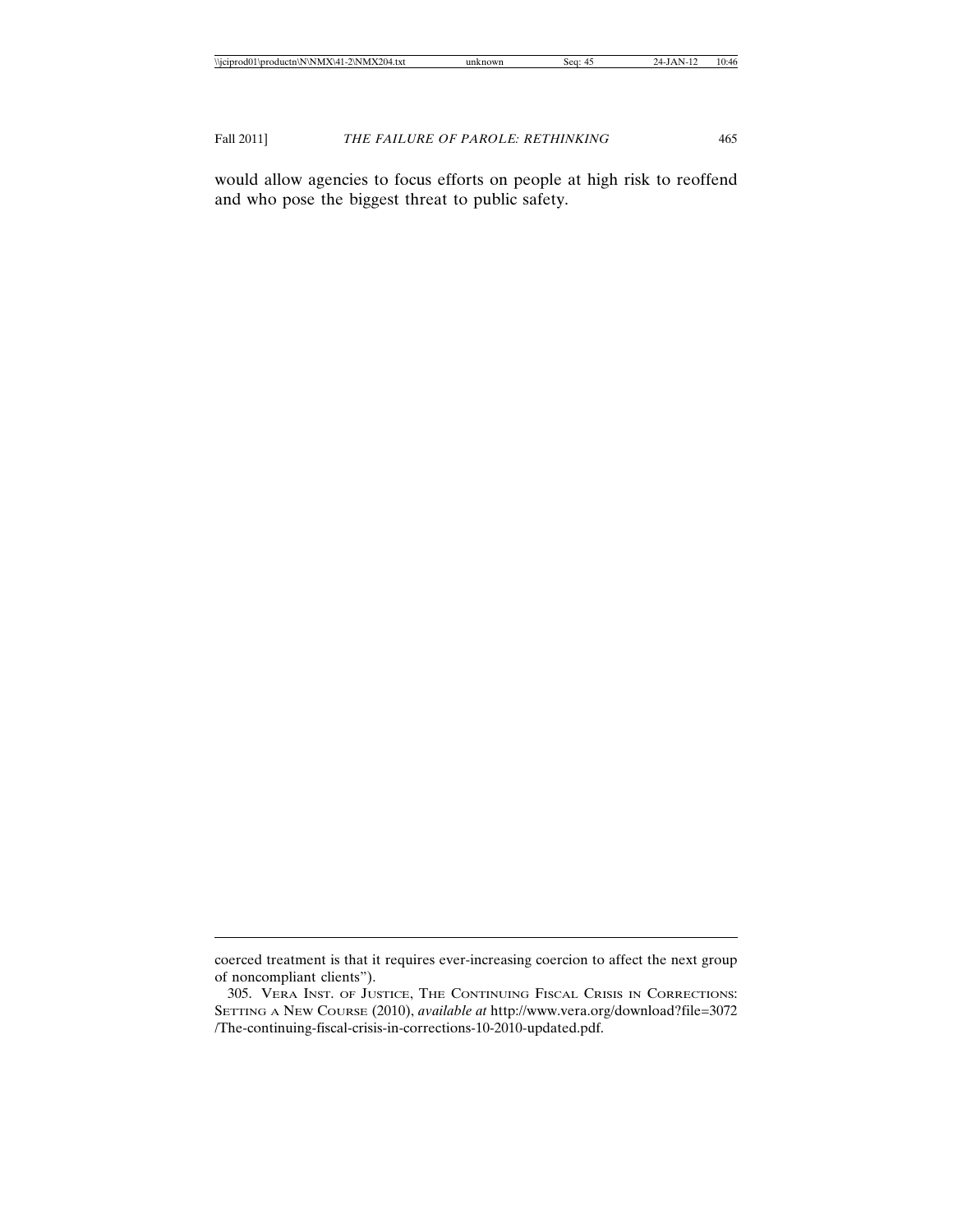would allow agencies to focus efforts on people at high risk to reoffend and who pose the biggest threat to public safety.

---

coerced treatment is that it requires ever-increasing coercion to affect the next group of noncompliant clients").

305. VERA INST. OF JUSTICE, THE CONTINUING FISCAL CRISIS IN CORRECTIONS: SETTING A NEW COURSE (2010), *available at* http://www.vera.org/download?file=3072/The-continuing-fiscal-crisis-in-corrections-10-2010-updated.pdf.